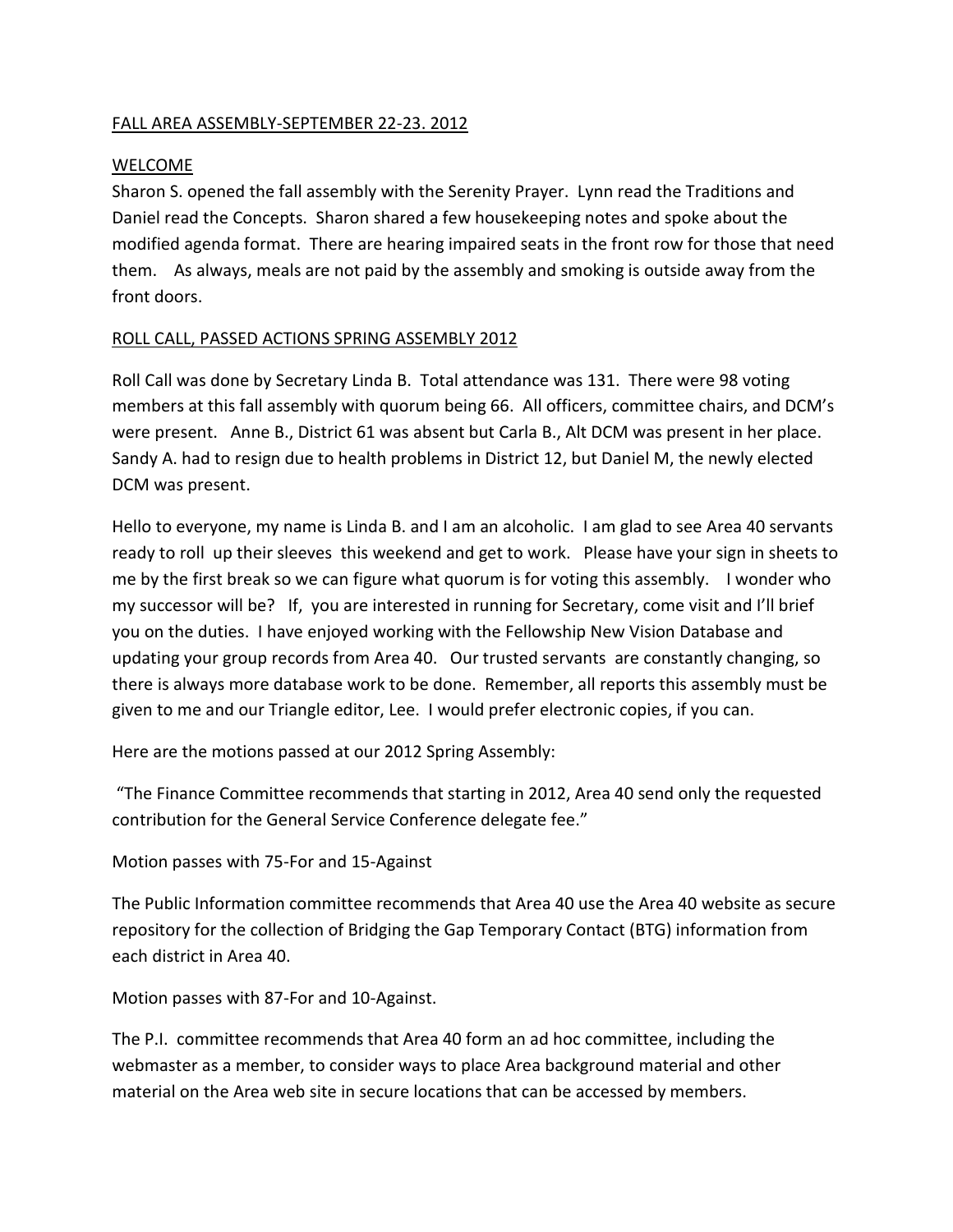## FALL AREA ASSEMBLY-SEPTEMBER 22-23. 2012

### WELCOME

Sharon S. opened the fall assembly with the Serenity Prayer. Lynn read the Traditions and Daniel read the Concepts. Sharon shared a few housekeeping notes and spoke about the modified agenda format. There are hearing impaired seats in the front row for those that need them. As always, meals are not paid by the assembly and smoking is outside away from the front doors.

### ROLL CALL, PASSED ACTIONS SPRING ASSEMBLY 2012

Roll Call was done by Secretary Linda B. Total attendance was 131. There were 98 voting members at this fall assembly with quorum being 66. All officers, committee chairs, and DCM's were present. Anne B., District 61 was absent but Carla B., Alt DCM was present in her place. Sandy A. had to resign due to health problems in District 12, but Daniel M, the newly elected DCM was present.

Hello to everyone, my name is Linda B. and I am an alcoholic. I am glad to see Area 40 servants ready to roll up their sleeves this weekend and get to work. Please have your sign in sheets to me by the first break so we can figure what quorum is for voting this assembly. I wonder who my successor will be? If, you are interested in running for Secretary, come visit and I'll brief you on the duties. I have enjoyed working with the Fellowship New Vision Database and updating your group records from Area 40. Our trusted servants are constantly changing, so there is always more database work to be done. Remember, all reports this assembly must be given to me and our Triangle editor, Lee. I would prefer electronic copies, if you can.

Here are the motions passed at our 2012 Spring Assembly:

"The Finance Committee recommends that starting in 2012, Area 40 send only the requested contribution for the General Service Conference delegate fee."

Motion passes with 75-For and 15-Against

The Public Information committee recommends that Area 40 use the Area 40 website as secure repository for the collection of Bridging the Gap Temporary Contact (BTG) information from each district in Area 40.

Motion passes with 87-For and 10-Against.

The P.I. committee recommends that Area 40 form an ad hoc committee, including the webmaster as a member, to consider ways to place Area background material and other material on the Area web site in secure locations that can be accessed by members.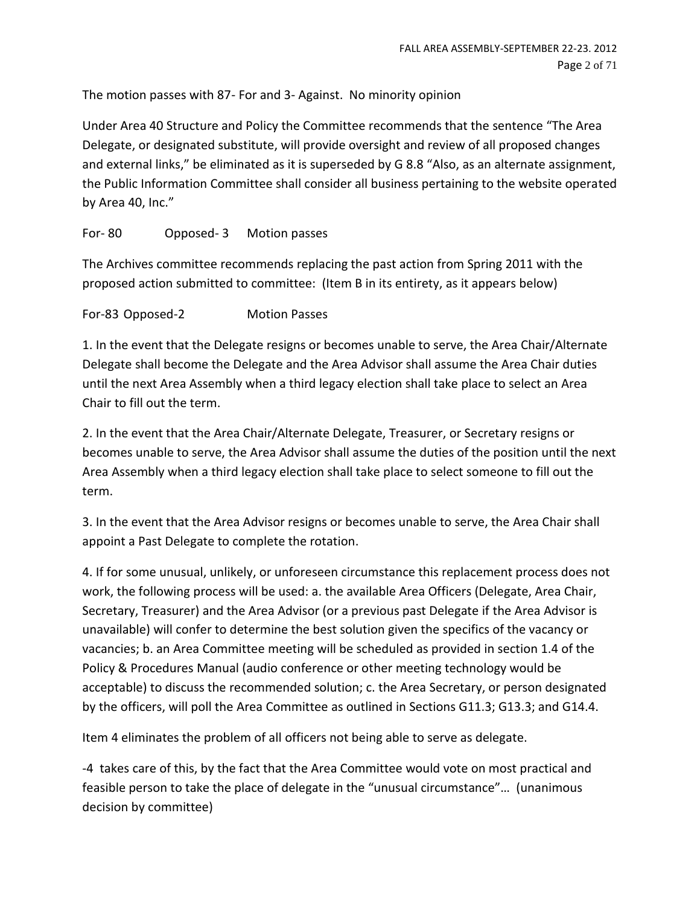The motion passes with 87- For and 3- Against. No minority opinion

Under Area 40 Structure and Policy the Committee recommends that the sentence "The Area Delegate, or designated substitute, will provide oversight and review of all proposed changes and external links," be eliminated as it is superseded by G 8.8 "Also, as an alternate assignment, the Public Information Committee shall consider all business pertaining to the website operated by Area 40, Inc."

For- 80 Opposed- 3 Motion passes

The Archives committee recommends replacing the past action from Spring 2011 with the proposed action submitted to committee: (Item B in its entirety, as it appears below)

For-83 Opposed-2 Motion Passes

1. In the event that the Delegate resigns or becomes unable to serve, the Area Chair/Alternate Delegate shall become the Delegate and the Area Advisor shall assume the Area Chair duties until the next Area Assembly when a third legacy election shall take place to select an Area Chair to fill out the term.

2. In the event that the Area Chair/Alternate Delegate, Treasurer, or Secretary resigns or becomes unable to serve, the Area Advisor shall assume the duties of the position until the next Area Assembly when a third legacy election shall take place to select someone to fill out the term.

3. In the event that the Area Advisor resigns or becomes unable to serve, the Area Chair shall appoint a Past Delegate to complete the rotation.

4. If for some unusual, unlikely, or unforeseen circumstance this replacement process does not work, the following process will be used: a. the available Area Officers (Delegate, Area Chair, Secretary, Treasurer) and the Area Advisor (or a previous past Delegate if the Area Advisor is unavailable) will confer to determine the best solution given the specifics of the vacancy or vacancies; b. an Area Committee meeting will be scheduled as provided in section 1.4 of the Policy & Procedures Manual (audio conference or other meeting technology would be acceptable) to discuss the recommended solution; c. the Area Secretary, or person designated by the officers, will poll the Area Committee as outlined in Sections G11.3; G13.3; and G14.4.

Item 4 eliminates the problem of all officers not being able to serve as delegate.

-4 takes care of this, by the fact that the Area Committee would vote on most practical and feasible person to take the place of delegate in the "unusual circumstance"… (unanimous decision by committee)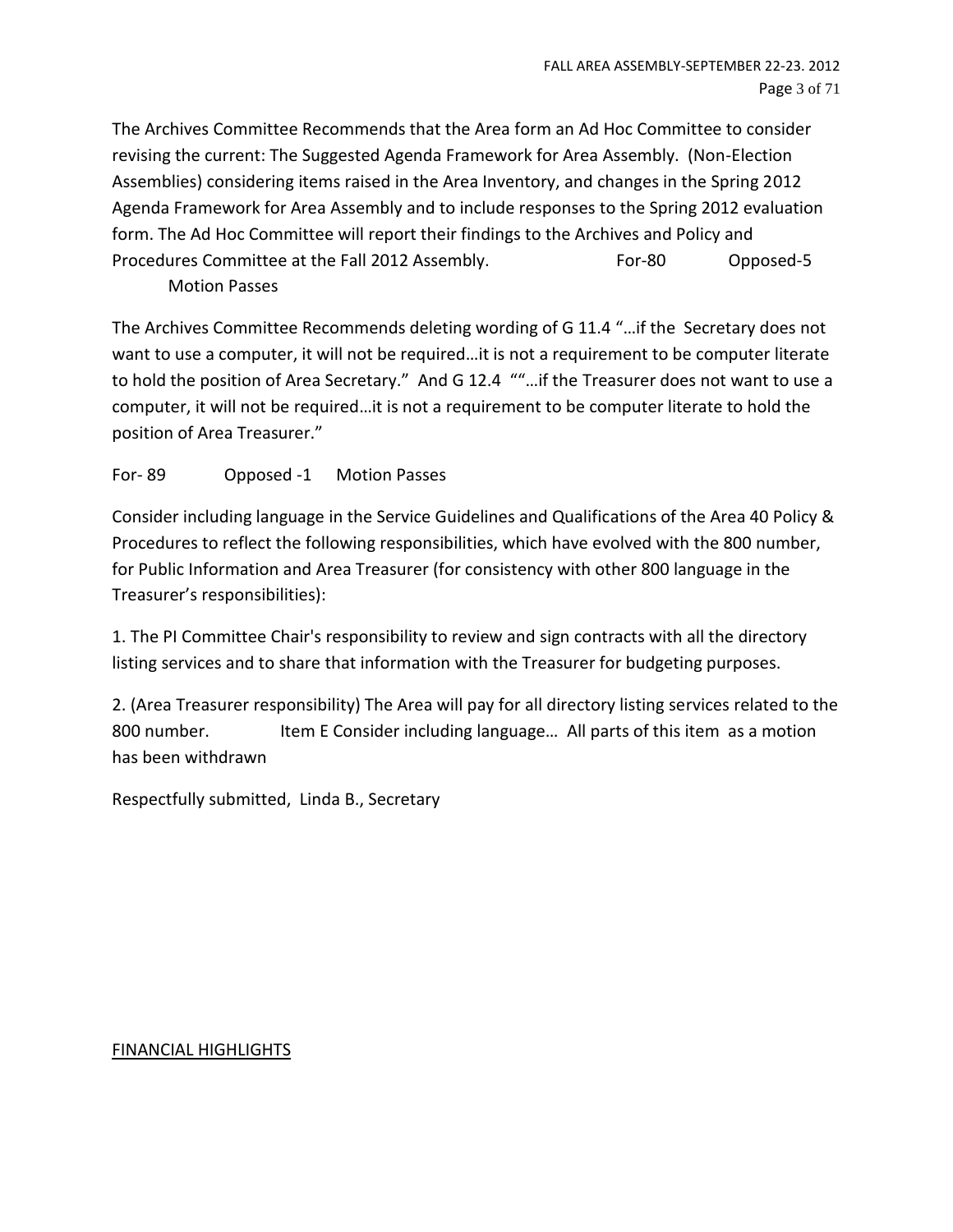The Archives Committee Recommends that the Area form an Ad Hoc Committee to consider revising the current: The Suggested Agenda Framework for Area Assembly. (Non-Election Assemblies) considering items raised in the Area Inventory, and changes in the Spring 2012 Agenda Framework for Area Assembly and to include responses to the Spring 2012 evaluation form. The Ad Hoc Committee will report their findings to the Archives and Policy and Procedures Committee at the Fall 2012 Assembly. For-80 Opposed-5 Motion Passes

The Archives Committee Recommends deleting wording of G 11.4 "…if the Secretary does not want to use a computer, it will not be required…it is not a requirement to be computer literate to hold the position of Area Secretary." And G 12.4 ""…if the Treasurer does not want to use a computer, it will not be required…it is not a requirement to be computer literate to hold the position of Area Treasurer."

For- 89 Opposed -1 Motion Passes

Consider including language in the Service Guidelines and Qualifications of the Area 40 Policy & Procedures to reflect the following responsibilities, which have evolved with the 800 number, for Public Information and Area Treasurer (for consistency with other 800 language in the Treasurer's responsibilities):

1. The PI Committee Chair's responsibility to review and sign contracts with all the directory listing services and to share that information with the Treasurer for budgeting purposes.

2. (Area Treasurer responsibility) The Area will pay for all directory listing services related to the 800 number. Item E Consider including language… All parts of this item as a motion has been withdrawn

Respectfully submitted, Linda B., Secretary

FINANCIAL HIGHLIGHTS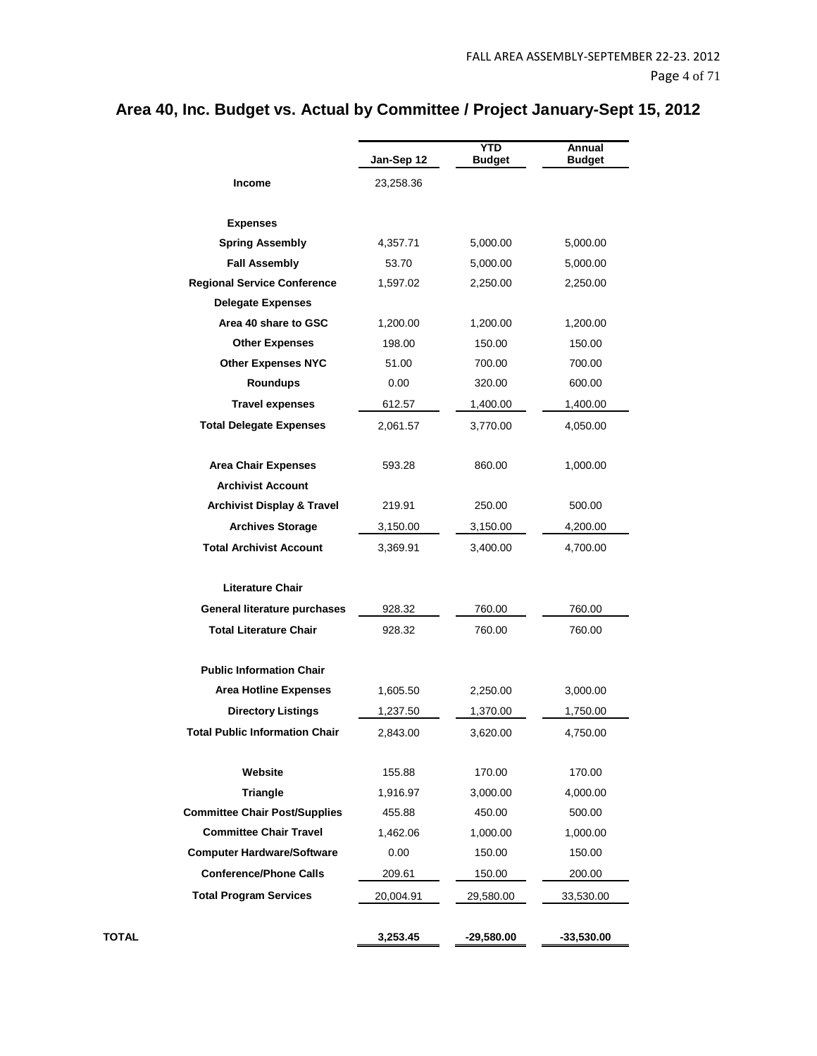# Area 40, Inc. Budget vs. Actual by Committee / Project January-Sept 15, 2012

| | Jan-Sep 12 | YTD Budget | Annual Budget |
|---|---|---|---|
| **Income** | 23,258.36 | | |
| **Expenses** | | | |
| **Spring Assembly** | 4,357.71 | 5,000.00 | 5,000.00 |
| **Fall Assembly** | 53.70 | 5,000.00 | 5,000.00 |
| **Regional Service Conference** | 1,597.02 | 2,250.00 | 2,250.00 |
| **Delegate Expenses** | | | |
| **Area 40 share to GSC** | 1,200.00 | 1,200.00 | 1,200.00 |
| **Other Expenses** | 198.00 | 150.00 | 150.00 |
| **Other Expenses NYC** | 51.00 | 700.00 | 700.00 |
| **Roundups** | 0.00 | 320.00 | 600.00 |
| **Travel expenses** | 612.57 | 1,400.00 | 1,400.00 |
| **Total Delegate Expenses** | 2,061.57 | 3,770.00 | 4,050.00 |
| **Area Chair Expenses** | 593.28 | 860.00 | 1,000.00 |
| **Archivist Account** | | | |
| **Archivist Display & Travel** | 219.91 | 250.00 | 500.00 |
| **Archives Storage** | 3,150.00 | 3,150.00 | 4,200.00 |
| **Total Archivist Account** | 3,369.91 | 3,400.00 | 4,700.00 |
| **Literature Chair** | | | |
| **General literature purchases** | 928.32 | 760.00 | 760.00 |
| **Total Literature Chair** | 928.32 | 760.00 | 760.00 |
| **Public Information Chair** | | | |
| **Area Hotline Expenses** | 1,605.50 | 2,250.00 | 3,000.00 |
| **Directory Listings** | 1,237.50 | 1,370.00 | 1,750.00 |
| **Total Public Information Chair** | 2,843.00 | 3,620.00 | 4,750.00 |
| **Website** | 155.88 | 170.00 | 170.00 |
| **Triangle** | 1,916.97 | 3,000.00 | 4,000.00 |
| **Committee Chair Post/Supplies** | 455.88 | 450.00 | 500.00 |
| **Committee Chair Travel** | 1,462.06 | 1,000.00 | 1,000.00 |
| **Computer Hardware/Software** | 0.00 | 150.00 | 150.00 |
| **Conference/Phone Calls** | 209.61 | 150.00 | 200.00 |
| **Total Program Services** | 20,004.91 | 29,580.00 | 33,530.00 |
| **TOTAL** | **3,253.45** | **-29,580.00** | **-33,530.00** |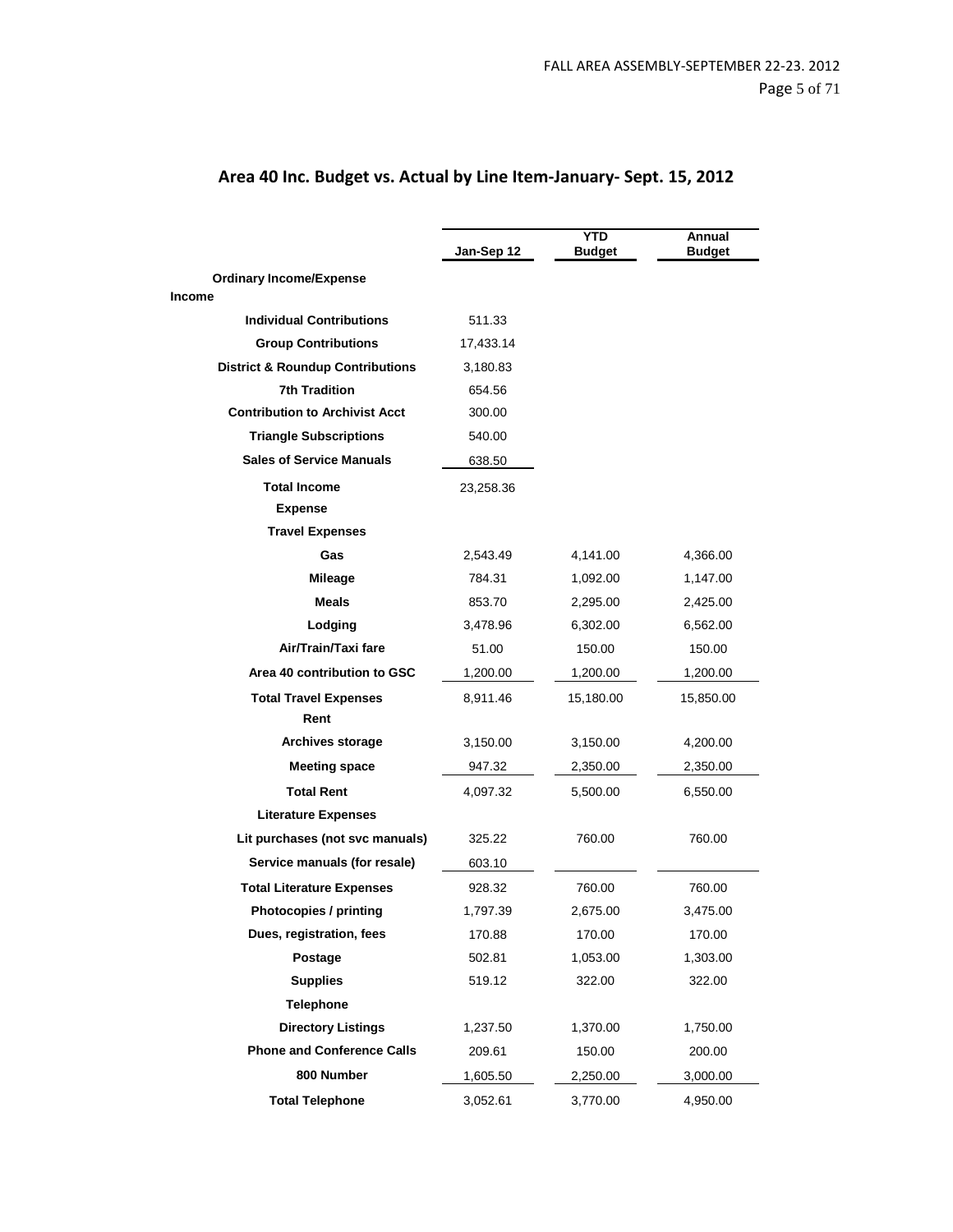## Area 40 Inc. Budget vs. Actual by Line Item-January- Sept. 15, 2012

| | Jan-Sep 12 | YTD Budget | Annual Budget |
|---|---|---|---|
| **Ordinary Income/Expense** | | | |
| **Income** | | | |
| **Individual Contributions** | 511.33 | | |
| **Group Contributions** | 17,433.14 | | |
| **District & Roundup Contributions** | 3,180.83 | | |
| **7th Tradition** | 654.56 | | |
| **Contribution to Archivist Acct** | 300.00 | | |
| **Triangle Subscriptions** | 540.00 | | |
| **Sales of Service Manuals** | 638.50 | | |
| **Total Income** | 23,258.36 | | |
| **Expense** | | | |
| **Travel Expenses** | | | |
| **Gas** | 2,543.49 | 4,141.00 | 4,366.00 |
| **Mileage** | 784.31 | 1,092.00 | 1,147.00 |
| **Meals** | 853.70 | 2,295.00 | 2,425.00 |
| **Lodging** | 3,478.96 | 6,302.00 | 6,562.00 |
| **Air/Train/Taxi fare** | 51.00 | 150.00 | 150.00 |
| **Area 40 contribution to GSC** | 1,200.00 | 1,200.00 | 1,200.00 |
| **Total Travel Expenses** | 8,911.46 | 15,180.00 | 15,850.00 |
| **Rent** | | | |
| **Archives storage** | 3,150.00 | 3,150.00 | 4,200.00 |
| **Meeting space** | 947.32 | 2,350.00 | 2,350.00 |
| **Total Rent** | 4,097.32 | 5,500.00 | 6,550.00 |
| **Literature Expenses** | | | |
| **Lit purchases (not svc manuals)** | 325.22 | 760.00 | 760.00 |
| **Service manuals (for resale)** | 603.10 | | |
| **Total Literature Expenses** | 928.32 | 760.00 | 760.00 |
| **Photocopies / printing** | 1,797.39 | 2,675.00 | 3,475.00 |
| **Dues, registration, fees** | 170.88 | 170.00 | 170.00 |
| **Postage** | 502.81 | 1,053.00 | 1,303.00 |
| **Supplies** | 519.12 | 322.00 | 322.00 |
| **Telephone** | | | |
| **Directory Listings** | 1,237.50 | 1,370.00 | 1,750.00 |
| **Phone and Conference Calls** | 209.61 | 150.00 | 200.00 |
| **800 Number** | 1,605.50 | 2,250.00 | 3,000.00 |
| **Total Telephone** | 3,052.61 | 3,770.00 | 4,950.00 |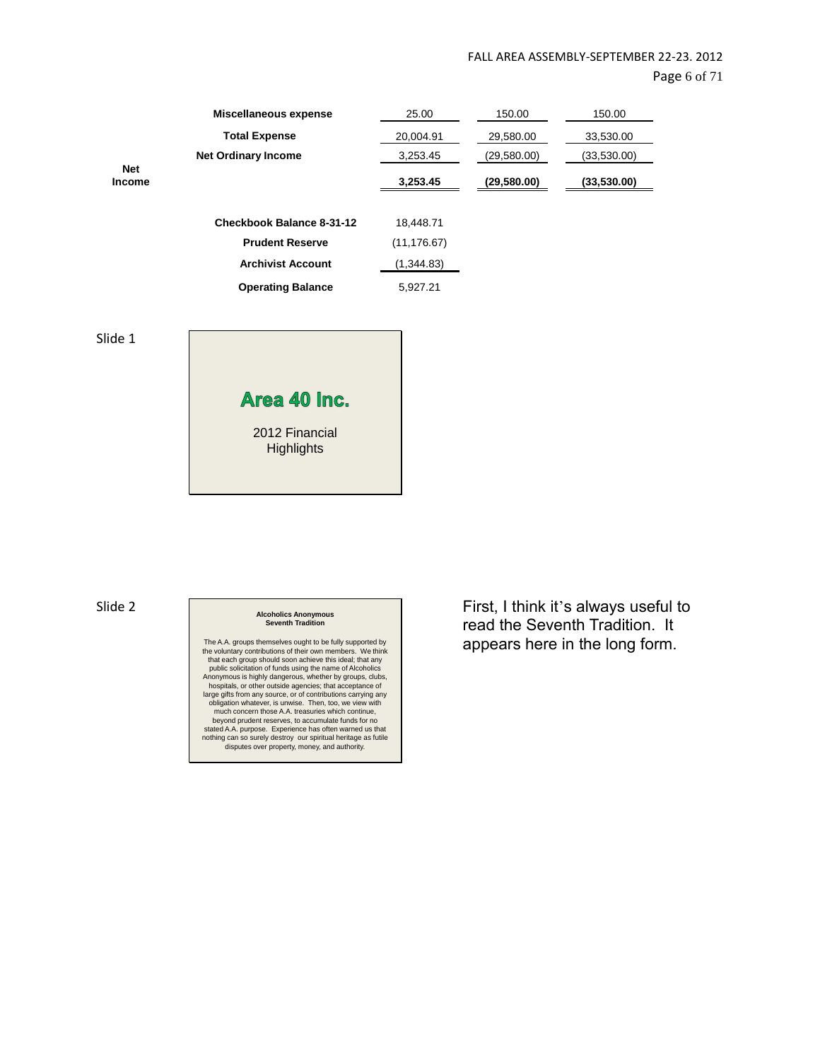| | | | | |
|---|---|---|---|---|
| | Miscellaneous expense | 25.00 | 150.00 | 150.00 |
| | Total Expense | 20,004.91 | 29,580.00 | 33,530.00 |
| | Net Ordinary Income | 3,253.45 | (29,580.00) | (33,530.00) |
| Net Income | | 3,253.45 | (29,580.00) | (33,530.00) |

| | |
|---|---|
| Checkbook Balance 8-31-12 | 18,448.71 |
| Prudent Reserve | (11,176.67) |
| Archivist Account | (1,344.83) |
| Operating Balance | 5,927.21 |

Slide 1

**Area 40 Inc.**

2012 Financial Highlights

Slide 2

**Alcoholics Anonymous**
**Seventh Tradition**

The A.A. groups themselves ought to be fully supported by the voluntary contributions of their own members. We think that each group should soon achieve this ideal; that any public solicitation of funds using the name of Alcoholics Anonymous is highly dangerous, whether by groups, clubs, hospitals, or other outside agencies; that acceptance of large gifts from any source, or of contributions carrying any obligation whatever, is unwise. Then, too, we view with much concern those A.A. treasuries which continue, beyond prudent reserves, to accumulate funds for no stated A.A. purpose. Experience has often warned us that nothing can so surely destroy our spiritual heritage as futile disputes over property, money, and authority.

First, I think it's always useful to read the Seventh Tradition. It appears here in the long form.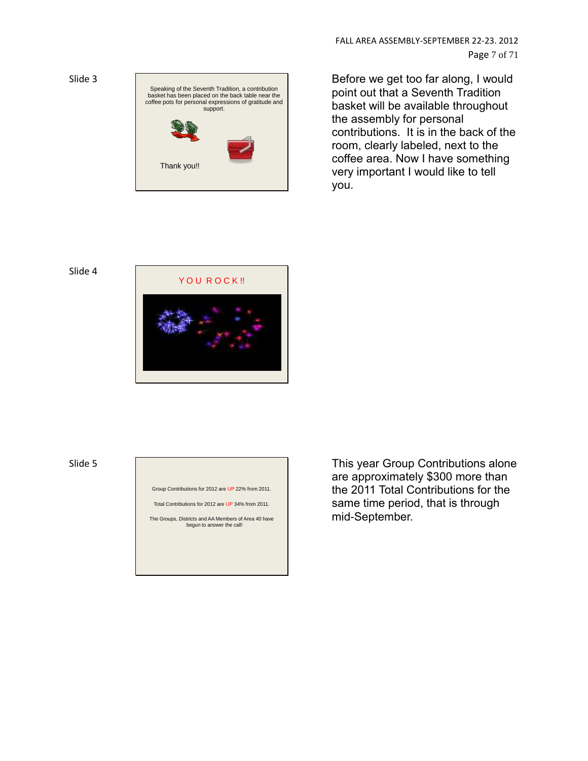Slide 3

Speaking of the Seventh Tradition, a contribution basket has been placed on the back table near the coffee pots for personal expressions of gratitude and support.

Thank you!!

Before we get too far along, I would point out that a Seventh Tradition basket will be available throughout the assembly for personal contributions. It is in the back of the room, clearly labeled, next to the coffee area. Now I have something very important I would like to tell you.

Slide 4

YOU ROCK!!

Slide 5

Group Contributions for 2012 are UP 22% from 2011.

Total Contributions for 2012 are UP 34% from 2011.

The Groups, Districts and AA Members of Area 40 have begun to answer the call!

This year Group Contributions alone are approximately $300 more than the 2011 Total Contributions for the same time period, that is through mid-September.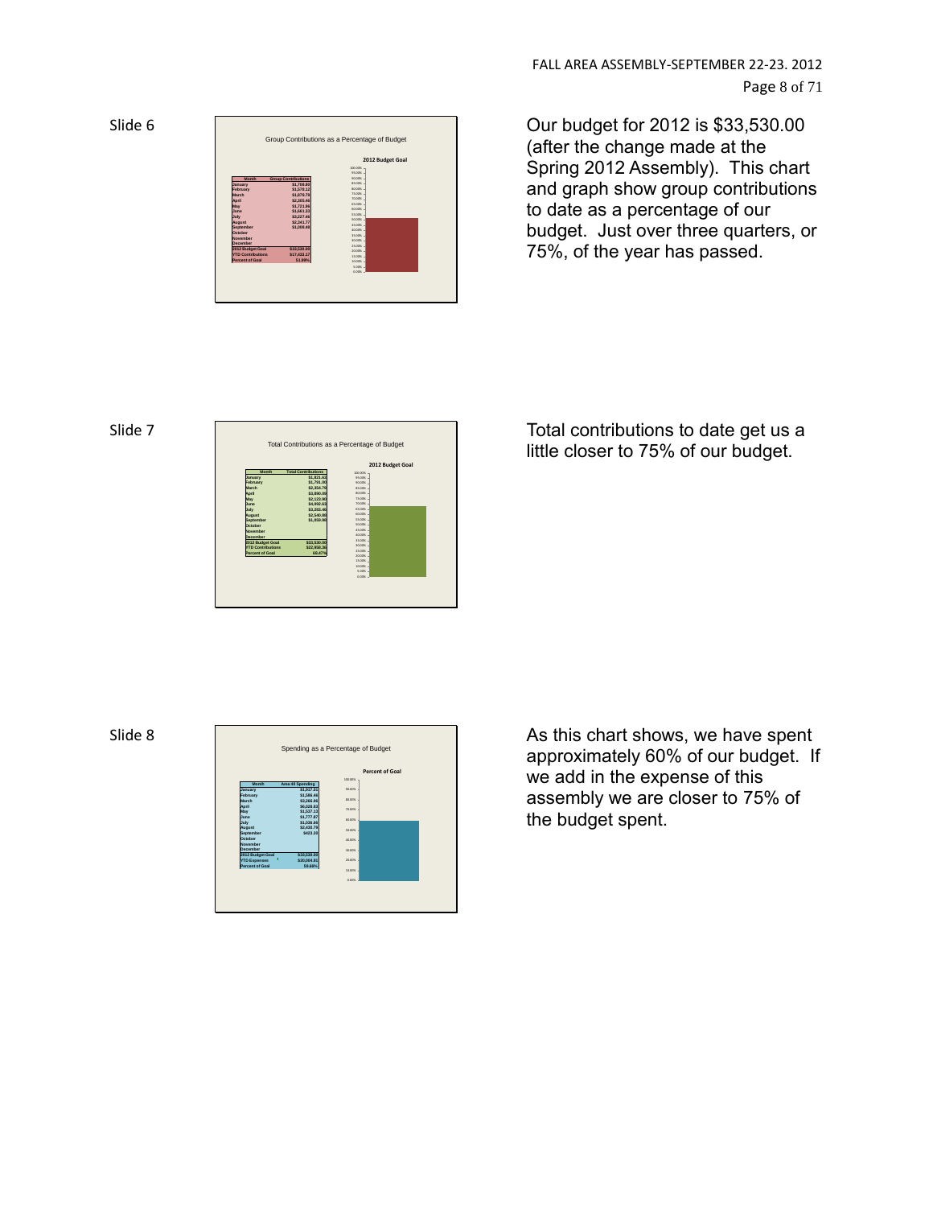Slide 6

**Group Contributions as a Percentage of Budget**

| Month | Group Contributions |
|---|---|
| January | $1,769.80 |
| February | $1,579.12 |
| March | $1,879.79 |
| April | $2,265.46 |
| May | $1,721.56 |
| June | $1,661.33 |
| July | $3,227.46 |
| August | $2,341.77 |
| September | $1,008.48 |
| October | |
| November | |
| December | |
| 2012 Budget Goal | $33,530.00 |
| YTD Contributions | $17,432.17 |
| Percent of Goal | 51.99% |

Our budget for 2012 is $33,530.00 (after the change made at the Spring 2012 Assembly). This chart and graph show group contributions to date as a percentage of our budget. Just over three quarters, or 75%, of the year has passed.

Slide 7

**Total Contributions as a Percentage of Budget**

| Month | Total Contributions |
|---|---|
| January | $1,821.63 |
| February | $1,791.00 |
| March | $2,354.79 |
| April | $3,890.09 |
| May | $2,123.90 |
| June | $4,992.61 |
| July | $3,283.46 |
| August | $2,540.88 |
| September | $1,059.98 |
| October | |
| November | |
| December | |
| 2012 Budget Goal | $33,530.00 |
| YTD Contributions | $22,958.36 |
| Percent of Goal | 68.47% |

Total contributions to date get us a little closer to 75% of our budget.

Slide 8

**Spending as a Percentage of Budget**

| Month | Area 48 Spending |
|---|---|
| January | $1,517.01 |
| February | $1,586.46 |
| March | $2,266.86 |
| April | $6,028.83 |
| May | $1,537.13 |
| June | $1,777.87 |
| July | $1,036.66 |
| August | $2,430.78 |
| September | $423.20 |
| October | |
| November | |
| December | |
| 2012 Budget Goal | $33,530.00 |
| YTD Expenses | $20,004.81 |
| Percent of Goal | 59.66% |

As this chart shows, we have spent approximately 60% of our budget. If we add in the expense of this assembly we are closer to 75% of the budget spent.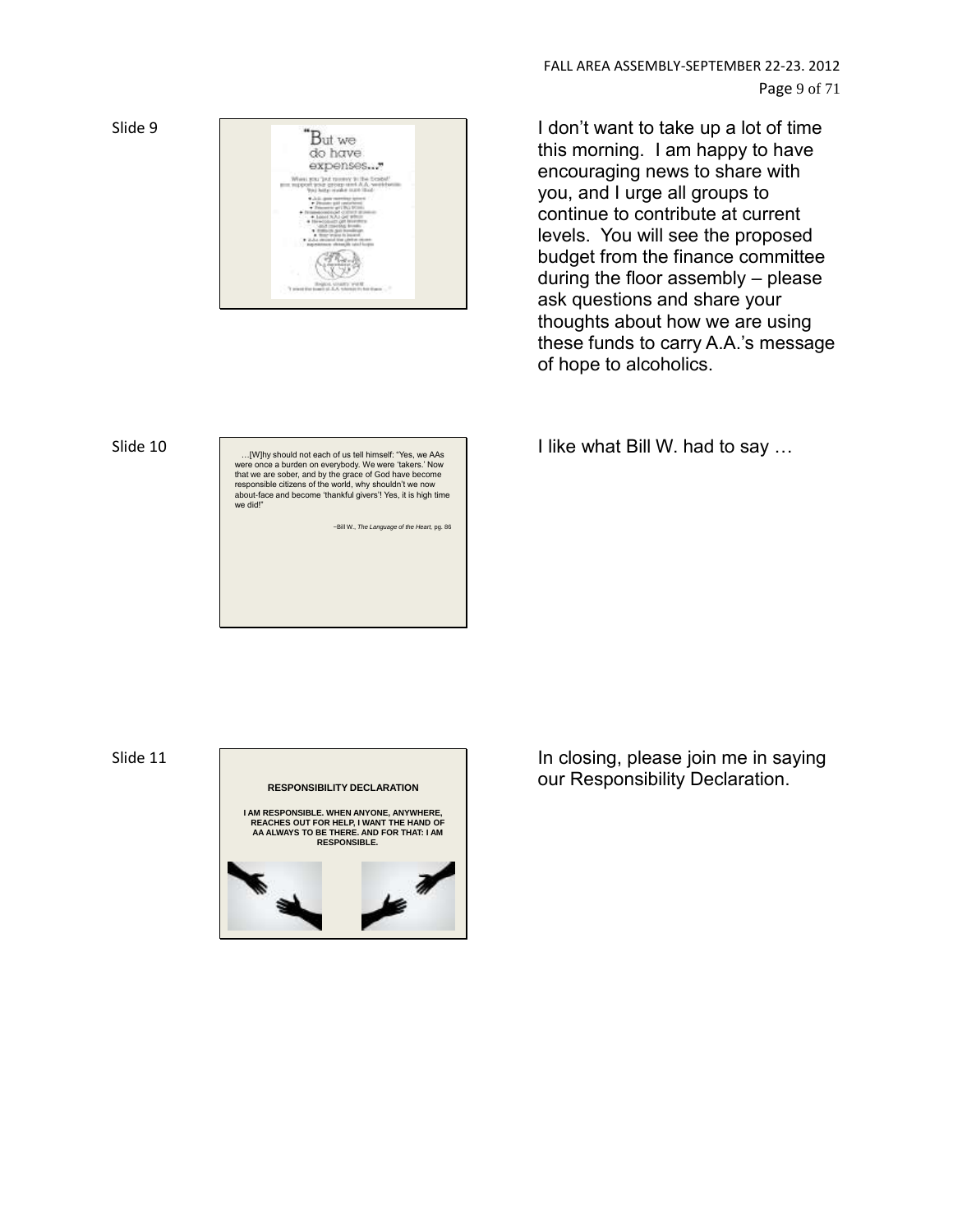Slide 9

"But we do have expenses..."

I don't want to take up a lot of time this morning. I am happy to have encouraging news to share with you, and I urge all groups to continue to contribute at current levels. You will see the proposed budget from the finance committee during the floor assembly – please ask questions and share your thoughts about how we are using these funds to carry A.A.'s message of hope to alcoholics.

Slide 10

…[W]hy should not each of us tell himself: "Yes, we AAs were once a burden on everybody. We were 'takers.' Now that we are sober, and by the grace of God have become responsible citizens of the world, why shouldn't we now about-face and become 'thankful givers'! Yes, it is high time we did!"

–Bill W., *The Language of the Heart*, pg. 86

I like what Bill W. had to say …

Slide 11

**RESPONSIBILITY DECLARATION**

**I AM RESPONSIBLE. WHEN ANYONE, ANYWHERE, REACHES OUT FOR HELP, I WANT THE HAND OF AA ALWAYS TO BE THERE. AND FOR THAT: I AM RESPONSIBLE.**

In closing, please join me in saying our Responsibility Declaration.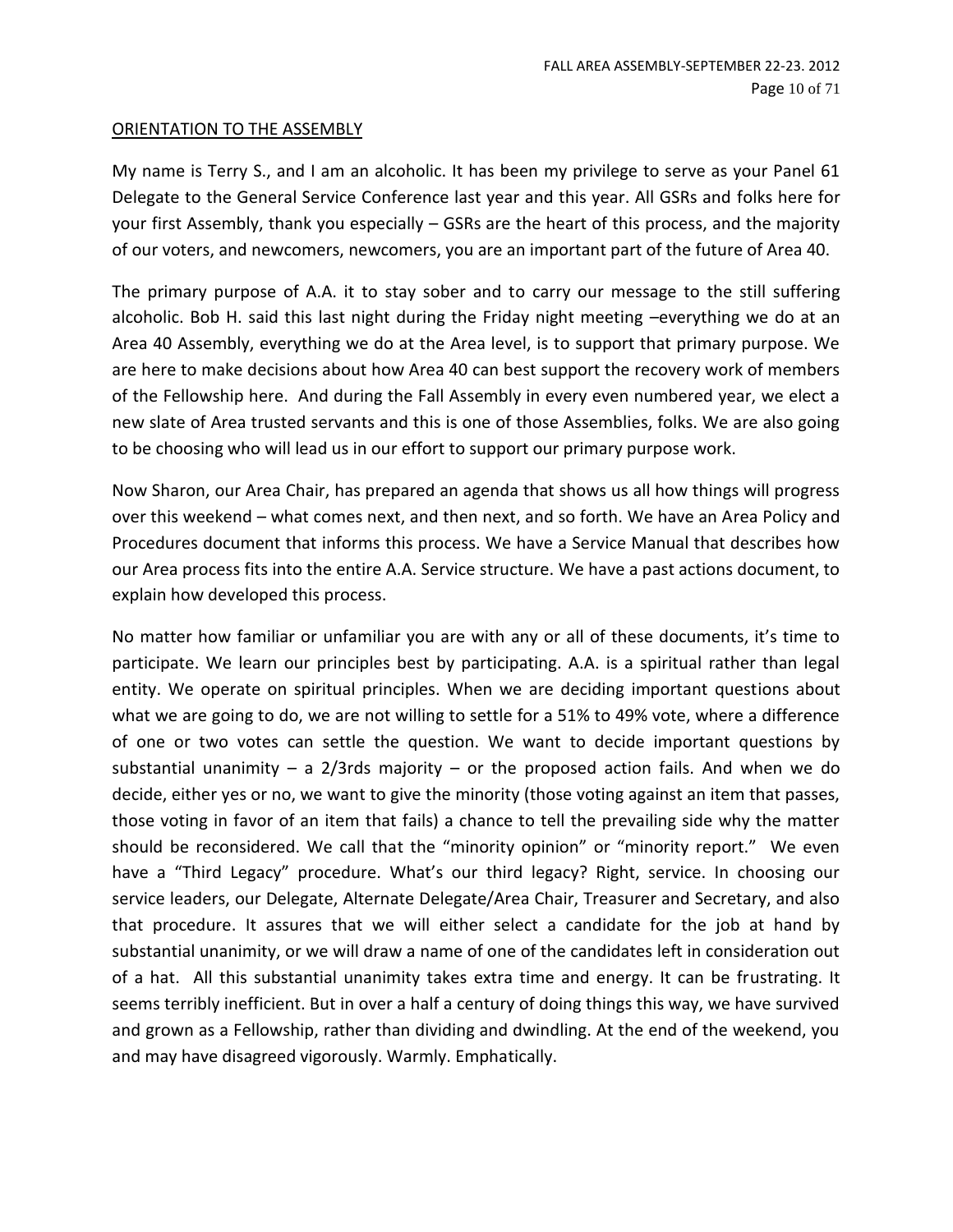ORIENTATION TO THE ASSEMBLY

My name is Terry S., and I am an alcoholic. It has been my privilege to serve as your Panel 61 Delegate to the General Service Conference last year and this year. All GSRs and folks here for your first Assembly, thank you especially – GSRs are the heart of this process, and the majority of our voters, and newcomers, newcomers, you are an important part of the future of Area 40.

The primary purpose of A.A. it to stay sober and to carry our message to the still suffering alcoholic. Bob H. said this last night during the Friday night meeting –everything we do at an Area 40 Assembly, everything we do at the Area level, is to support that primary purpose. We are here to make decisions about how Area 40 can best support the recovery work of members of the Fellowship here. And during the Fall Assembly in every even numbered year, we elect a new slate of Area trusted servants and this is one of those Assemblies, folks. We are also going to be choosing who will lead us in our effort to support our primary purpose work.

Now Sharon, our Area Chair, has prepared an agenda that shows us all how things will progress over this weekend – what comes next, and then next, and so forth. We have an Area Policy and Procedures document that informs this process. We have a Service Manual that describes how our Area process fits into the entire A.A. Service structure. We have a past actions document, to explain how developed this process.

No matter how familiar or unfamiliar you are with any or all of these documents, it's time to participate. We learn our principles best by participating. A.A. is a spiritual rather than legal entity. We operate on spiritual principles. When we are deciding important questions about what we are going to do, we are not willing to settle for a 51% to 49% vote, where a difference of one or two votes can settle the question. We want to decide important questions by substantial unanimity – a 2/3rds majority – or the proposed action fails. And when we do decide, either yes or no, we want to give the minority (those voting against an item that passes, those voting in favor of an item that fails) a chance to tell the prevailing side why the matter should be reconsidered. We call that the "minority opinion" or "minority report." We even have a "Third Legacy" procedure. What's our third legacy? Right, service. In choosing our service leaders, our Delegate, Alternate Delegate/Area Chair, Treasurer and Secretary, and also that procedure. It assures that we will either select a candidate for the job at hand by substantial unanimity, or we will draw a name of one of the candidates left in consideration out of a hat. All this substantial unanimity takes extra time and energy. It can be frustrating. It seems terribly inefficient. But in over a half a century of doing things this way, we have survived and grown as a Fellowship, rather than dividing and dwindling. At the end of the weekend, you and may have disagreed vigorously. Warmly. Emphatically.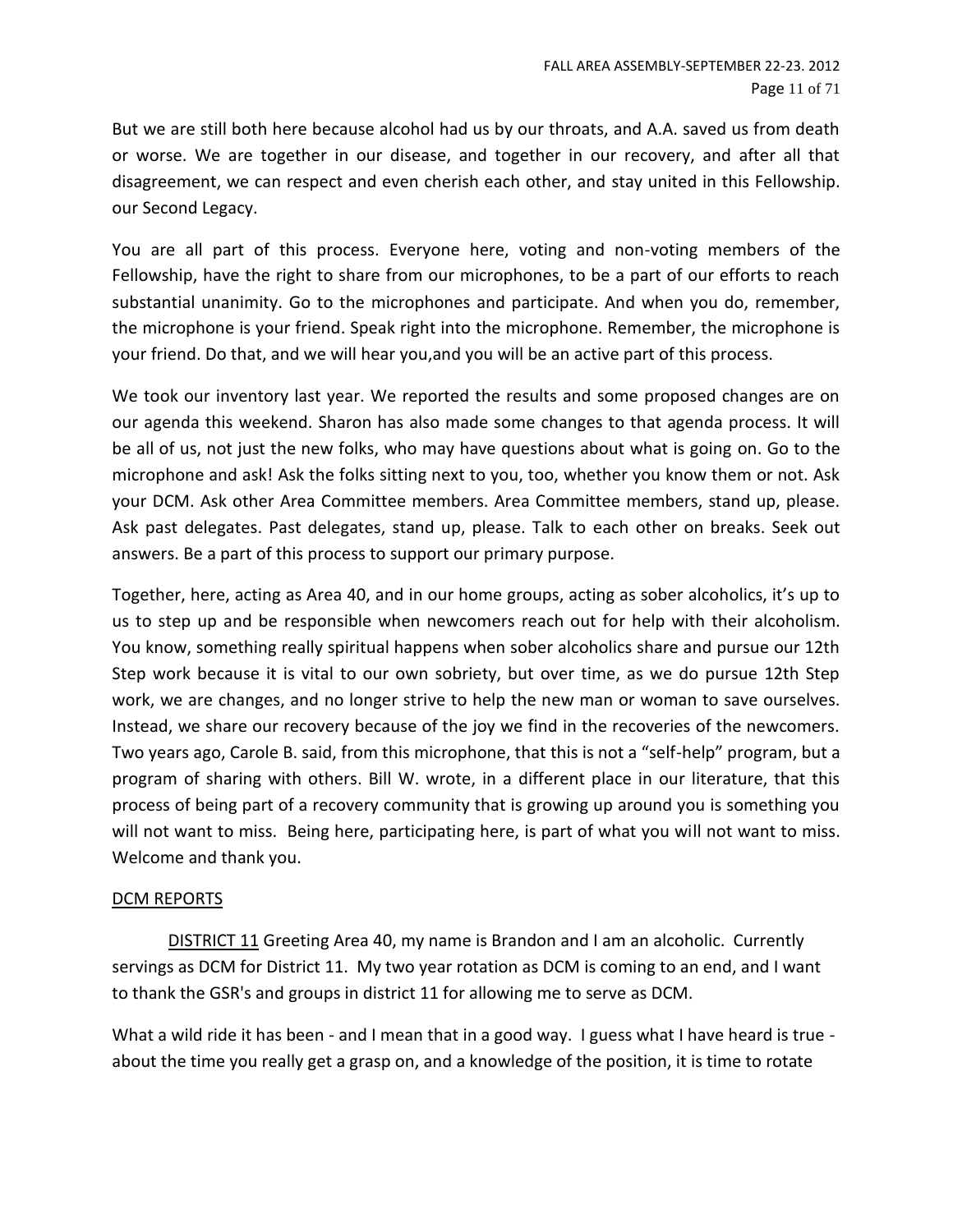But we are still both here because alcohol had us by our throats, and A.A. saved us from death or worse. We are together in our disease, and together in our recovery, and after all that disagreement, we can respect and even cherish each other, and stay united in this Fellowship. our Second Legacy.

You are all part of this process. Everyone here, voting and non-voting members of the Fellowship, have the right to share from our microphones, to be a part of our efforts to reach substantial unanimity. Go to the microphones and participate. And when you do, remember, the microphone is your friend. Speak right into the microphone. Remember, the microphone is your friend. Do that, and we will hear you,and you will be an active part of this process.

We took our inventory last year. We reported the results and some proposed changes are on our agenda this weekend. Sharon has also made some changes to that agenda process. It will be all of us, not just the new folks, who may have questions about what is going on. Go to the microphone and ask! Ask the folks sitting next to you, too, whether you know them or not. Ask your DCM. Ask other Area Committee members. Area Committee members, stand up, please. Ask past delegates. Past delegates, stand up, please. Talk to each other on breaks. Seek out answers. Be a part of this process to support our primary purpose.

Together, here, acting as Area 40, and in our home groups, acting as sober alcoholics, it's up to us to step up and be responsible when newcomers reach out for help with their alcoholism. You know, something really spiritual happens when sober alcoholics share and pursue our 12th Step work because it is vital to our own sobriety, but over time, as we do pursue 12th Step work, we are changes, and no longer strive to help the new man or woman to save ourselves. Instead, we share our recovery because of the joy we find in the recoveries of the newcomers. Two years ago, Carole B. said, from this microphone, that this is not a "self-help" program, but a program of sharing with others. Bill W. wrote, in a different place in our literature, that this process of being part of a recovery community that is growing up around you is something you will not want to miss. Being here, participating here, is part of what you will not want to miss. Welcome and thank you.

<u>DCM REPORTS</u>

<u>DISTRICT 11</u> Greeting Area 40, my name is Brandon and I am an alcoholic. Currently servings as DCM for District 11. My two year rotation as DCM is coming to an end, and I want to thank the GSR's and groups in district 11 for allowing me to serve as DCM.

What a wild ride it has been - and I mean that in a good way. I guess what I have heard is true - about the time you really get a grasp on, and a knowledge of the position, it is time to rotate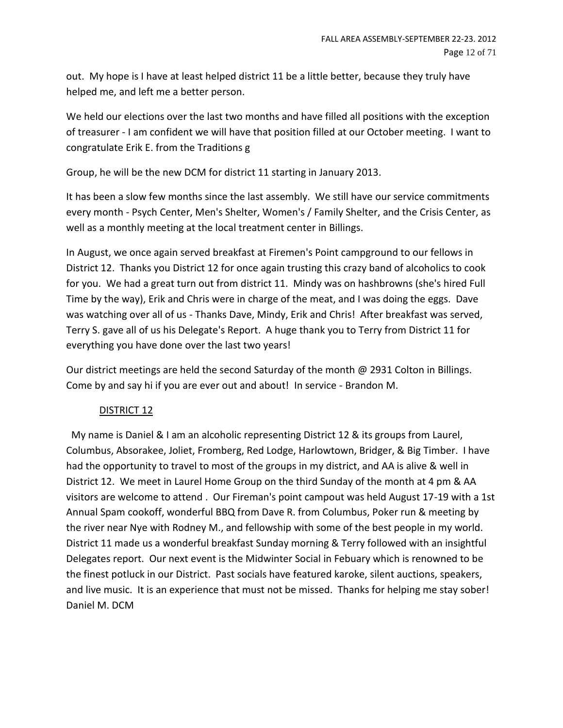out. My hope is I have at least helped district 11 be a little better, because they truly have helped me, and left me a better person.

We held our elections over the last two months and have filled all positions with the exception of treasurer - I am confident we will have that position filled at our October meeting. I want to congratulate Erik E. from the Traditions g

Group, he will be the new DCM for district 11 starting in January 2013.

It has been a slow few months since the last assembly. We still have our service commitments every month - Psych Center, Men's Shelter, Women's / Family Shelter, and the Crisis Center, as well as a monthly meeting at the local treatment center in Billings.

In August, we once again served breakfast at Firemen's Point campground to our fellows in District 12. Thanks you District 12 for once again trusting this crazy band of alcoholics to cook for you. We had a great turn out from district 11. Mindy was on hashbrowns (she's hired Full Time by the way), Erik and Chris were in charge of the meat, and I was doing the eggs. Dave was watching over all of us - Thanks Dave, Mindy, Erik and Chris! After breakfast was served, Terry S. gave all of us his Delegate's Report. A huge thank you to Terry from District 11 for everything you have done over the last two years!

Our district meetings are held the second Saturday of the month @ 2931 Colton in Billings. Come by and say hi if you are ever out and about! In service - Brandon M.

## DISTRICT 12

My name is Daniel & I am an alcoholic representing District 12 & its groups from Laurel, Columbus, Absorakee, Joliet, Fromberg, Red Lodge, Harlowtown, Bridger, & Big Timber. I have had the opportunity to travel to most of the groups in my district, and AA is alive & well in District 12. We meet in Laurel Home Group on the third Sunday of the month at 4 pm & AA visitors are welcome to attend . Our Fireman's point campout was held August 17-19 with a 1st Annual Spam cookoff, wonderful BBQ from Dave R. from Columbus, Poker run & meeting by the river near Nye with Rodney M., and fellowship with some of the best people in my world. District 11 made us a wonderful breakfast Sunday morning & Terry followed with an insightful Delegates report. Our next event is the Midwinter Social in Febuary which is renowned to be the finest potluck in our District. Past socials have featured karoke, silent auctions, speakers, and live music. It is an experience that must not be missed. Thanks for helping me stay sober! Daniel M. DCM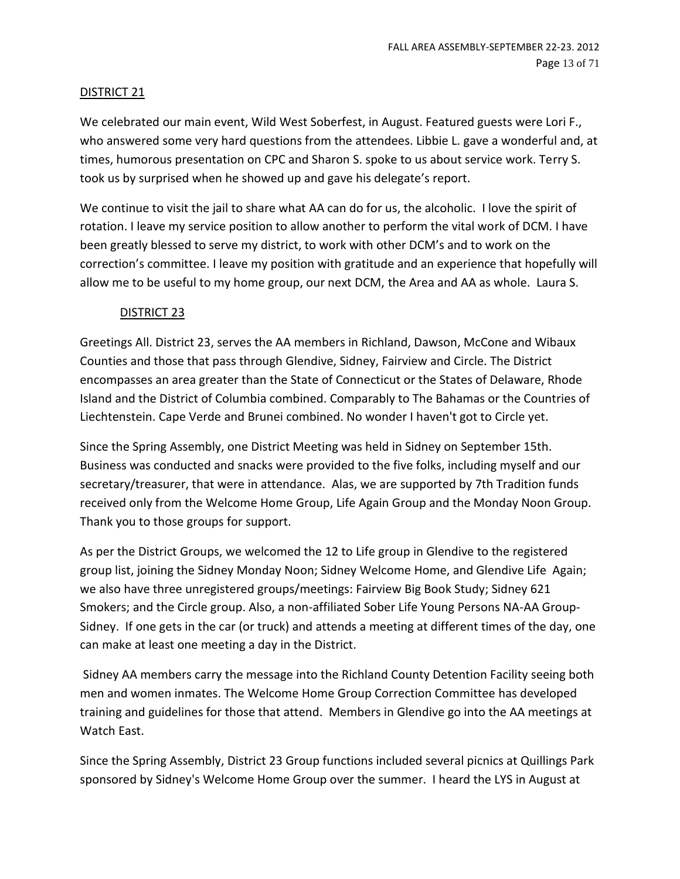## DISTRICT 21

We celebrated our main event, Wild West Soberfest, in August. Featured guests were Lori F., who answered some very hard questions from the attendees. Libbie L. gave a wonderful and, at times, humorous presentation on CPC and Sharon S. spoke to us about service work. Terry S. took us by surprised when he showed up and gave his delegate's report.

We continue to visit the jail to share what AA can do for us, the alcoholic. I love the spirit of rotation. I leave my service position to allow another to perform the vital work of DCM. I have been greatly blessed to serve my district, to work with other DCM's and to work on the correction's committee. I leave my position with gratitude and an experience that hopefully will allow me to be useful to my home group, our next DCM, the Area and AA as whole. Laura S.

## DISTRICT 23

Greetings All. District 23, serves the AA members in Richland, Dawson, McCone and Wibaux Counties and those that pass through Glendive, Sidney, Fairview and Circle. The District encompasses an area greater than the State of Connecticut or the States of Delaware, Rhode Island and the District of Columbia combined. Comparably to The Bahamas or the Countries of Liechtenstein. Cape Verde and Brunei combined. No wonder I haven't got to Circle yet.

Since the Spring Assembly, one District Meeting was held in Sidney on September 15th. Business was conducted and snacks were provided to the five folks, including myself and our secretary/treasurer, that were in attendance. Alas, we are supported by 7th Tradition funds received only from the Welcome Home Group, Life Again Group and the Monday Noon Group. Thank you to those groups for support.

As per the District Groups, we welcomed the 12 to Life group in Glendive to the registered group list, joining the Sidney Monday Noon; Sidney Welcome Home, and Glendive Life Again; we also have three unregistered groups/meetings: Fairview Big Book Study; Sidney 621 Smokers; and the Circle group. Also, a non-affiliated Sober Life Young Persons NA-AA Group-Sidney. If one gets in the car (or truck) and attends a meeting at different times of the day, one can make at least one meeting a day in the District.

Sidney AA members carry the message into the Richland County Detention Facility seeing both men and women inmates. The Welcome Home Group Correction Committee has developed training and guidelines for those that attend. Members in Glendive go into the AA meetings at Watch East.

Since the Spring Assembly, District 23 Group functions included several picnics at Quillings Park sponsored by Sidney's Welcome Home Group over the summer. I heard the LYS in August at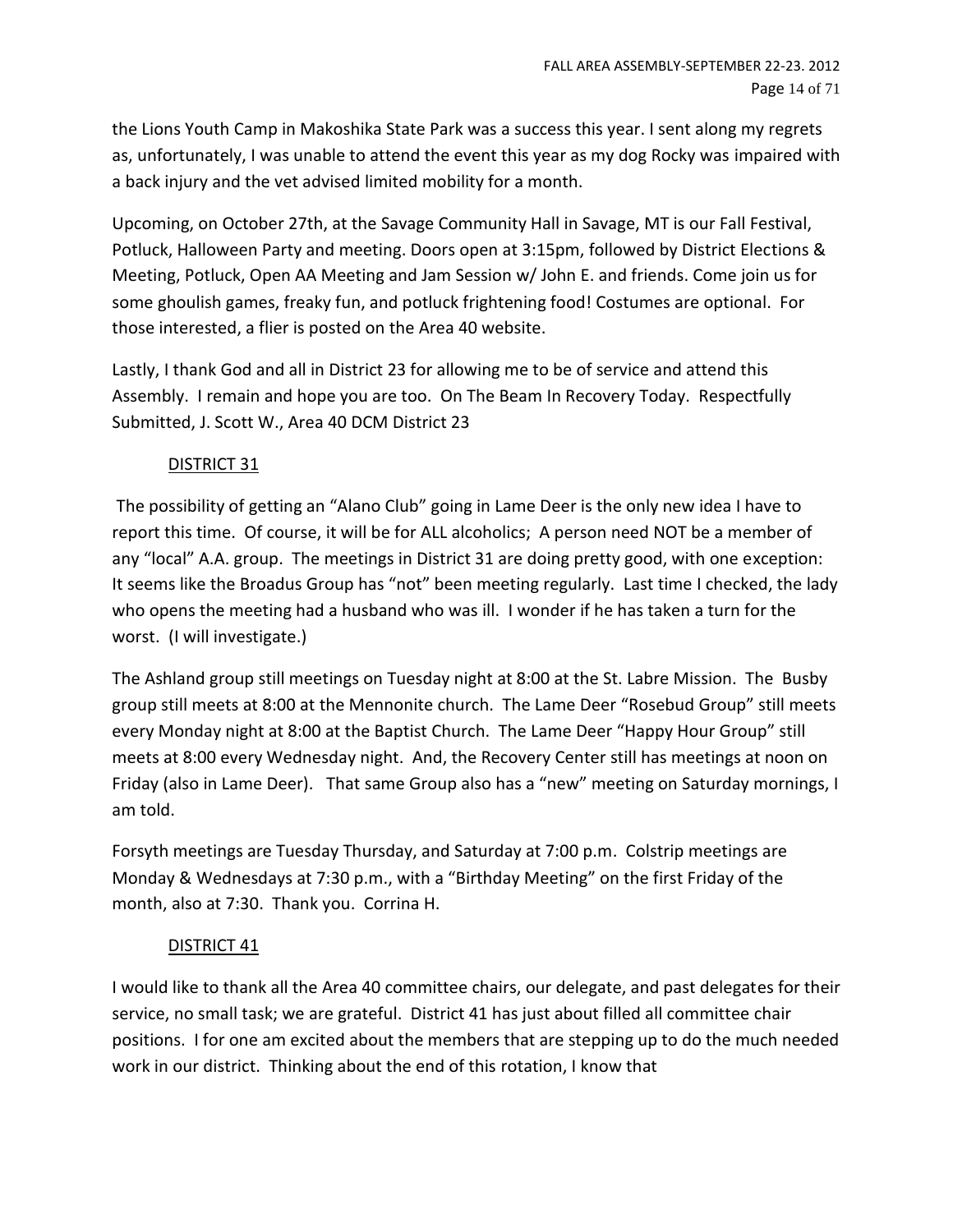the Lions Youth Camp in Makoshika State Park was a success this year. I sent along my regrets as, unfortunately, I was unable to attend the event this year as my dog Rocky was impaired with a back injury and the vet advised limited mobility for a month.

Upcoming, on October 27th, at the Savage Community Hall in Savage, MT is our Fall Festival, Potluck, Halloween Party and meeting. Doors open at 3:15pm, followed by District Elections & Meeting, Potluck, Open AA Meeting and Jam Session w/ John E. and friends. Come join us for some ghoulish games, freaky fun, and potluck frightening food! Costumes are optional. For those interested, a flier is posted on the Area 40 website.

Lastly, I thank God and all in District 23 for allowing me to be of service and attend this Assembly. I remain and hope you are too. On The Beam In Recovery Today. Respectfully Submitted, J. Scott W., Area 40 DCM District 23

## DISTRICT 31

The possibility of getting an "Alano Club" going in Lame Deer is the only new idea I have to report this time. Of course, it will be for ALL alcoholics; A person need NOT be a member of any "local" A.A. group. The meetings in District 31 are doing pretty good, with one exception: It seems like the Broadus Group has "not" been meeting regularly. Last time I checked, the lady who opens the meeting had a husband who was ill. I wonder if he has taken a turn for the worst. (I will investigate.)

The Ashland group still meetings on Tuesday night at 8:00 at the St. Labre Mission. The Busby group still meets at 8:00 at the Mennonite church. The Lame Deer "Rosebud Group" still meets every Monday night at 8:00 at the Baptist Church. The Lame Deer "Happy Hour Group" still meets at 8:00 every Wednesday night. And, the Recovery Center still has meetings at noon on Friday (also in Lame Deer). That same Group also has a "new" meeting on Saturday mornings, I am told.

Forsyth meetings are Tuesday Thursday, and Saturday at 7:00 p.m. Colstrip meetings are Monday & Wednesdays at 7:30 p.m., with a "Birthday Meeting" on the first Friday of the month, also at 7:30. Thank you. Corrina H.

## DISTRICT 41

I would like to thank all the Area 40 committee chairs, our delegate, and past delegates for their service, no small task; we are grateful. District 41 has just about filled all committee chair positions. I for one am excited about the members that are stepping up to do the much needed work in our district. Thinking about the end of this rotation, I know that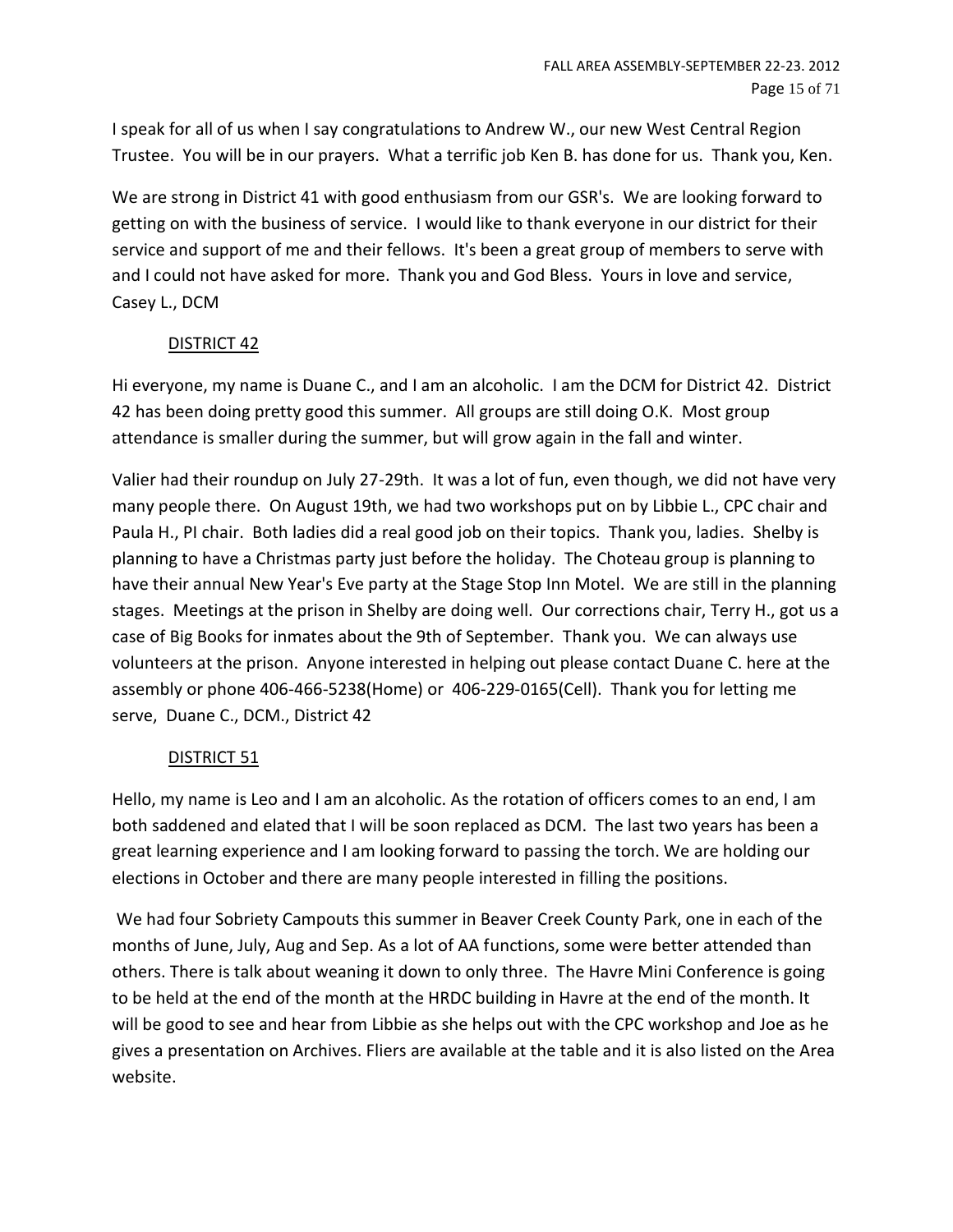I speak for all of us when I say congratulations to Andrew W., our new West Central Region Trustee. You will be in our prayers. What a terrific job Ken B. has done for us. Thank you, Ken.

We are strong in District 41 with good enthusiasm from our GSR's. We are looking forward to getting on with the business of service. I would like to thank everyone in our district for their service and support of me and their fellows. It's been a great group of members to serve with and I could not have asked for more. Thank you and God Bless. Yours in love and service, Casey L., DCM

## DISTRICT 42

Hi everyone, my name is Duane C., and I am an alcoholic. I am the DCM for District 42. District 42 has been doing pretty good this summer. All groups are still doing O.K. Most group attendance is smaller during the summer, but will grow again in the fall and winter.

Valier had their roundup on July 27-29th. It was a lot of fun, even though, we did not have very many people there. On August 19th, we had two workshops put on by Libbie L., CPC chair and Paula H., PI chair. Both ladies did a real good job on their topics. Thank you, ladies. Shelby is planning to have a Christmas party just before the holiday. The Choteau group is planning to have their annual New Year's Eve party at the Stage Stop Inn Motel. We are still in the planning stages. Meetings at the prison in Shelby are doing well. Our corrections chair, Terry H., got us a case of Big Books for inmates about the 9th of September. Thank you. We can always use volunteers at the prison. Anyone interested in helping out please contact Duane C. here at the assembly or phone 406-466-5238(Home) or 406-229-0165(Cell). Thank you for letting me serve, Duane C., DCM., District 42

## DISTRICT 51

Hello, my name is Leo and I am an alcoholic. As the rotation of officers comes to an end, I am both saddened and elated that I will be soon replaced as DCM. The last two years has been a great learning experience and I am looking forward to passing the torch. We are holding our elections in October and there are many people interested in filling the positions.

We had four Sobriety Campouts this summer in Beaver Creek County Park, one in each of the months of June, July, Aug and Sep. As a lot of AA functions, some were better attended than others. There is talk about weaning it down to only three. The Havre Mini Conference is going to be held at the end of the month at the HRDC building in Havre at the end of the month. It will be good to see and hear from Libbie as she helps out with the CPC workshop and Joe as he gives a presentation on Archives. Fliers are available at the table and it is also listed on the Area website.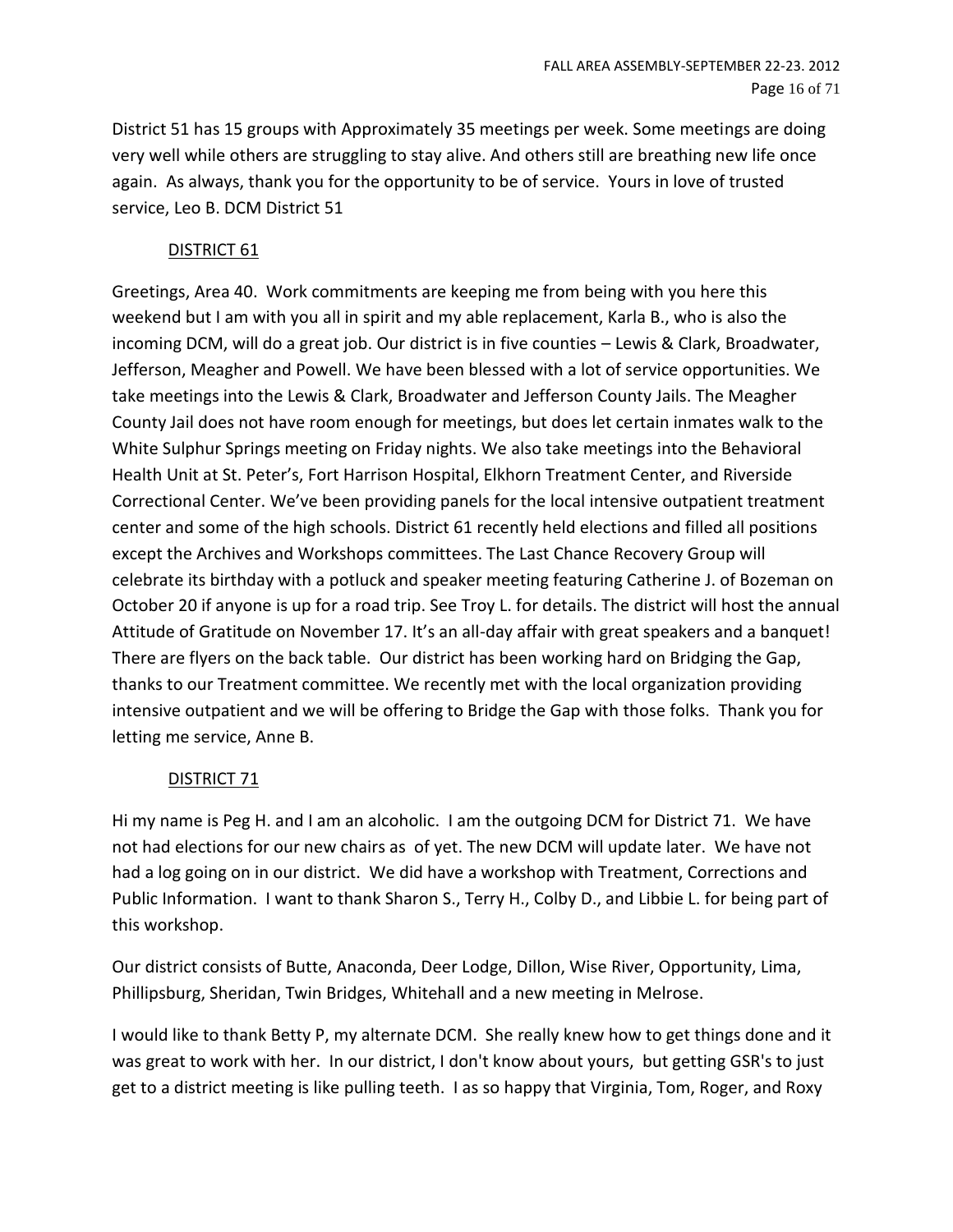District 51 has 15 groups with Approximately 35 meetings per week. Some meetings are doing very well while others are struggling to stay alive. And others still are breathing new life once again. As always, thank you for the opportunity to be of service. Yours in love of trusted service, Leo B. DCM District 51

## DISTRICT 61

Greetings, Area 40. Work commitments are keeping me from being with you here this weekend but I am with you all in spirit and my able replacement, Karla B., who is also the incoming DCM, will do a great job. Our district is in five counties – Lewis & Clark, Broadwater, Jefferson, Meagher and Powell. We have been blessed with a lot of service opportunities. We take meetings into the Lewis & Clark, Broadwater and Jefferson County Jails. The Meagher County Jail does not have room enough for meetings, but does let certain inmates walk to the White Sulphur Springs meeting on Friday nights. We also take meetings into the Behavioral Health Unit at St. Peter's, Fort Harrison Hospital, Elkhorn Treatment Center, and Riverside Correctional Center. We've been providing panels for the local intensive outpatient treatment center and some of the high schools. District 61 recently held elections and filled all positions except the Archives and Workshops committees. The Last Chance Recovery Group will celebrate its birthday with a potluck and speaker meeting featuring Catherine J. of Bozeman on October 20 if anyone is up for a road trip. See Troy L. for details. The district will host the annual Attitude of Gratitude on November 17. It's an all-day affair with great speakers and a banquet! There are flyers on the back table. Our district has been working hard on Bridging the Gap, thanks to our Treatment committee. We recently met with the local organization providing intensive outpatient and we will be offering to Bridge the Gap with those folks. Thank you for letting me service, Anne B.

## DISTRICT 71

Hi my name is Peg H. and I am an alcoholic. I am the outgoing DCM for District 71. We have not had elections for our new chairs as of yet. The new DCM will update later. We have not had a log going on in our district. We did have a workshop with Treatment, Corrections and Public Information. I want to thank Sharon S., Terry H., Colby D., and Libbie L. for being part of this workshop.

Our district consists of Butte, Anaconda, Deer Lodge, Dillon, Wise River, Opportunity, Lima, Phillipsburg, Sheridan, Twin Bridges, Whitehall and a new meeting in Melrose.

I would like to thank Betty P, my alternate DCM. She really knew how to get things done and it was great to work with her. In our district, I don't know about yours, but getting GSR's to just get to a district meeting is like pulling teeth. I as so happy that Virginia, Tom, Roger, and Roxy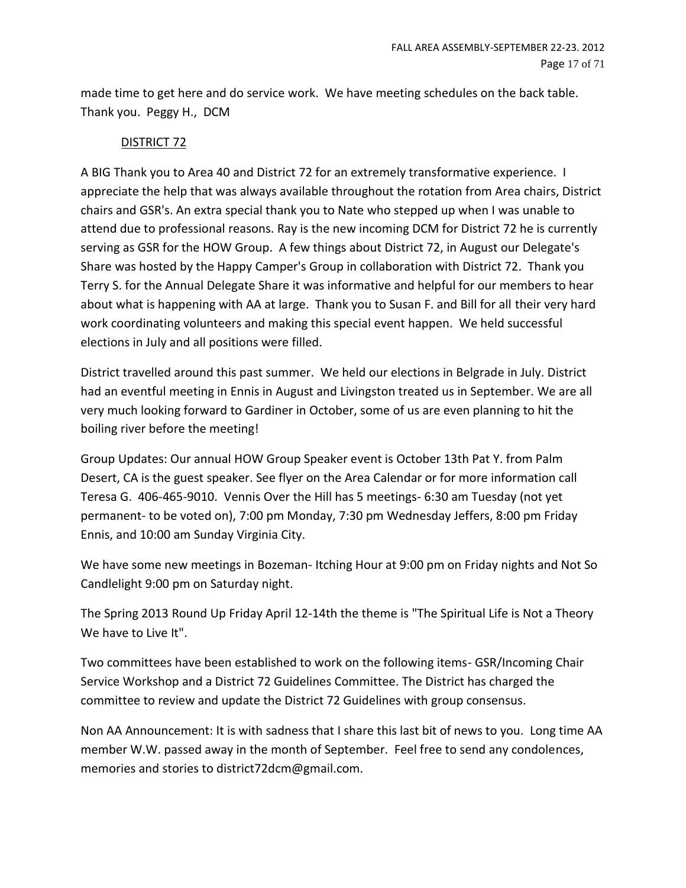made time to get here and do service work. We have meeting schedules on the back table. Thank you. Peggy H., DCM

<u>DISTRICT 72</u>

A BIG Thank you to Area 40 and District 72 for an extremely transformative experience. I appreciate the help that was always available throughout the rotation from Area chairs, District chairs and GSR's. An extra special thank you to Nate who stepped up when I was unable to attend due to professional reasons. Ray is the new incoming DCM for District 72 he is currently serving as GSR for the HOW Group. A few things about District 72, in August our Delegate's Share was hosted by the Happy Camper's Group in collaboration with District 72. Thank you Terry S. for the Annual Delegate Share it was informative and helpful for our members to hear about what is happening with AA at large. Thank you to Susan F. and Bill for all their very hard work coordinating volunteers and making this special event happen. We held successful elections in July and all positions were filled.

District travelled around this past summer. We held our elections in Belgrade in July. District had an eventful meeting in Ennis in August and Livingston treated us in September. We are all very much looking forward to Gardiner in October, some of us are even planning to hit the boiling river before the meeting!

Group Updates: Our annual HOW Group Speaker event is October 13th Pat Y. from Palm Desert, CA is the guest speaker. See flyer on the Area Calendar or for more information call Teresa G. 406-465-9010. Vennis Over the Hill has 5 meetings- 6:30 am Tuesday (not yet permanent- to be voted on), 7:00 pm Monday, 7:30 pm Wednesday Jeffers, 8:00 pm Friday Ennis, and 10:00 am Sunday Virginia City.

We have some new meetings in Bozeman- Itching Hour at 9:00 pm on Friday nights and Not So Candlelight 9:00 pm on Saturday night.

The Spring 2013 Round Up Friday April 12-14th the theme is "The Spiritual Life is Not a Theory We have to Live It".

Two committees have been established to work on the following items- GSR/Incoming Chair Service Workshop and a District 72 Guidelines Committee. The District has charged the committee to review and update the District 72 Guidelines with group consensus.

Non AA Announcement: It is with sadness that I share this last bit of news to you. Long time AA member W.W. passed away in the month of September. Feel free to send any condolences, memories and stories to district72dcm@gmail.com.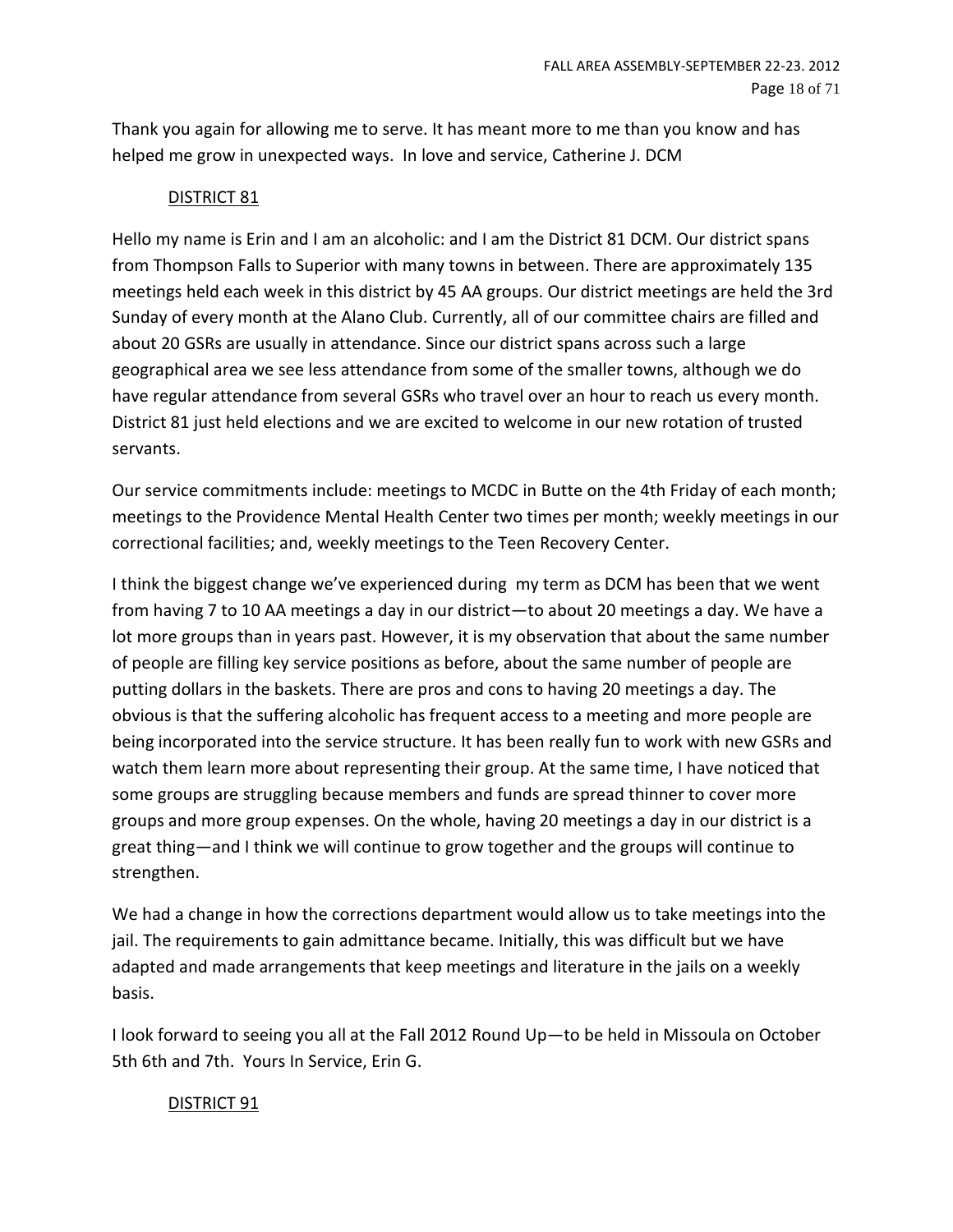Thank you again for allowing me to serve. It has meant more to me than you know and has helped me grow in unexpected ways. In love and service, Catherine J. DCM

## DISTRICT 81

Hello my name is Erin and I am an alcoholic: and I am the District 81 DCM. Our district spans from Thompson Falls to Superior with many towns in between. There are approximately 135 meetings held each week in this district by 45 AA groups. Our district meetings are held the 3rd Sunday of every month at the Alano Club. Currently, all of our committee chairs are filled and about 20 GSRs are usually in attendance. Since our district spans across such a large geographical area we see less attendance from some of the smaller towns, although we do have regular attendance from several GSRs who travel over an hour to reach us every month. District 81 just held elections and we are excited to welcome in our new rotation of trusted servants.

Our service commitments include: meetings to MCDC in Butte on the 4th Friday of each month; meetings to the Providence Mental Health Center two times per month; weekly meetings in our correctional facilities; and, weekly meetings to the Teen Recovery Center.

I think the biggest change we've experienced during my term as DCM has been that we went from having 7 to 10 AA meetings a day in our district—to about 20 meetings a day. We have a lot more groups than in years past. However, it is my observation that about the same number of people are filling key service positions as before, about the same number of people are putting dollars in the baskets. There are pros and cons to having 20 meetings a day. The obvious is that the suffering alcoholic has frequent access to a meeting and more people are being incorporated into the service structure. It has been really fun to work with new GSRs and watch them learn more about representing their group. At the same time, I have noticed that some groups are struggling because members and funds are spread thinner to cover more groups and more group expenses. On the whole, having 20 meetings a day in our district is a great thing—and I think we will continue to grow together and the groups will continue to strengthen.

We had a change in how the corrections department would allow us to take meetings into the jail. The requirements to gain admittance became. Initially, this was difficult but we have adapted and made arrangements that keep meetings and literature in the jails on a weekly basis.

I look forward to seeing you all at the Fall 2012 Round Up—to be held in Missoula on October 5th 6th and 7th. Yours In Service, Erin G.

## DISTRICT 91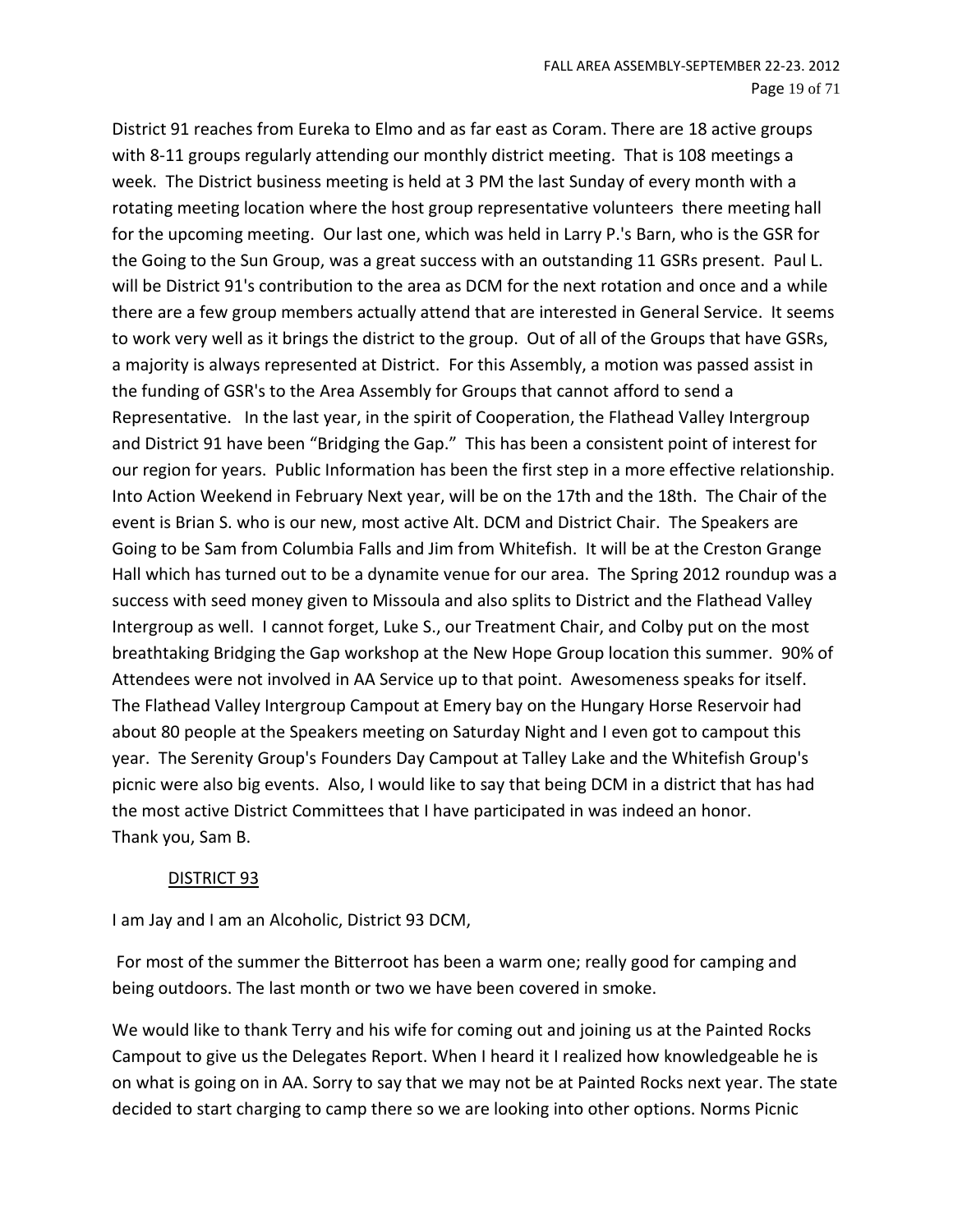District 91 reaches from Eureka to Elmo and as far east as Coram. There are 18 active groups with 8-11 groups regularly attending our monthly district meeting. That is 108 meetings a week. The District business meeting is held at 3 PM the last Sunday of every month with a rotating meeting location where the host group representative volunteers there meeting hall for the upcoming meeting. Our last one, which was held in Larry P.'s Barn, who is the GSR for the Going to the Sun Group, was a great success with an outstanding 11 GSRs present. Paul L. will be District 91's contribution to the area as DCM for the next rotation and once and a while there are a few group members actually attend that are interested in General Service. It seems to work very well as it brings the district to the group. Out of all of the Groups that have GSRs, a majority is always represented at District. For this Assembly, a motion was passed assist in the funding of GSR's to the Area Assembly for Groups that cannot afford to send a Representative. In the last year, in the spirit of Cooperation, the Flathead Valley Intergroup and District 91 have been "Bridging the Gap." This has been a consistent point of interest for our region for years. Public Information has been the first step in a more effective relationship. Into Action Weekend in February Next year, will be on the 17th and the 18th. The Chair of the event is Brian S. who is our new, most active Alt. DCM and District Chair. The Speakers are Going to be Sam from Columbia Falls and Jim from Whitefish. It will be at the Creston Grange Hall which has turned out to be a dynamite venue for our area. The Spring 2012 roundup was a success with seed money given to Missoula and also splits to District and the Flathead Valley Intergroup as well. I cannot forget, Luke S., our Treatment Chair, and Colby put on the most breathtaking Bridging the Gap workshop at the New Hope Group location this summer. 90% of Attendees were not involved in AA Service up to that point. Awesomeness speaks for itself. The Flathead Valley Intergroup Campout at Emery bay on the Hungary Horse Reservoir had about 80 people at the Speakers meeting on Saturday Night and I even got to campout this year. The Serenity Group's Founders Day Campout at Talley Lake and the Whitefish Group's picnic were also big events. Also, I would like to say that being DCM in a district that has had the most active District Committees that I have participated in was indeed an honor.
Thank you, Sam B.

## DISTRICT 93

I am Jay and I am an Alcoholic, District 93 DCM,

For most of the summer the Bitterroot has been a warm one; really good for camping and being outdoors. The last month or two we have been covered in smoke.

We would like to thank Terry and his wife for coming out and joining us at the Painted Rocks Campout to give us the Delegates Report. When I heard it I realized how knowledgeable he is on what is going on in AA. Sorry to say that we may not be at Painted Rocks next year. The state decided to start charging to camp there so we are looking into other options. Norms Picnic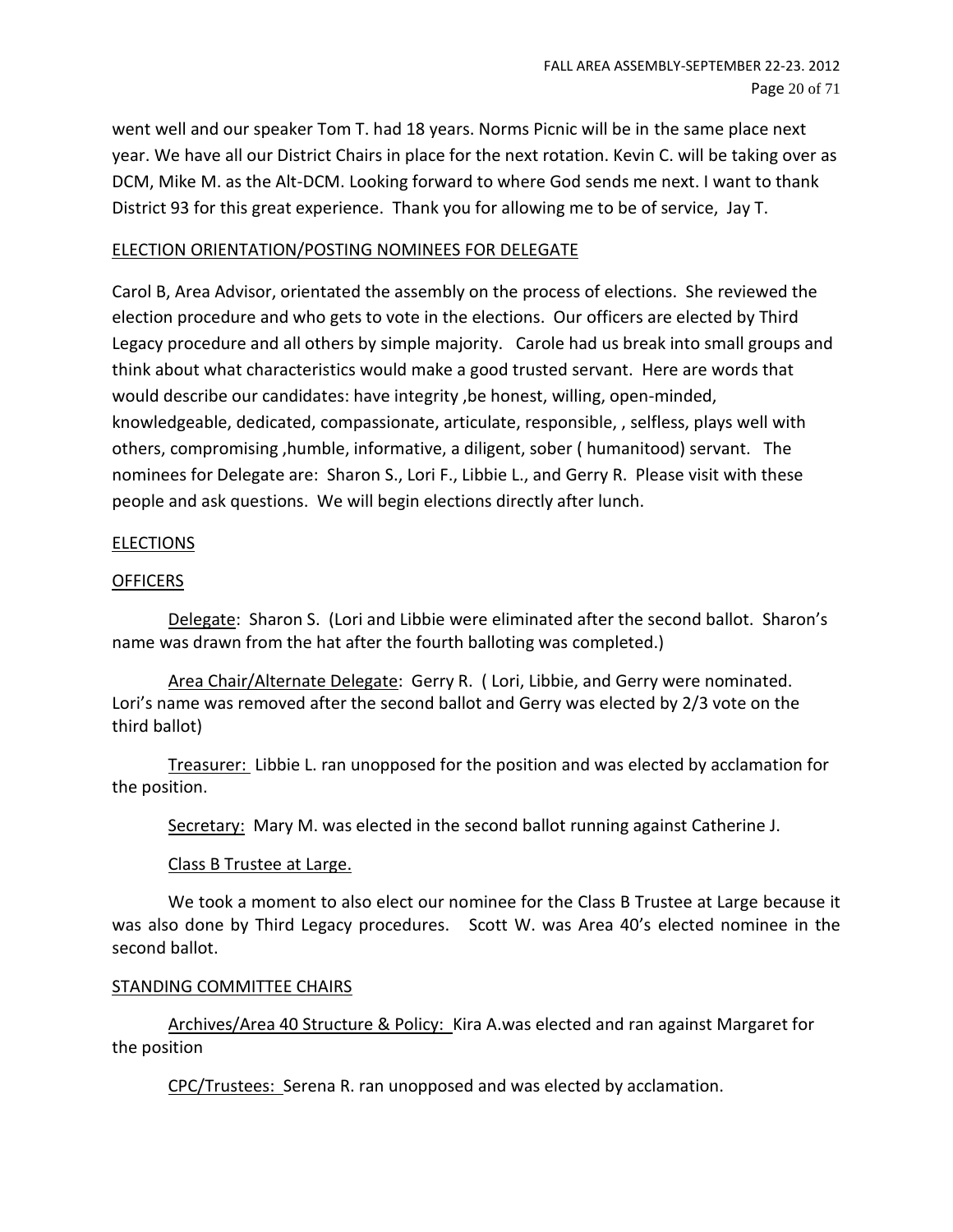went well and our speaker Tom T. had 18 years. Norms Picnic will be in the same place next year. We have all our District Chairs in place for the next rotation. Kevin C. will be taking over as DCM, Mike M. as the Alt-DCM. Looking forward to where God sends me next. I want to thank District 93 for this great experience. Thank you for allowing me to be of service, Jay T.

## ELECTION ORIENTATION/POSTING NOMINEES FOR DELEGATE

Carol B, Area Advisor, orientated the assembly on the process of elections. She reviewed the election procedure and who gets to vote in the elections. Our officers are elected by Third Legacy procedure and all others by simple majority. Carole had us break into small groups and think about what characteristics would make a good trusted servant. Here are words that would describe our candidates: have integrity ,be honest, willing, open-minded, knowledgeable, dedicated, compassionate, articulate, responsible, , selfless, plays well with others, compromising ,humble, informative, a diligent, sober ( humanitood) servant. The nominees for Delegate are: Sharon S., Lori F., Libbie L., and Gerry R. Please visit with these people and ask questions. We will begin elections directly after lunch.

## ELECTIONS

### OFFICERS

Delegate: Sharon S. (Lori and Libbie were eliminated after the second ballot. Sharon's name was drawn from the hat after the fourth balloting was completed.)

Area Chair/Alternate Delegate: Gerry R. ( Lori, Libbie, and Gerry were nominated. Lori's name was removed after the second ballot and Gerry was elected by 2/3 vote on the third ballot)

Treasurer: Libbie L. ran unopposed for the position and was elected by acclamation for the position.

Secretary: Mary M. was elected in the second ballot running against Catherine J.

Class B Trustee at Large.

We took a moment to also elect our nominee for the Class B Trustee at Large because it was also done by Third Legacy procedures. Scott W. was Area 40's elected nominee in the second ballot.

### STANDING COMMITTEE CHAIRS

Archives/Area 40 Structure & Policy: Kira A.was elected and ran against Margaret for the position

CPC/Trustees: Serena R. ran unopposed and was elected by acclamation.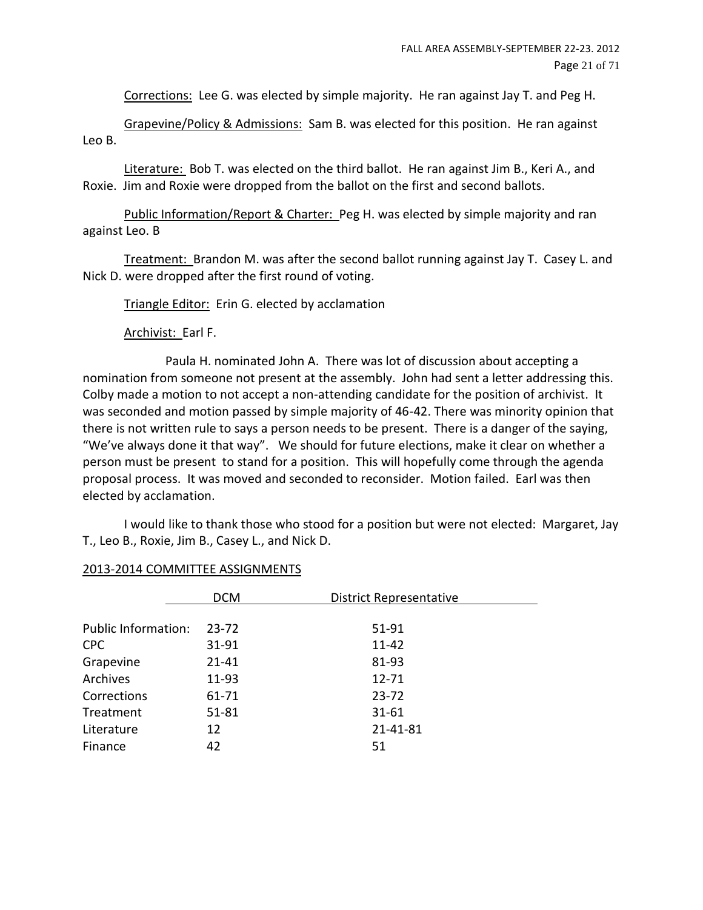Corrections: Lee G. was elected by simple majority. He ran against Jay T. and Peg H.

Grapevine/Policy & Admissions: Sam B. was elected for this position. He ran against Leo B.

Literature: Bob T. was elected on the third ballot. He ran against Jim B., Keri A., and Roxie. Jim and Roxie were dropped from the ballot on the first and second ballots.

Public Information/Report & Charter: Peg H. was elected by simple majority and ran against Leo. B

Treatment: Brandon M. was after the second ballot running against Jay T. Casey L. and Nick D. were dropped after the first round of voting.

Triangle Editor: Erin G. elected by acclamation

Archivist: Earl F.

Paula H. nominated John A. There was lot of discussion about accepting a nomination from someone not present at the assembly. John had sent a letter addressing this. Colby made a motion to not accept a non-attending candidate for the position of archivist. It was seconded and motion passed by simple majority of 46-42. There was minority opinion that there is not written rule to says a person needs to be present. There is a danger of the saying, "We've always done it that way". We should for future elections, make it clear on whether a person must be present to stand for a position. This will hopefully come through the agenda proposal process. It was moved and seconded to reconsider. Motion failed. Earl was then elected by acclamation.

I would like to thank those who stood for a position but were not elected: Margaret, Jay T., Leo B., Roxie, Jim B., Casey L., and Nick D.

2013-2014 COMMITTEE ASSIGNMENTS

| | DCM | District Representative |
|---|---|---|
| Public Information: | 23-72 | 51-91 |
| CPC | 31-91 | 11-42 |
| Grapevine | 21-41 | 81-93 |
| Archives | 11-93 | 12-71 |
| Corrections | 61-71 | 23-72 |
| Treatment | 51-81 | 31-61 |
| Literature | 12 | 21-41-81 |
| Finance | 42 | 51 |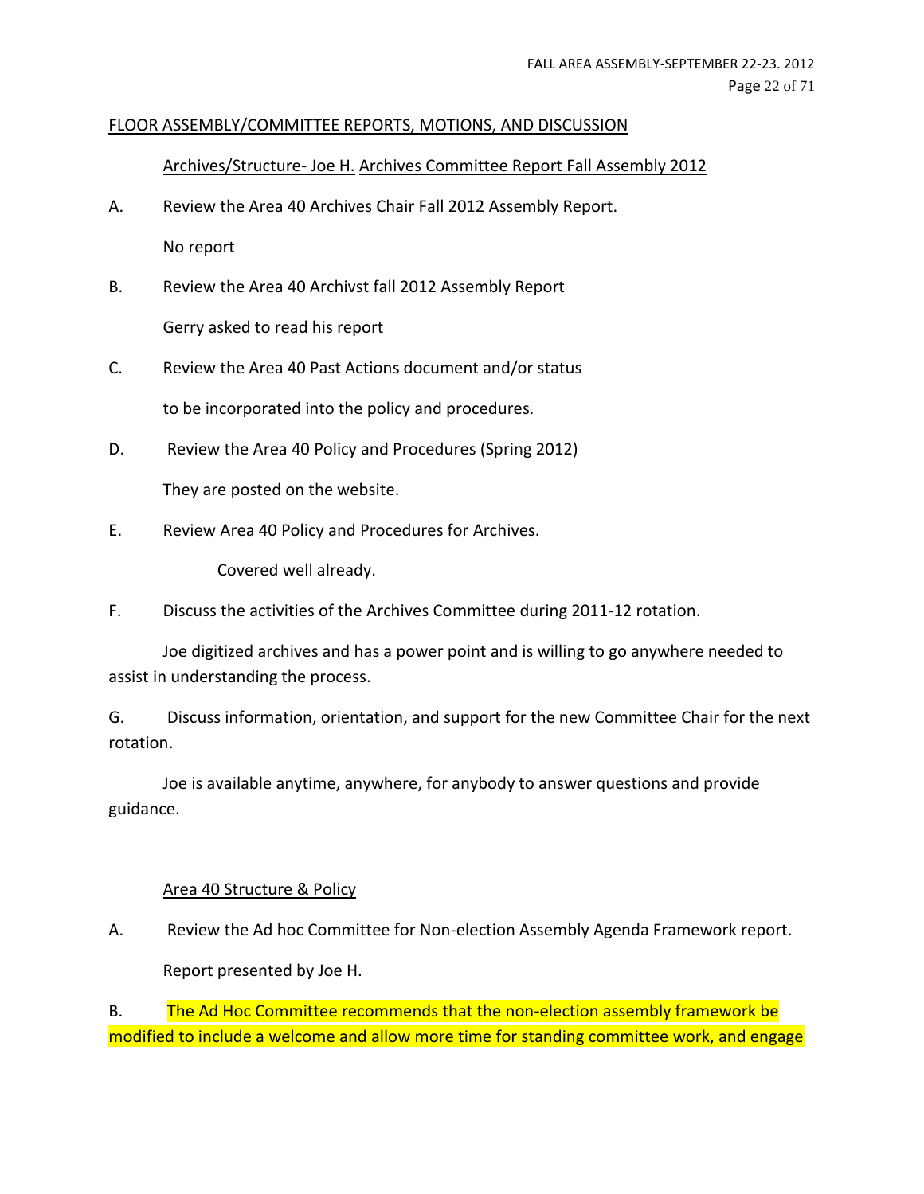## FLOOR ASSEMBLY/COMMITTEE REPORTS, MOTIONS, AND DISCUSSION

### Archives/Structure- Joe H. Archives Committee Report Fall Assembly 2012

A. Review the Area 40 Archives Chair Fall 2012 Assembly Report.

No report

B. Review the Area 40 Archivst fall 2012 Assembly Report

Gerry asked to read his report

C. Review the Area 40 Past Actions document and/or status

to be incorporated into the policy and procedures.

D. Review the Area 40 Policy and Procedures (Spring 2012)

They are posted on the website.

E. Review Area 40 Policy and Procedures for Archives.

Covered well already.

F. Discuss the activities of the Archives Committee during 2011-12 rotation.

Joe digitized archives and has a power point and is willing to go anywhere needed to assist in understanding the process.

G. Discuss information, orientation, and support for the new Committee Chair for the next rotation.

Joe is available anytime, anywhere, for anybody to answer questions and provide guidance.

### Area 40 Structure & Policy

A. Review the Ad hoc Committee for Non-election Assembly Agenda Framework report.

Report presented by Joe H.

B. The Ad Hoc Committee recommends that the non-election assembly framework be modified to include a welcome and allow more time for standing committee work, and engage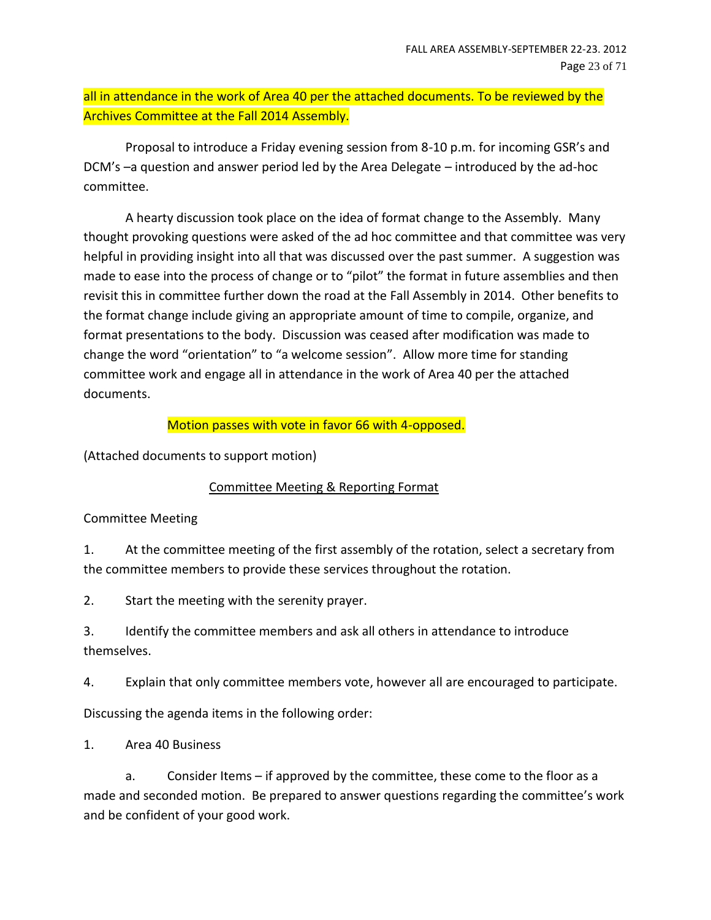all in attendance in the work of Area 40 per the attached documents. To be reviewed by the Archives Committee at the Fall 2014 Assembly.

Proposal to introduce a Friday evening session from 8-10 p.m. for incoming GSR's and DCM's –a question and answer period led by the Area Delegate – introduced by the ad-hoc committee.

A hearty discussion took place on the idea of format change to the Assembly. Many thought provoking questions were asked of the ad hoc committee and that committee was very helpful in providing insight into all that was discussed over the past summer. A suggestion was made to ease into the process of change or to "pilot" the format in future assemblies and then revisit this in committee further down the road at the Fall Assembly in 2014. Other benefits to the format change include giving an appropriate amount of time to compile, organize, and format presentations to the body. Discussion was ceased after modification was made to change the word "orientation" to "a welcome session". Allow more time for standing committee work and engage all in attendance in the work of Area 40 per the attached documents.

Motion passes with vote in favor 66 with 4-opposed.

(Attached documents to support motion)

<u>Committee Meeting & Reporting Format</u>

Committee Meeting

1. At the committee meeting of the first assembly of the rotation, select a secretary from the committee members to provide these services throughout the rotation.

2. Start the meeting with the serenity prayer.

3. Identify the committee members and ask all others in attendance to introduce themselves.

4. Explain that only committee members vote, however all are encouraged to participate.

Discussing the agenda items in the following order:

1. Area 40 Business

   a. Consider Items – if approved by the committee, these come to the floor as a made and seconded motion. Be prepared to answer questions regarding the committee's work and be confident of your good work.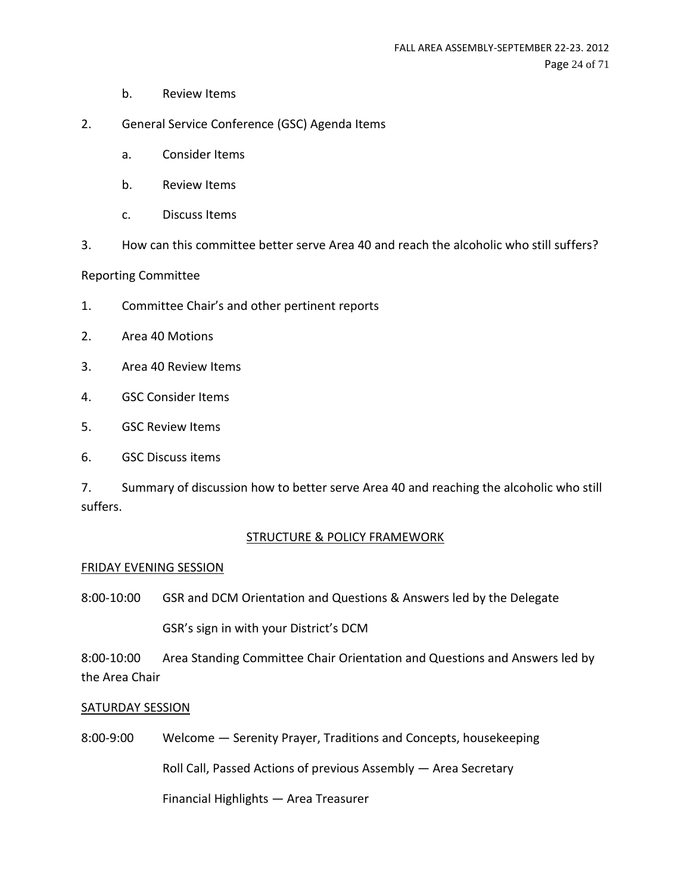b. Review Items

2. General Service Conference (GSC) Agenda Items

   a. Consider Items

   b. Review Items

   c. Discuss Items

3. How can this committee better serve Area 40 and reach the alcoholic who still suffers?

Reporting Committee

1. Committee Chair's and other pertinent reports
2. Area 40 Motions
3. Area 40 Review Items
4. GSC Consider Items
5. GSC Review Items
6. GSC Discuss items
7. Summary of discussion how to better serve Area 40 and reaching the alcoholic who still suffers.

## STRUCTURE & POLICY FRAMEWORK

### FRIDAY EVENING SESSION

8:00-10:00 GSR and DCM Orientation and Questions & Answers led by the Delegate

GSR's sign in with your District's DCM

8:00-10:00 Area Standing Committee Chair Orientation and Questions and Answers led by the Area Chair

### SATURDAY SESSION

8:00-9:00 Welcome — Serenity Prayer, Traditions and Concepts, housekeeping

Roll Call, Passed Actions of previous Assembly — Area Secretary

Financial Highlights — Area Treasurer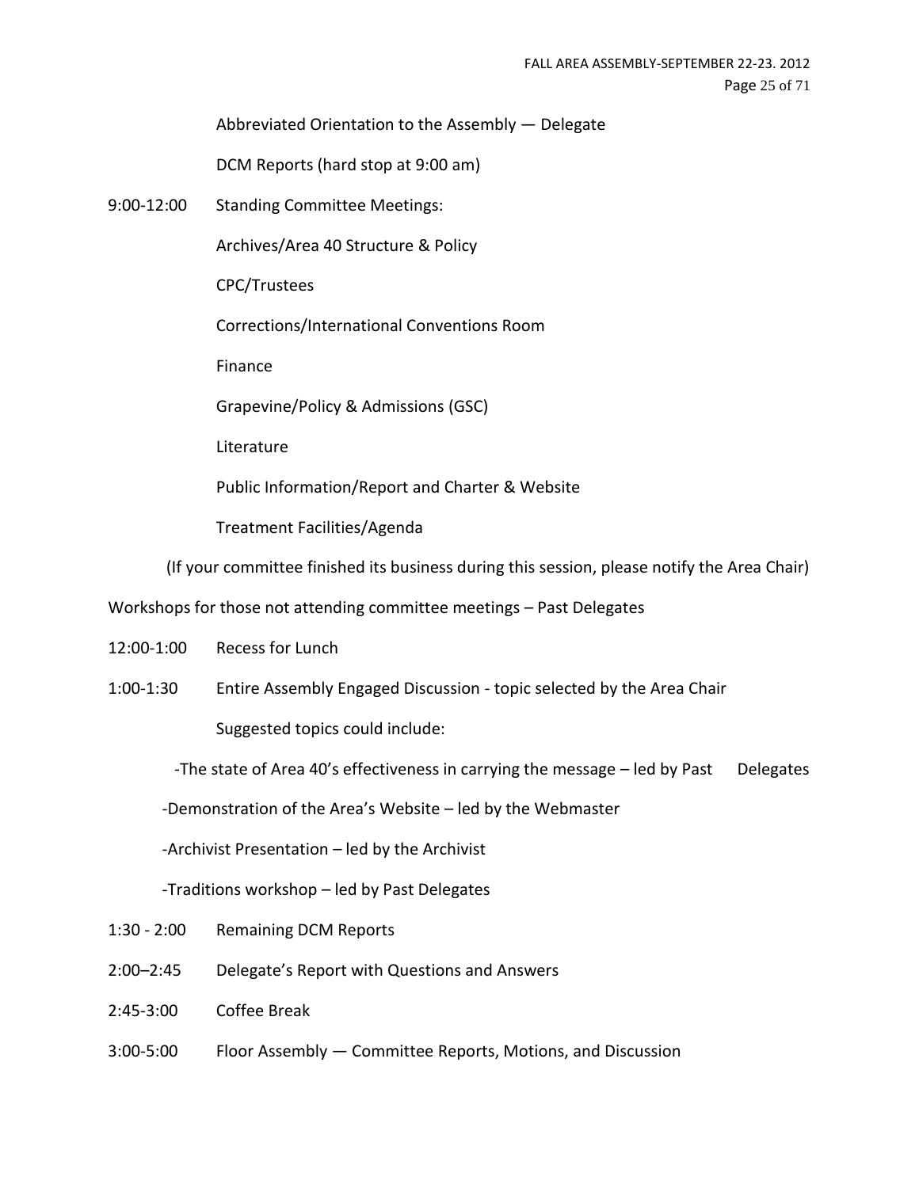Abbreviated Orientation to the Assembly — Delegate

DCM Reports (hard stop at 9:00 am)

9:00-12:00 Standing Committee Meetings:

Archives/Area 40 Structure & Policy

CPC/Trustees

Corrections/International Conventions Room

Finance

Grapevine/Policy & Admissions (GSC)

Literature

Public Information/Report and Charter & Website

Treatment Facilities/Agenda

(If your committee finished its business during this session, please notify the Area Chair)

Workshops for those not attending committee meetings – Past Delegates

12:00-1:00 Recess for Lunch

1:00-1:30 Entire Assembly Engaged Discussion - topic selected by the Area Chair

Suggested topics could include:

-The state of Area 40's effectiveness in carrying the message – led by Past Delegates

-Demonstration of the Area's Website – led by the Webmaster

-Archivist Presentation – led by the Archivist

-Traditions workshop – led by Past Delegates

1:30 - 2:00 Remaining DCM Reports

2:00–2:45 Delegate's Report with Questions and Answers

2:45-3:00 Coffee Break

3:00-5:00 Floor Assembly — Committee Reports, Motions, and Discussion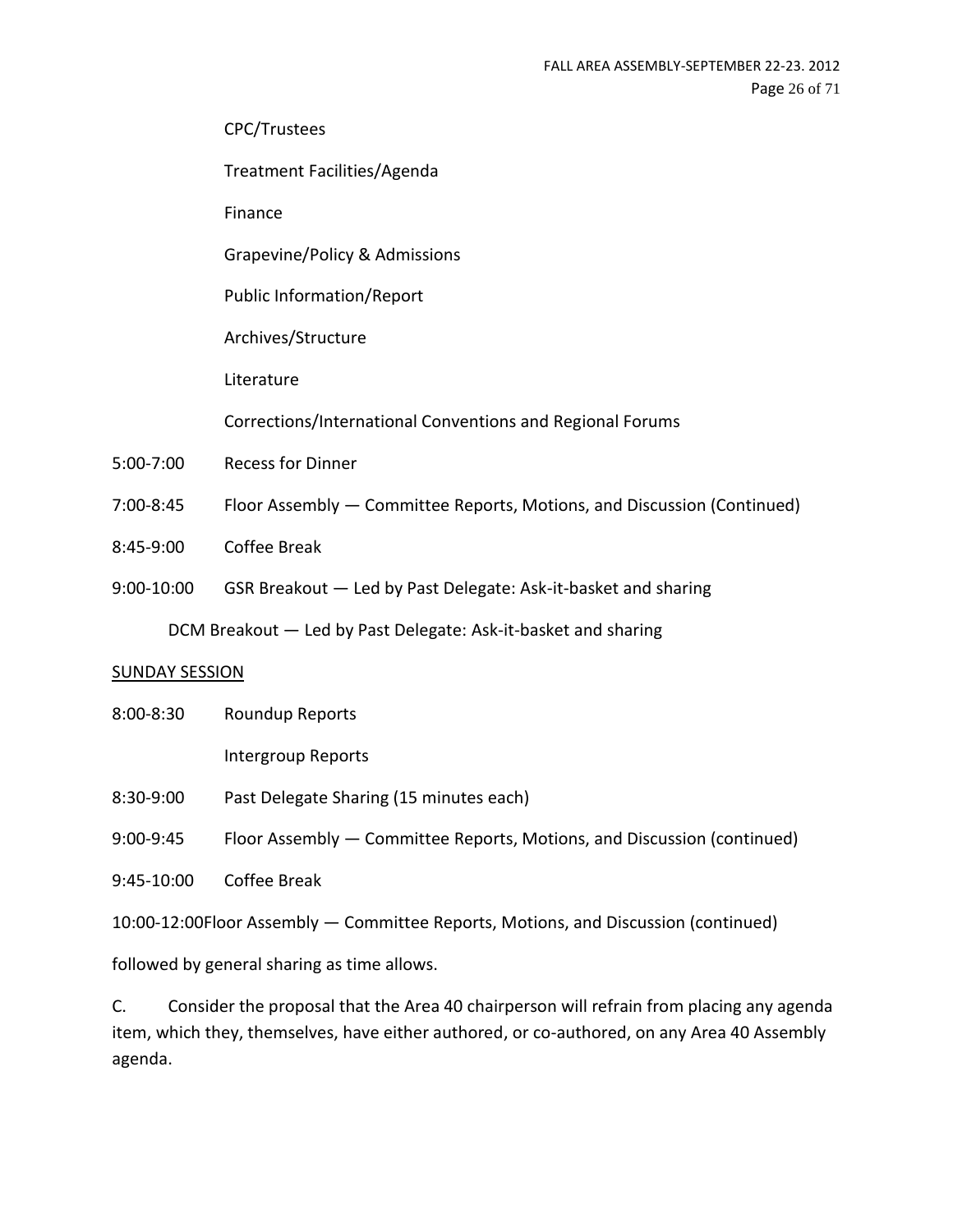CPC/Trustees

Treatment Facilities/Agenda

Finance

Grapevine/Policy & Admissions

Public Information/Report

Archives/Structure

Literature

Corrections/International Conventions and Regional Forums

5:00-7:00 Recess for Dinner

7:00-8:45 Floor Assembly — Committee Reports, Motions, and Discussion (Continued)

8:45-9:00 Coffee Break

9:00-10:00 GSR Breakout — Led by Past Delegate: Ask-it-basket and sharing

DCM Breakout — Led by Past Delegate: Ask-it-basket and sharing

SUNDAY SESSION

8:00-8:30 Roundup Reports

Intergroup Reports

8:30-9:00 Past Delegate Sharing (15 minutes each)

9:00-9:45 Floor Assembly — Committee Reports, Motions, and Discussion (continued)

9:45-10:00 Coffee Break

10:00-12:00Floor Assembly — Committee Reports, Motions, and Discussion (continued)

followed by general sharing as time allows.

C. Consider the proposal that the Area 40 chairperson will refrain from placing any agenda item, which they, themselves, have either authored, or co-authored, on any Area 40 Assembly agenda.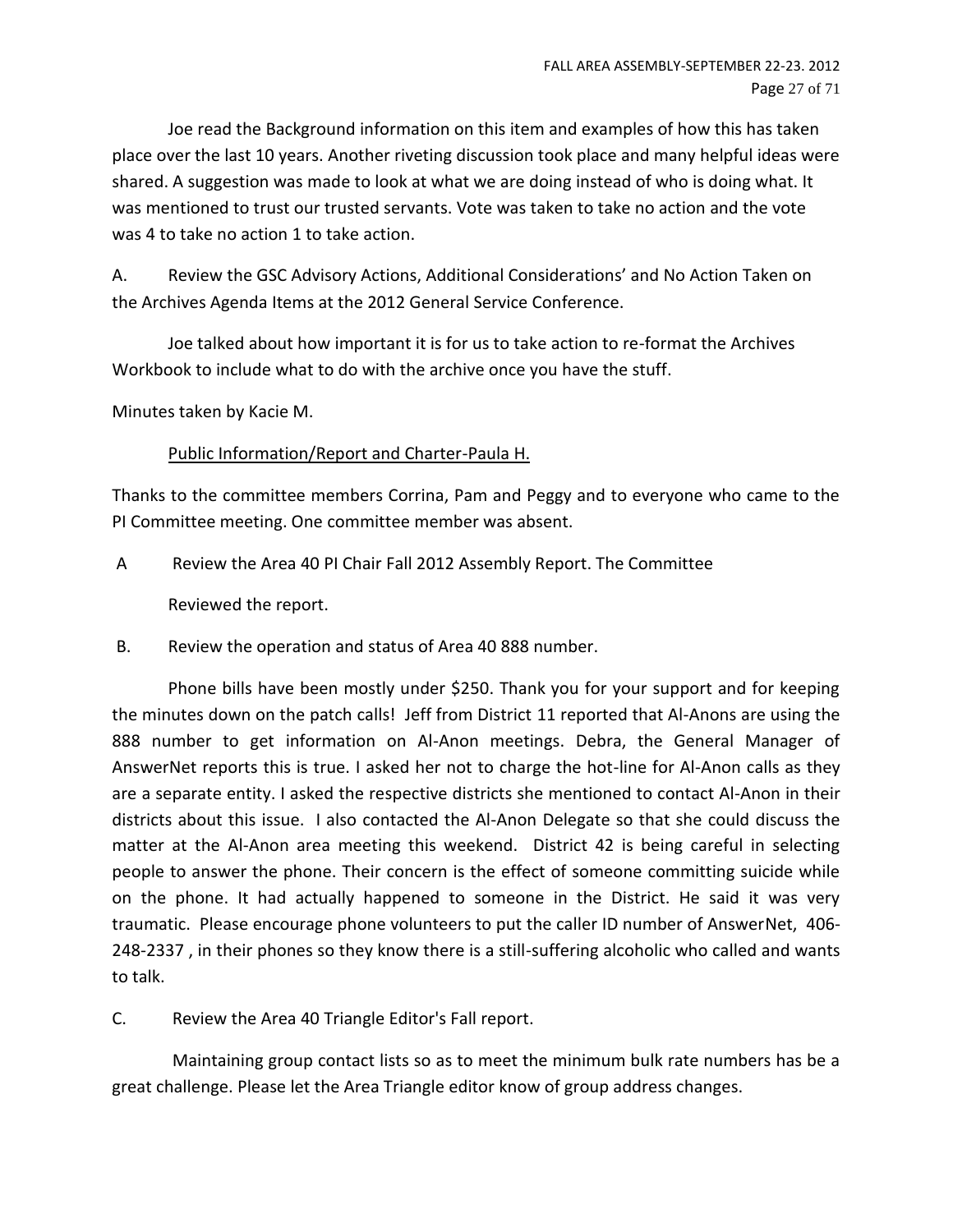Joe read the Background information on this item and examples of how this has taken place over the last 10 years. Another riveting discussion took place and many helpful ideas were shared. A suggestion was made to look at what we are doing instead of who is doing what. It was mentioned to trust our trusted servants. Vote was taken to take no action and the vote was 4 to take no action 1 to take action.

A. Review the GSC Advisory Actions, Additional Considerations' and No Action Taken on the Archives Agenda Items at the 2012 General Service Conference.

Joe talked about how important it is for us to take action to re-format the Archives Workbook to include what to do with the archive once you have the stuff.

Minutes taken by Kacie M.

<u>Public Information/Report and Charter-Paula H.</u>

Thanks to the committee members Corrina, Pam and Peggy and to everyone who came to the PI Committee meeting. One committee member was absent.

A Review the Area 40 PI Chair Fall 2012 Assembly Report. The Committee

Reviewed the report.

B. Review the operation and status of Area 40 888 number.

Phone bills have been mostly under $250. Thank you for your support and for keeping the minutes down on the patch calls! Jeff from District 11 reported that Al-Anons are using the 888 number to get information on Al-Anon meetings. Debra, the General Manager of AnswerNet reports this is true. I asked her not to charge the hot-line for Al-Anon calls as they are a separate entity. I asked the respective districts she mentioned to contact Al-Anon in their districts about this issue. I also contacted the Al-Anon Delegate so that she could discuss the matter at the Al-Anon area meeting this weekend. District 42 is being careful in selecting people to answer the phone. Their concern is the effect of someone committing suicide while on the phone. It had actually happened to someone in the District. He said it was very traumatic. Please encourage phone volunteers to put the caller ID number of AnswerNet, 406-248-2337 , in their phones so they know there is a still-suffering alcoholic who called and wants to talk.

C. Review the Area 40 Triangle Editor's Fall report.

Maintaining group contact lists so as to meet the minimum bulk rate numbers has be a great challenge. Please let the Area Triangle editor know of group address changes.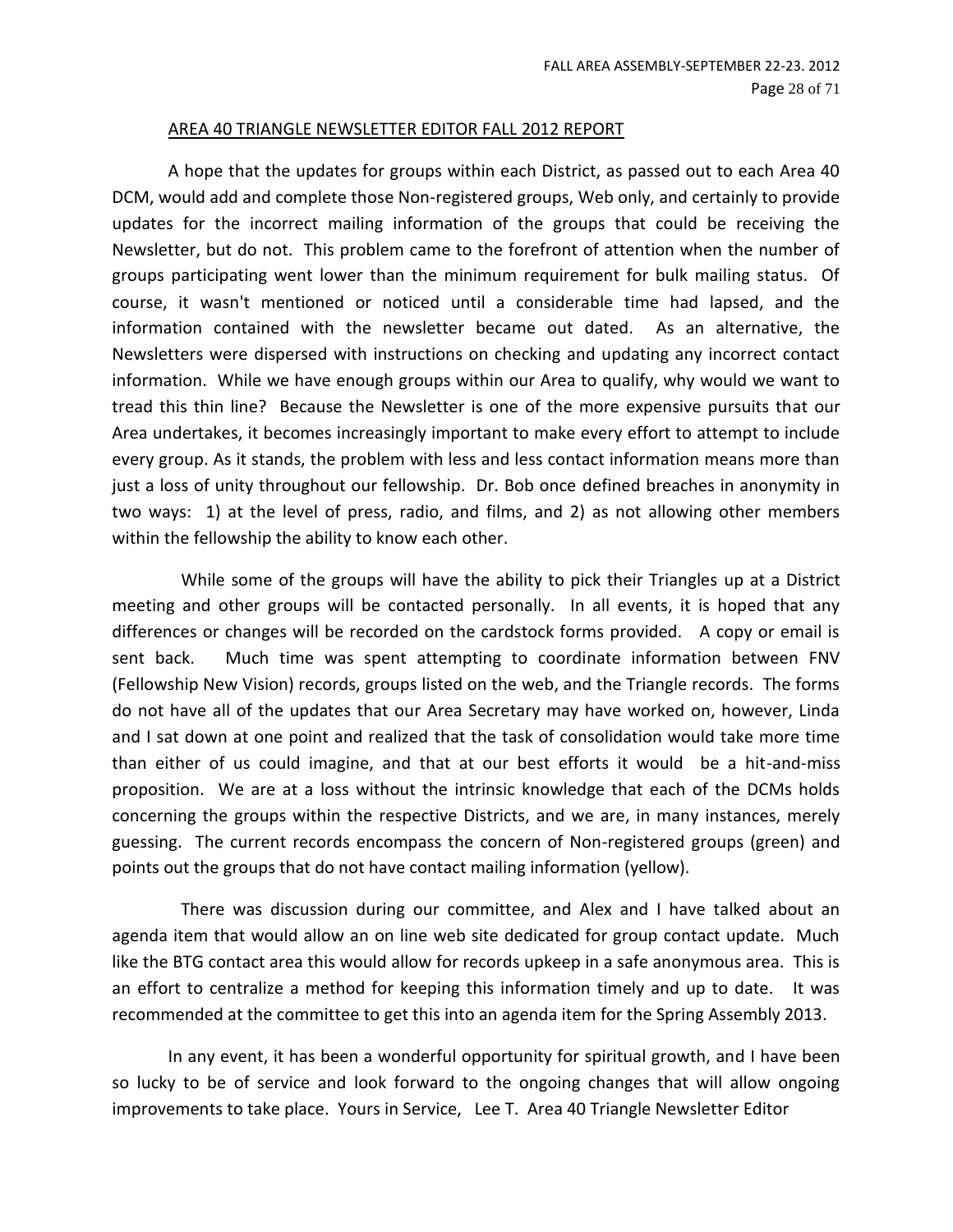## AREA 40 TRIANGLE NEWSLETTER EDITOR FALL 2012 REPORT

A hope that the updates for groups within each District, as passed out to each Area 40 DCM, would add and complete those Non-registered groups, Web only, and certainly to provide updates for the incorrect mailing information of the groups that could be receiving the Newsletter, but do not. This problem came to the forefront of attention when the number of groups participating went lower than the minimum requirement for bulk mailing status. Of course, it wasn't mentioned or noticed until a considerable time had lapsed, and the information contained with the newsletter became out dated. As an alternative, the Newsletters were dispersed with instructions on checking and updating any incorrect contact information. While we have enough groups within our Area to qualify, why would we want to tread this thin line? Because the Newsletter is one of the more expensive pursuits that our Area undertakes, it becomes increasingly important to make every effort to attempt to include every group. As it stands, the problem with less and less contact information means more than just a loss of unity throughout our fellowship. Dr. Bob once defined breaches in anonymity in two ways: 1) at the level of press, radio, and films, and 2) as not allowing other members within the fellowship the ability to know each other.

While some of the groups will have the ability to pick their Triangles up at a District meeting and other groups will be contacted personally. In all events, it is hoped that any differences or changes will be recorded on the cardstock forms provided. A copy or email is sent back. Much time was spent attempting to coordinate information between FNV (Fellowship New Vision) records, groups listed on the web, and the Triangle records. The forms do not have all of the updates that our Area Secretary may have worked on, however, Linda and I sat down at one point and realized that the task of consolidation would take more time than either of us could imagine, and that at our best efforts it would be a hit-and-miss proposition. We are at a loss without the intrinsic knowledge that each of the DCMs holds concerning the groups within the respective Districts, and we are, in many instances, merely guessing. The current records encompass the concern of Non-registered groups (green) and points out the groups that do not have contact mailing information (yellow).

There was discussion during our committee, and Alex and I have talked about an agenda item that would allow an on line web site dedicated for group contact update. Much like the BTG contact area this would allow for records upkeep in a safe anonymous area. This is an effort to centralize a method for keeping this information timely and up to date. It was recommended at the committee to get this into an agenda item for the Spring Assembly 2013.

In any event, it has been a wonderful opportunity for spiritual growth, and I have been so lucky to be of service and look forward to the ongoing changes that will allow ongoing improvements to take place. Yours in Service, Lee T. Area 40 Triangle Newsletter Editor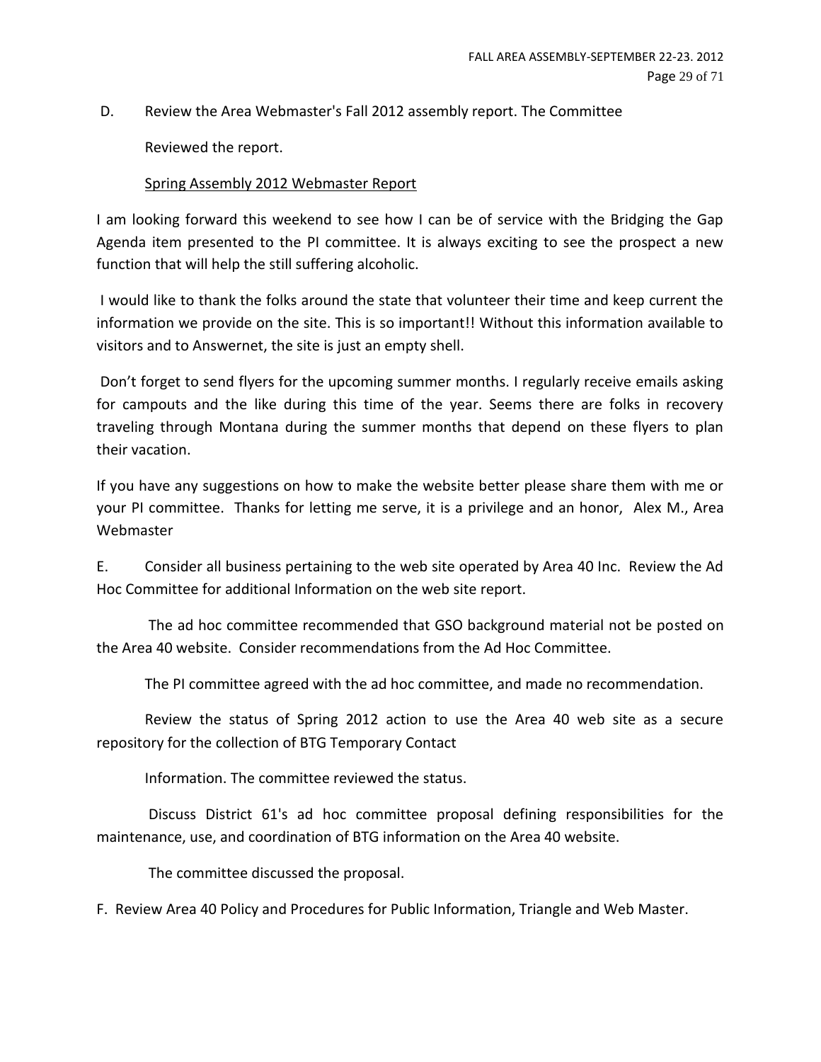D. Review the Area Webmaster's Fall 2012 assembly report. The Committee

Reviewed the report.

Spring Assembly 2012 Webmaster Report

I am looking forward this weekend to see how I can be of service with the Bridging the Gap Agenda item presented to the PI committee. It is always exciting to see the prospect a new function that will help the still suffering alcoholic.

I would like to thank the folks around the state that volunteer their time and keep current the information we provide on the site. This is so important!! Without this information available to visitors and to Answernet, the site is just an empty shell.

Don't forget to send flyers for the upcoming summer months. I regularly receive emails asking for campouts and the like during this time of the year. Seems there are folks in recovery traveling through Montana during the summer months that depend on these flyers to plan their vacation.

If you have any suggestions on how to make the website better please share them with me or your PI committee. Thanks for letting me serve, it is a privilege and an honor, Alex M., Area Webmaster

E. Consider all business pertaining to the web site operated by Area 40 Inc. Review the Ad Hoc Committee for additional Information on the web site report.

The ad hoc committee recommended that GSO background material not be posted on the Area 40 website. Consider recommendations from the Ad Hoc Committee.

The PI committee agreed with the ad hoc committee, and made no recommendation.

Review the status of Spring 2012 action to use the Area 40 web site as a secure repository for the collection of BTG Temporary Contact

Information. The committee reviewed the status.

Discuss District 61's ad hoc committee proposal defining responsibilities for the maintenance, use, and coordination of BTG information on the Area 40 website.

The committee discussed the proposal.

F. Review Area 40 Policy and Procedures for Public Information, Triangle and Web Master.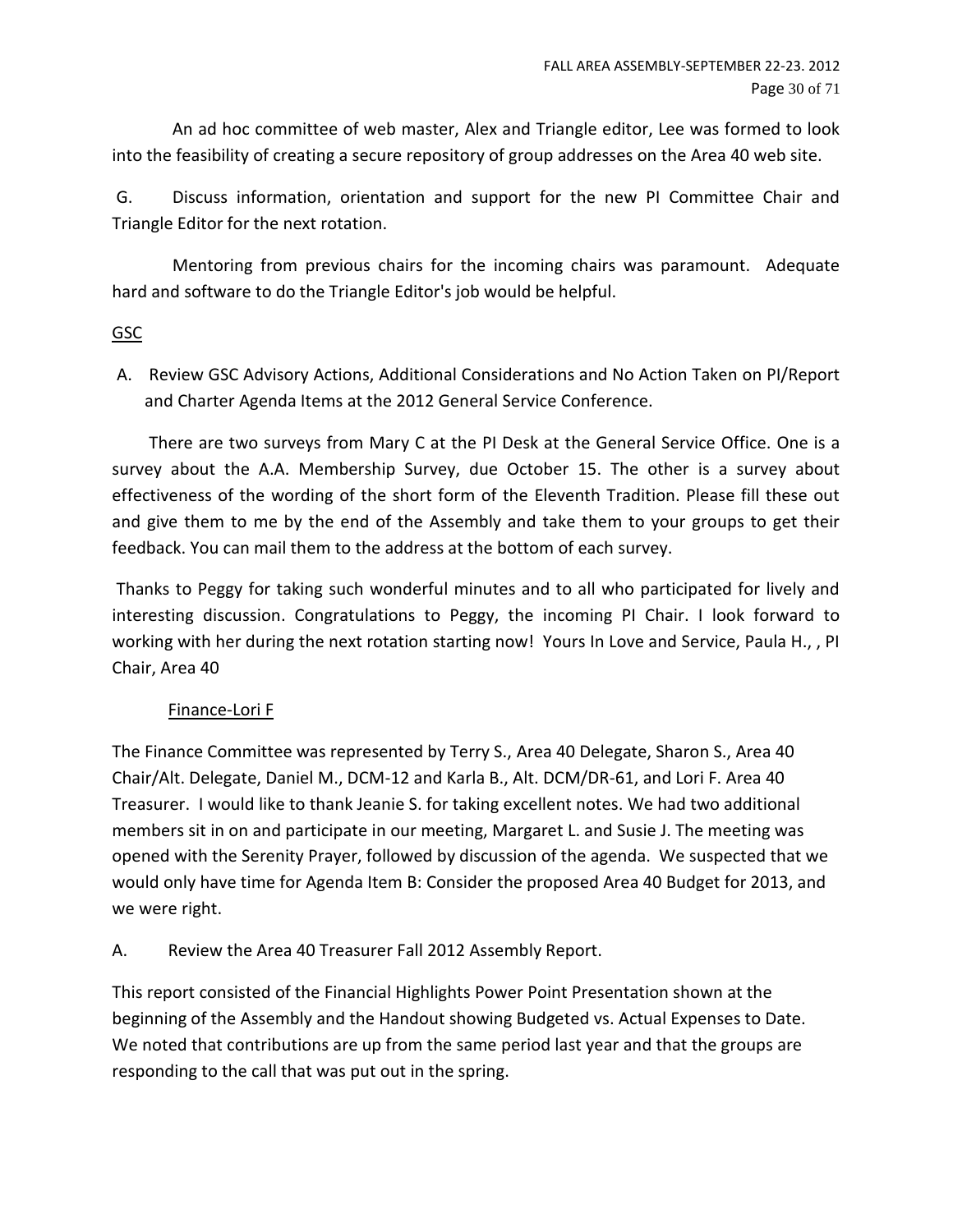An ad hoc committee of web master, Alex and Triangle editor, Lee was formed to look into the feasibility of creating a secure repository of group addresses on the Area 40 web site.

G. Discuss information, orientation and support for the new PI Committee Chair and Triangle Editor for the next rotation.

Mentoring from previous chairs for the incoming chairs was paramount. Adequate hard and software to do the Triangle Editor's job would be helpful.

<u>GSC</u>

A. Review GSC Advisory Actions, Additional Considerations and No Action Taken on PI/Report and Charter Agenda Items at the 2012 General Service Conference.

There are two surveys from Mary C at the PI Desk at the General Service Office. One is a survey about the A.A. Membership Survey, due October 15. The other is a survey about effectiveness of the wording of the short form of the Eleventh Tradition. Please fill these out and give them to me by the end of the Assembly and take them to your groups to get their feedback. You can mail them to the address at the bottom of each survey.

Thanks to Peggy for taking such wonderful minutes and to all who participated for lively and interesting discussion. Congratulations to Peggy, the incoming PI Chair. I look forward to working with her during the next rotation starting now! Yours In Love and Service, Paula H., , PI Chair, Area 40

<u>Finance-Lori F</u>

The Finance Committee was represented by Terry S., Area 40 Delegate, Sharon S., Area 40 Chair/Alt. Delegate, Daniel M., DCM-12 and Karla B., Alt. DCM/DR-61, and Lori F. Area 40 Treasurer. I would like to thank Jeanie S. for taking excellent notes. We had two additional members sit in on and participate in our meeting, Margaret L. and Susie J. The meeting was opened with the Serenity Prayer, followed by discussion of the agenda. We suspected that we would only have time for Agenda Item B: Consider the proposed Area 40 Budget for 2013, and we were right.

A. Review the Area 40 Treasurer Fall 2012 Assembly Report.

This report consisted of the Financial Highlights Power Point Presentation shown at the beginning of the Assembly and the Handout showing Budgeted vs. Actual Expenses to Date. We noted that contributions are up from the same period last year and that the groups are responding to the call that was put out in the spring.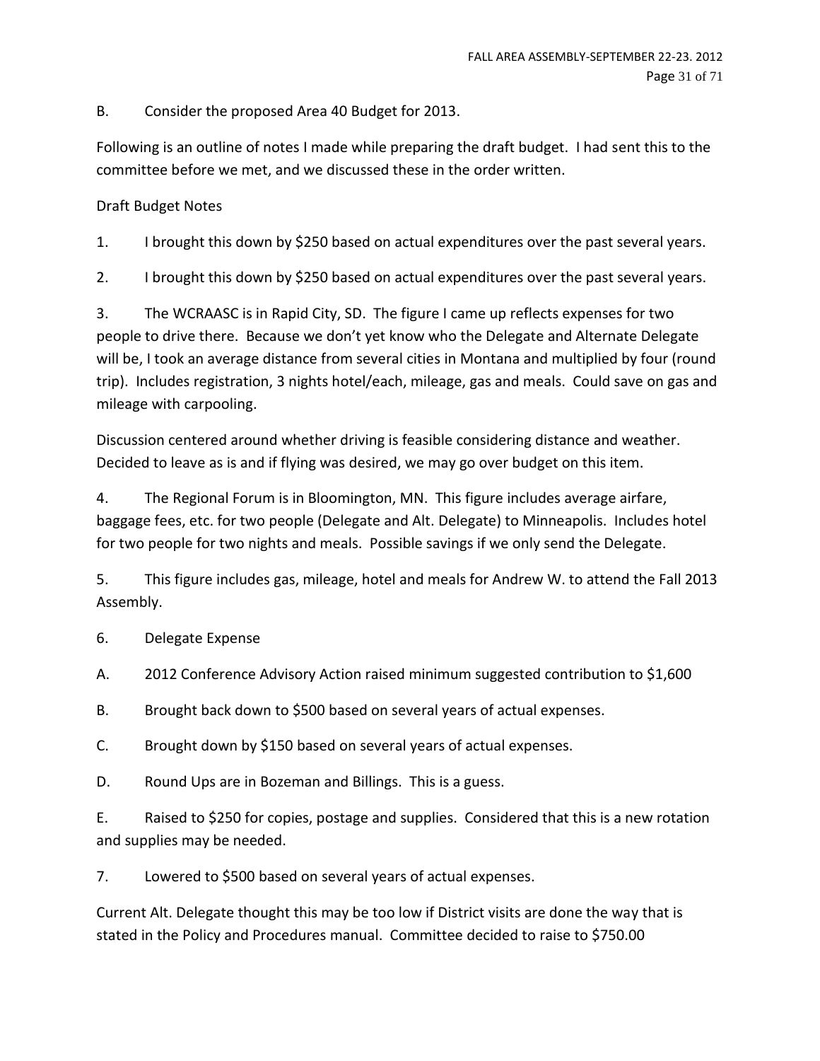B. Consider the proposed Area 40 Budget for 2013.

Following is an outline of notes I made while preparing the draft budget. I had sent this to the committee before we met, and we discussed these in the order written.

Draft Budget Notes

1. I brought this down by $250 based on actual expenditures over the past several years.

2. I brought this down by $250 based on actual expenditures over the past several years.

3. The WCRAASC is in Rapid City, SD. The figure I came up reflects expenses for two people to drive there. Because we don't yet know who the Delegate and Alternate Delegate will be, I took an average distance from several cities in Montana and multiplied by four (round trip). Includes registration, 3 nights hotel/each, mileage, gas and meals. Could save on gas and mileage with carpooling.

Discussion centered around whether driving is feasible considering distance and weather. Decided to leave as is and if flying was desired, we may go over budget on this item.

4. The Regional Forum is in Bloomington, MN. This figure includes average airfare, baggage fees, etc. for two people (Delegate and Alt. Delegate) to Minneapolis. Includes hotel for two people for two nights and meals. Possible savings if we only send the Delegate.

5. This figure includes gas, mileage, hotel and meals for Andrew W. to attend the Fall 2013 Assembly.

6. Delegate Expense

A. 2012 Conference Advisory Action raised minimum suggested contribution to $1,600

B. Brought back down to $500 based on several years of actual expenses.

C. Brought down by $150 based on several years of actual expenses.

D. Round Ups are in Bozeman and Billings. This is a guess.

E. Raised to $250 for copies, postage and supplies. Considered that this is a new rotation and supplies may be needed.

7. Lowered to $500 based on several years of actual expenses.

Current Alt. Delegate thought this may be too low if District visits are done the way that is stated in the Policy and Procedures manual. Committee decided to raise to $750.00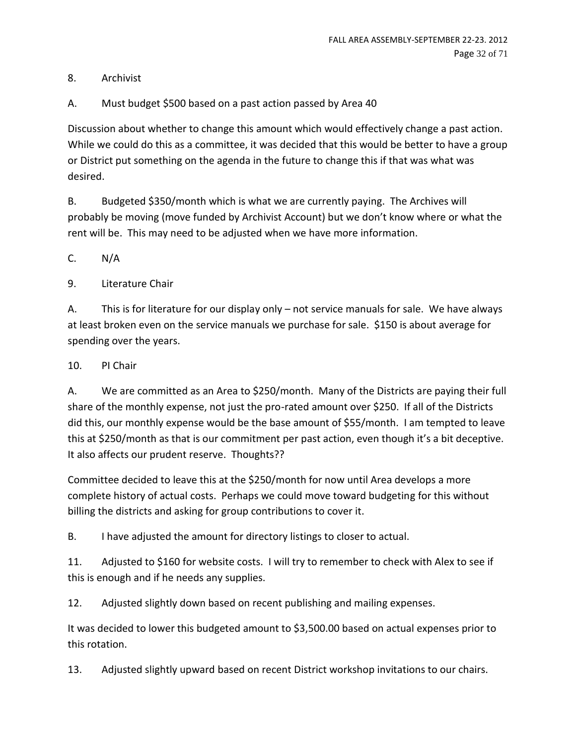8. Archivist

A. Must budget $500 based on a past action passed by Area 40

Discussion about whether to change this amount which would effectively change a past action. While we could do this as a committee, it was decided that this would be better to have a group or District put something on the agenda in the future to change this if that was what was desired.

B. Budgeted $350/month which is what we are currently paying. The Archives will probably be moving (move funded by Archivist Account) but we don't know where or what the rent will be. This may need to be adjusted when we have more information.

C. N/A

9. Literature Chair

A. This is for literature for our display only – not service manuals for sale. We have always at least broken even on the service manuals we purchase for sale. $150 is about average for spending over the years.

10. PI Chair

A. We are committed as an Area to $250/month. Many of the Districts are paying their full share of the monthly expense, not just the pro-rated amount over $250. If all of the Districts did this, our monthly expense would be the base amount of $55/month. I am tempted to leave this at $250/month as that is our commitment per past action, even though it's a bit deceptive. It also affects our prudent reserve. Thoughts??

Committee decided to leave this at the $250/month for now until Area develops a more complete history of actual costs. Perhaps we could move toward budgeting for this without billing the districts and asking for group contributions to cover it.

B. I have adjusted the amount for directory listings to closer to actual.

11. Adjusted to $160 for website costs. I will try to remember to check with Alex to see if this is enough and if he needs any supplies.

12. Adjusted slightly down based on recent publishing and mailing expenses.

It was decided to lower this budgeted amount to $3,500.00 based on actual expenses prior to this rotation.

13. Adjusted slightly upward based on recent District workshop invitations to our chairs.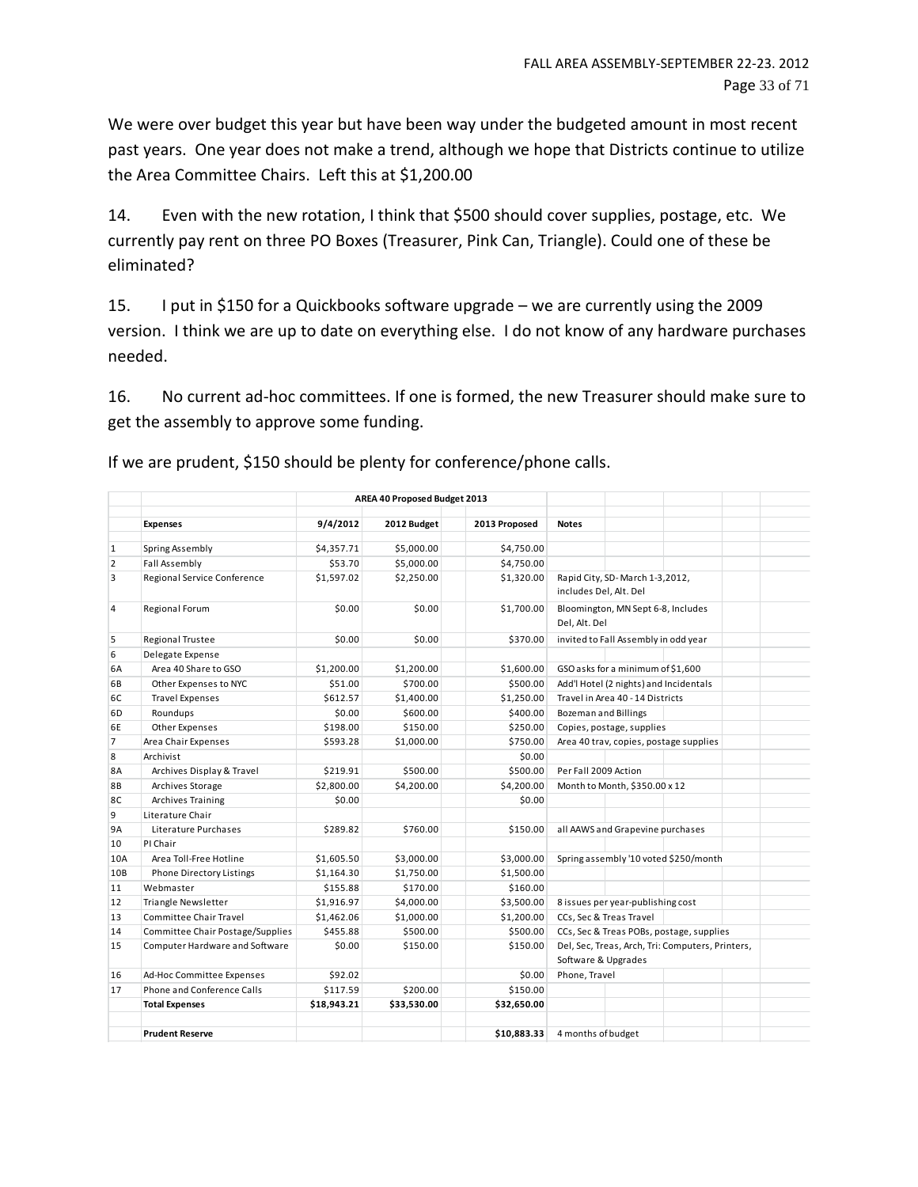We were over budget this year but have been way under the budgeted amount in most recent past years. One year does not make a trend, although we hope that Districts continue to utilize the Area Committee Chairs. Left this at $1,200.00

14. Even with the new rotation, I think that $500 should cover supplies, postage, etc. We currently pay rent on three PO Boxes (Treasurer, Pink Can, Triangle). Could one of these be eliminated?

15. I put in $150 for a Quickbooks software upgrade – we are currently using the 2009 version. I think we are up to date on everything else. I do not know of any hardware purchases needed.

16. No current ad-hoc committees. If one is formed, the new Treasurer should make sure to get the assembly to approve some funding.

If we are prudent, $150 should be plenty for conference/phone calls.

| | AREA 40 Proposed Budget 2013 | | | | |
|---|---|---|---|---|---|
| | **Expenses** | **9/4/2012** | **2012 Budget** | **2013 Proposed** | **Notes** |
| 1 | Spring Assembly | $4,357.71 | $5,000.00 | $4,750.00 | |
| 2 | Fall Assembly | $53.70 | $5,000.00 | $4,750.00 | |
| 3 | Regional Service Conference | $1,597.02 | $2,250.00 | $1,320.00 | Rapid City, SD- March 1-3,2012, includes Del, Alt. Del |
| 4 | Regional Forum | $0.00 | $0.00 | $1,700.00 | Bloomington, MN Sept 6-8, Includes Del, Alt. Del |
| 5 | Regional Trustee | $0.00 | $0.00 | $370.00 | invited to Fall Assembly in odd year |
| 6 | Delegate Expense | | | | |
| 6A | Area 40 Share to GSO | $1,200.00 | $1,200.00 | $1,600.00 | GSO asks for a minimum of $1,600 |
| 6B | Other Expenses to NYC | $51.00 | $700.00 | $500.00 | Add'l Hotel (2 nights) and Incidentals |
| 6C | Travel Expenses | $612.57 | $1,400.00 | $1,250.00 | Travel in Area 40 - 14 Districts |
| 6D | Roundups | $0.00 | $600.00 | $400.00 | Bozeman and Billings |
| 6E | Other Expenses | $198.00 | $150.00 | $250.00 | Copies, postage, supplies |
| 7 | Area Chair Expenses | $593.28 | $1,000.00 | $750.00 | Area 40 trav, copies, postage supplies |
| 8 | Archivist | | | $0.00 | |
| 8A | Archives Display & Travel | $219.91 | $500.00 | $500.00 | Per Fall 2009 Action |
| 8B | Archives Storage | $2,800.00 | $4,200.00 | $4,200.00 | Month to Month, $350.00 x 12 |
| 8C | Archives Training | $0.00 | | $0.00 | |
| 9 | Literature Chair | | | | |
| 9A | Literature Purchases | $289.82 | $760.00 | $150.00 | all AAWS and Grapevine purchases |
| 10 | PI Chair | | | | |
| 10A | Area Toll-Free Hotline | $1,605.50 | $3,000.00 | $3,000.00 | Spring assembly '10 voted $250/month |
| 10B | Phone Directory Listings | $1,164.30 | $1,750.00 | $1,500.00 | |
| 11 | Webmaster | $155.88 | $170.00 | $160.00 | |
| 12 | Triangle Newsletter | $1,916.97 | $4,000.00 | $3,500.00 | 8 issues per year-publishing cost |
| 13 | Committee Chair Travel | $1,462.06 | $1,000.00 | $1,200.00 | CCs, Sec & Treas Travel |
| 14 | Committee Chair Postage/Supplies | $455.88 | $500.00 | $500.00 | CCs, Sec & Treas POBs, postage, supplies |
| 15 | Computer Hardware and Software | $0.00 | $150.00 | $150.00 | Del, Sec, Treas, Arch, Tri: Computers, Printers, Software & Upgrades |
| 16 | Ad-Hoc Committee Expenses | $92.02 | | $0.00 | Phone, Travel |
| 17 | Phone and Conference Calls | $117.59 | $200.00 | $150.00 | |
| | **Total Expenses** | **$18,943.21** | **$33,530.00** | **$32,650.00** | |
| | **Prudent Reserve** | | | **$10,883.33** | 4 months of budget |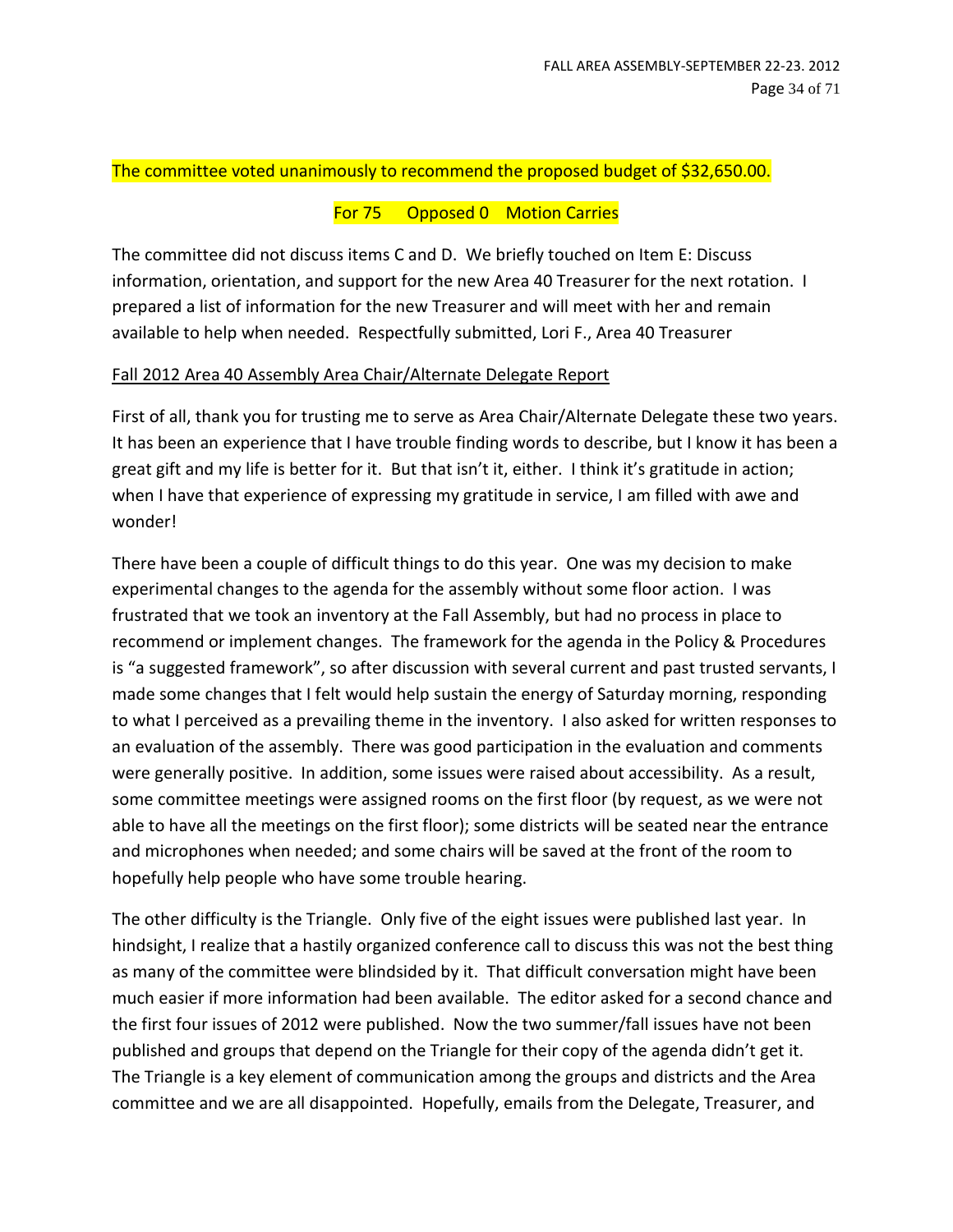The committee voted unanimously to recommend the proposed budget of $32,650.00.

For 75 Opposed 0 Motion Carries

The committee did not discuss items C and D. We briefly touched on Item E: Discuss information, orientation, and support for the new Area 40 Treasurer for the next rotation. I prepared a list of information for the new Treasurer and will meet with her and remain available to help when needed. Respectfully submitted, Lori F., Area 40 Treasurer

Fall 2012 Area 40 Assembly Area Chair/Alternate Delegate Report

First of all, thank you for trusting me to serve as Area Chair/Alternate Delegate these two years. It has been an experience that I have trouble finding words to describe, but I know it has been a great gift and my life is better for it. But that isn't it, either. I think it's gratitude in action; when I have that experience of expressing my gratitude in service, I am filled with awe and wonder!

There have been a couple of difficult things to do this year. One was my decision to make experimental changes to the agenda for the assembly without some floor action. I was frustrated that we took an inventory at the Fall Assembly, but had no process in place to recommend or implement changes. The framework for the agenda in the Policy & Procedures is "a suggested framework", so after discussion with several current and past trusted servants, I made some changes that I felt would help sustain the energy of Saturday morning, responding to what I perceived as a prevailing theme in the inventory. I also asked for written responses to an evaluation of the assembly. There was good participation in the evaluation and comments were generally positive. In addition, some issues were raised about accessibility. As a result, some committee meetings were assigned rooms on the first floor (by request, as we were not able to have all the meetings on the first floor); some districts will be seated near the entrance and microphones when needed; and some chairs will be saved at the front of the room to hopefully help people who have some trouble hearing.

The other difficulty is the Triangle. Only five of the eight issues were published last year. In hindsight, I realize that a hastily organized conference call to discuss this was not the best thing as many of the committee were blindsided by it. That difficult conversation might have been much easier if more information had been available. The editor asked for a second chance and the first four issues of 2012 were published. Now the two summer/fall issues have not been published and groups that depend on the Triangle for their copy of the agenda didn't get it. The Triangle is a key element of communication among the groups and districts and the Area committee and we are all disappointed. Hopefully, emails from the Delegate, Treasurer, and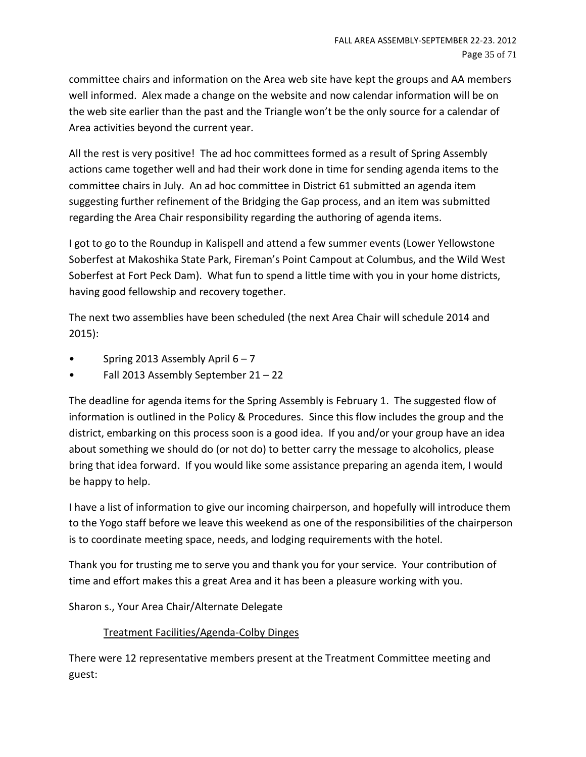committee chairs and information on the Area web site have kept the groups and AA members well informed. Alex made a change on the website and now calendar information will be on the web site earlier than the past and the Triangle won't be the only source for a calendar of Area activities beyond the current year.

All the rest is very positive! The ad hoc committees formed as a result of Spring Assembly actions came together well and had their work done in time for sending agenda items to the committee chairs in July. An ad hoc committee in District 61 submitted an agenda item suggesting further refinement of the Bridging the Gap process, and an item was submitted regarding the Area Chair responsibility regarding the authoring of agenda items.

I got to go to the Roundup in Kalispell and attend a few summer events (Lower Yellowstone Soberfest at Makoshika State Park, Fireman's Point Campout at Columbus, and the Wild West Soberfest at Fort Peck Dam). What fun to spend a little time with you in your home districts, having good fellowship and recovery together.

The next two assemblies have been scheduled (the next Area Chair will schedule 2014 and 2015):

- Spring 2013 Assembly April 6 – 7
- Fall 2013 Assembly September 21 – 22

The deadline for agenda items for the Spring Assembly is February 1. The suggested flow of information is outlined in the Policy & Procedures. Since this flow includes the group and the district, embarking on this process soon is a good idea. If you and/or your group have an idea about something we should do (or not do) to better carry the message to alcoholics, please bring that idea forward. If you would like some assistance preparing an agenda item, I would be happy to help.

I have a list of information to give our incoming chairperson, and hopefully will introduce them to the Yogo staff before we leave this weekend as one of the responsibilities of the chairperson is to coordinate meeting space, needs, and lodging requirements with the hotel.

Thank you for trusting me to serve you and thank you for your service. Your contribution of time and effort makes this a great Area and it has been a pleasure working with you.

Sharon s., Your Area Chair/Alternate Delegate

<u>Treatment Facilities/Agenda-Colby Dinges</u>

There were 12 representative members present at the Treatment Committee meeting and guest: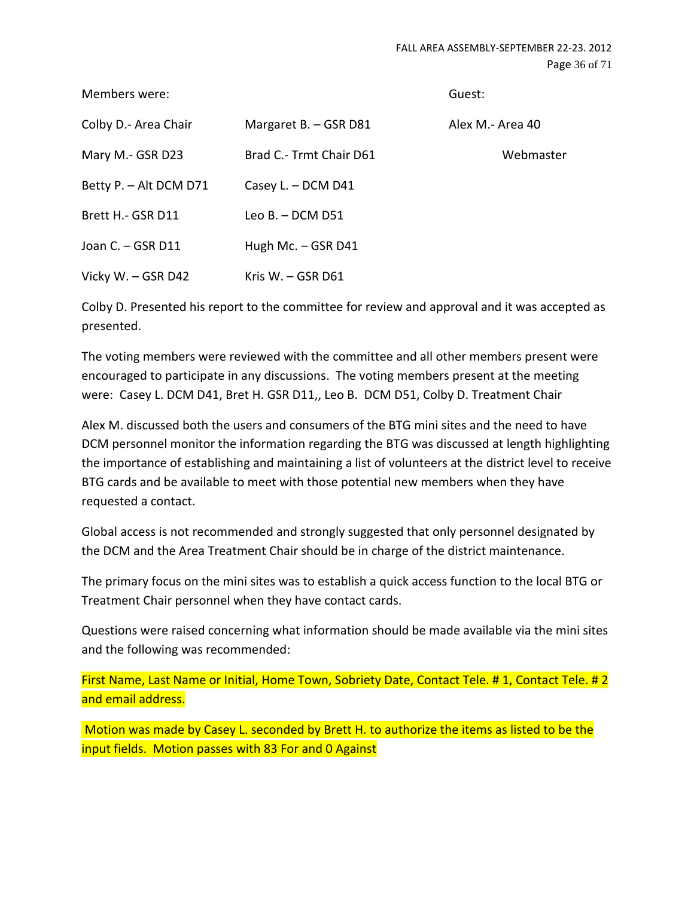| Members were: | | Guest: |
|---|---|---|
| Colby D.- Area Chair | Margaret B. – GSR D81 | Alex M.- Area 40 Webmaster |
| Mary M.- GSR D23 | Brad C.- Trmt Chair D61 | |
| Betty P. – Alt DCM D71 | Casey L. – DCM D41 | |
| Brett H.- GSR D11 | Leo B. – DCM D51 | |
| Joan C. – GSR D11 | Hugh Mc. – GSR D41 | |
| Vicky W. – GSR D42 | Kris W. – GSR D61 | |

Colby D. Presented his report to the committee for review and approval and it was accepted as presented.

The voting members were reviewed with the committee and all other members present were encouraged to participate in any discussions. The voting members present at the meeting were: Casey L. DCM D41, Bret H. GSR D11,, Leo B. DCM D51, Colby D. Treatment Chair

Alex M. discussed both the users and consumers of the BTG mini sites and the need to have DCM personnel monitor the information regarding the BTG was discussed at length highlighting the importance of establishing and maintaining a list of volunteers at the district level to receive BTG cards and be available to meet with those potential new members when they have requested a contact.

Global access is not recommended and strongly suggested that only personnel designated by the DCM and the Area Treatment Chair should be in charge of the district maintenance.

The primary focus on the mini sites was to establish a quick access function to the local BTG or Treatment Chair personnel when they have contact cards.

Questions were raised concerning what information should be made available via the mini sites and the following was recommended:

First Name, Last Name or Initial, Home Town, Sobriety Date, Contact Tele. # 1, Contact Tele. # 2 and email address.

Motion was made by Casey L. seconded by Brett H. to authorize the items as listed to be the input fields. Motion passes with 83 For and 0 Against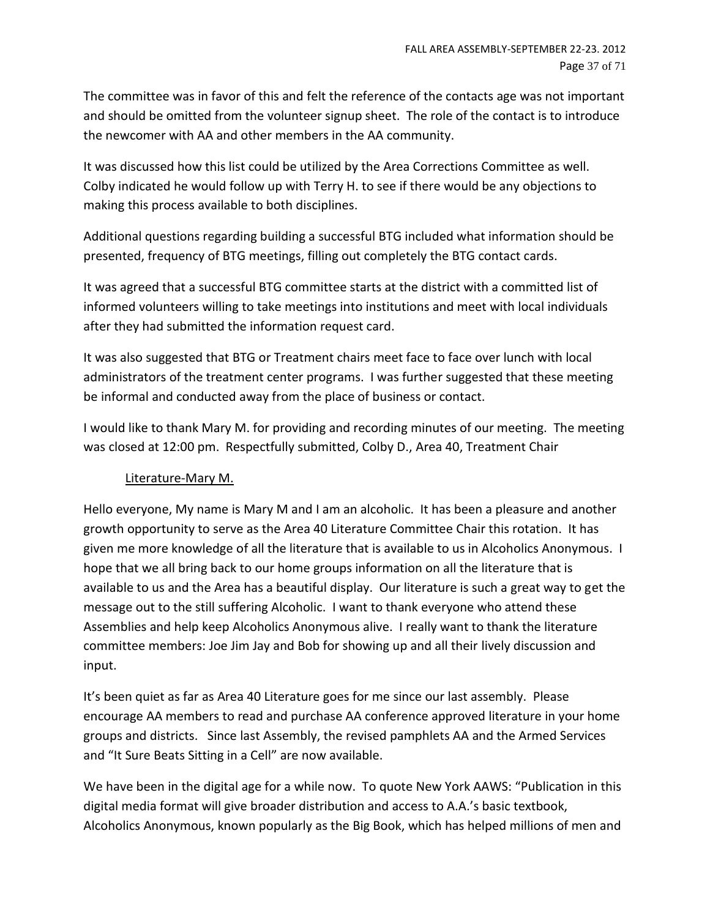The committee was in favor of this and felt the reference of the contacts age was not important and should be omitted from the volunteer signup sheet. The role of the contact is to introduce the newcomer with AA and other members in the AA community.

It was discussed how this list could be utilized by the Area Corrections Committee as well. Colby indicated he would follow up with Terry H. to see if there would be any objections to making this process available to both disciplines.

Additional questions regarding building a successful BTG included what information should be presented, frequency of BTG meetings, filling out completely the BTG contact cards.

It was agreed that a successful BTG committee starts at the district with a committed list of informed volunteers willing to take meetings into institutions and meet with local individuals after they had submitted the information request card.

It was also suggested that BTG or Treatment chairs meet face to face over lunch with local administrators of the treatment center programs. I was further suggested that these meeting be informal and conducted away from the place of business or contact.

I would like to thank Mary M. for providing and recording minutes of our meeting. The meeting was closed at 12:00 pm. Respectfully submitted, Colby D., Area 40, Treatment Chair

Literature-Mary M.

Hello everyone, My name is Mary M and I am an alcoholic. It has been a pleasure and another growth opportunity to serve as the Area 40 Literature Committee Chair this rotation. It has given me more knowledge of all the literature that is available to us in Alcoholics Anonymous. I hope that we all bring back to our home groups information on all the literature that is available to us and the Area has a beautiful display. Our literature is such a great way to get the message out to the still suffering Alcoholic. I want to thank everyone who attend these Assemblies and help keep Alcoholics Anonymous alive. I really want to thank the literature committee members: Joe Jim Jay and Bob for showing up and all their lively discussion and input.

It's been quiet as far as Area 40 Literature goes for me since our last assembly. Please encourage AA members to read and purchase AA conference approved literature in your home groups and districts. Since last Assembly, the revised pamphlets AA and the Armed Services and "It Sure Beats Sitting in a Cell" are now available.

We have been in the digital age for a while now. To quote New York AAWS: "Publication in this digital media format will give broader distribution and access to A.A.'s basic textbook, Alcoholics Anonymous, known popularly as the Big Book, which has helped millions of men and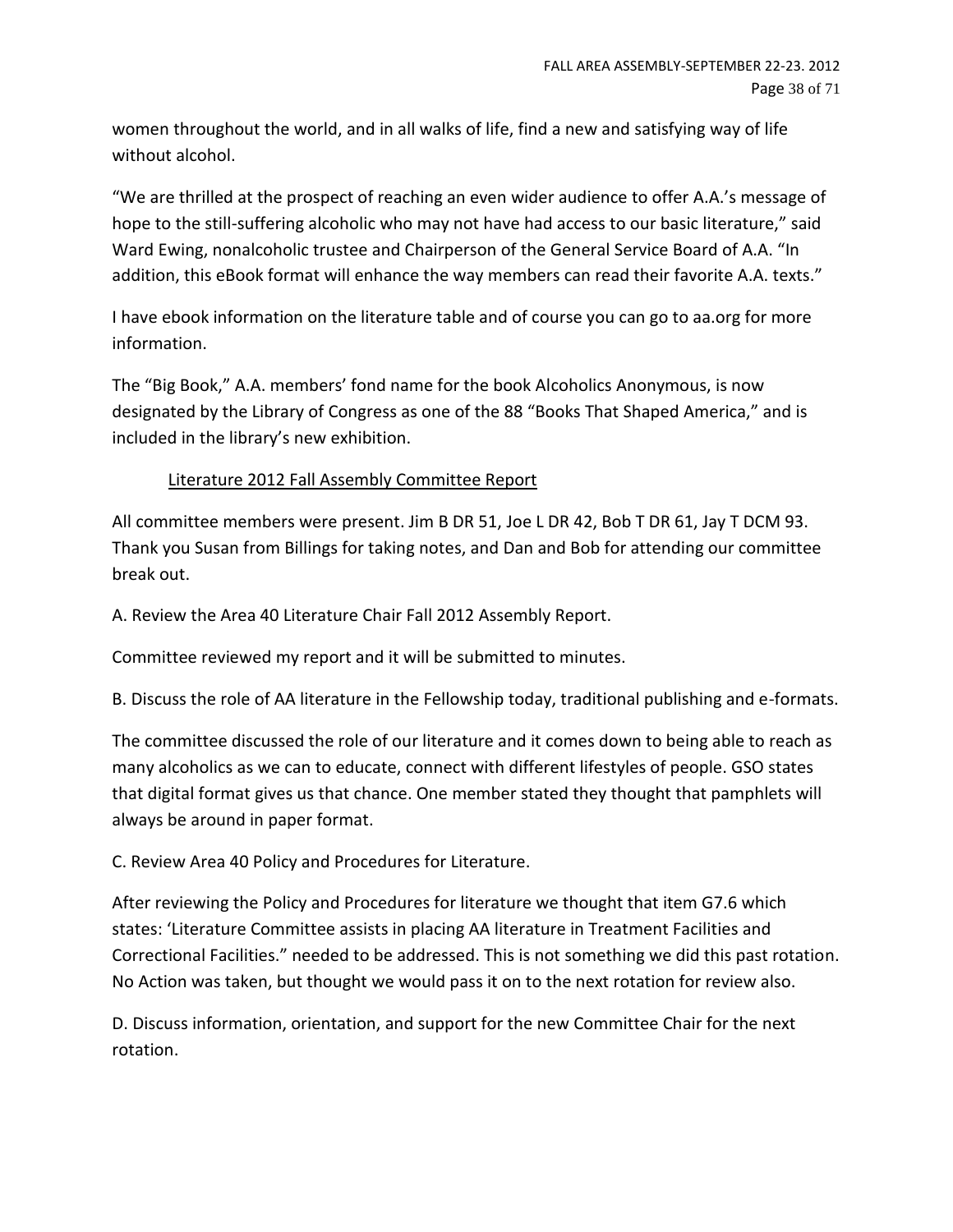women throughout the world, and in all walks of life, find a new and satisfying way of life without alcohol.

"We are thrilled at the prospect of reaching an even wider audience to offer A.A.'s message of hope to the still-suffering alcoholic who may not have had access to our basic literature," said Ward Ewing, nonalcoholic trustee and Chairperson of the General Service Board of A.A. "In addition, this eBook format will enhance the way members can read their favorite A.A. texts."

I have ebook information on the literature table and of course you can go to aa.org for more information.

The "Big Book," A.A. members' fond name for the book Alcoholics Anonymous, is now designated by the Library of Congress as one of the 88 "Books That Shaped America," and is included in the library's new exhibition.

<u>Literature 2012 Fall Assembly Committee Report</u>

All committee members were present. Jim B DR 51, Joe L DR 42, Bob T DR 61, Jay T DCM 93. Thank you Susan from Billings for taking notes, and Dan and Bob for attending our committee break out.

A. Review the Area 40 Literature Chair Fall 2012 Assembly Report.

Committee reviewed my report and it will be submitted to minutes.

B. Discuss the role of AA literature in the Fellowship today, traditional publishing and e-formats.

The committee discussed the role of our literature and it comes down to being able to reach as many alcoholics as we can to educate, connect with different lifestyles of people. GSO states that digital format gives us that chance. One member stated they thought that pamphlets will always be around in paper format.

C. Review Area 40 Policy and Procedures for Literature.

After reviewing the Policy and Procedures for literature we thought that item G7.6 which states: 'Literature Committee assists in placing AA literature in Treatment Facilities and Correctional Facilities." needed to be addressed. This is not something we did this past rotation. No Action was taken, but thought we would pass it on to the next rotation for review also.

D. Discuss information, orientation, and support for the new Committee Chair for the next rotation.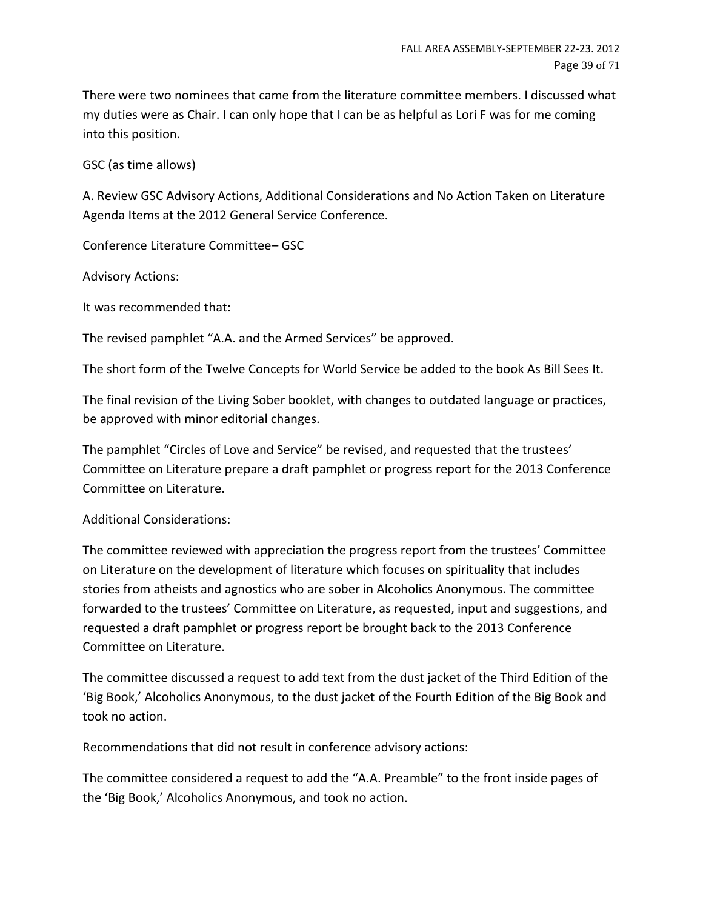There were two nominees that came from the literature committee members. I discussed what my duties were as Chair. I can only hope that I can be as helpful as Lori F was for me coming into this position.

GSC (as time allows)

A. Review GSC Advisory Actions, Additional Considerations and No Action Taken on Literature Agenda Items at the 2012 General Service Conference.

Conference Literature Committee– GSC

Advisory Actions:

It was recommended that:

The revised pamphlet "A.A. and the Armed Services" be approved.

The short form of the Twelve Concepts for World Service be added to the book As Bill Sees It.

The final revision of the Living Sober booklet, with changes to outdated language or practices, be approved with minor editorial changes.

The pamphlet "Circles of Love and Service" be revised, and requested that the trustees' Committee on Literature prepare a draft pamphlet or progress report for the 2013 Conference Committee on Literature.

Additional Considerations:

The committee reviewed with appreciation the progress report from the trustees' Committee on Literature on the development of literature which focuses on spirituality that includes stories from atheists and agnostics who are sober in Alcoholics Anonymous. The committee forwarded to the trustees' Committee on Literature, as requested, input and suggestions, and requested a draft pamphlet or progress report be brought back to the 2013 Conference Committee on Literature.

The committee discussed a request to add text from the dust jacket of the Third Edition of the 'Big Book,' Alcoholics Anonymous, to the dust jacket of the Fourth Edition of the Big Book and took no action.

Recommendations that did not result in conference advisory actions:

The committee considered a request to add the "A.A. Preamble" to the front inside pages of the 'Big Book,' Alcoholics Anonymous, and took no action.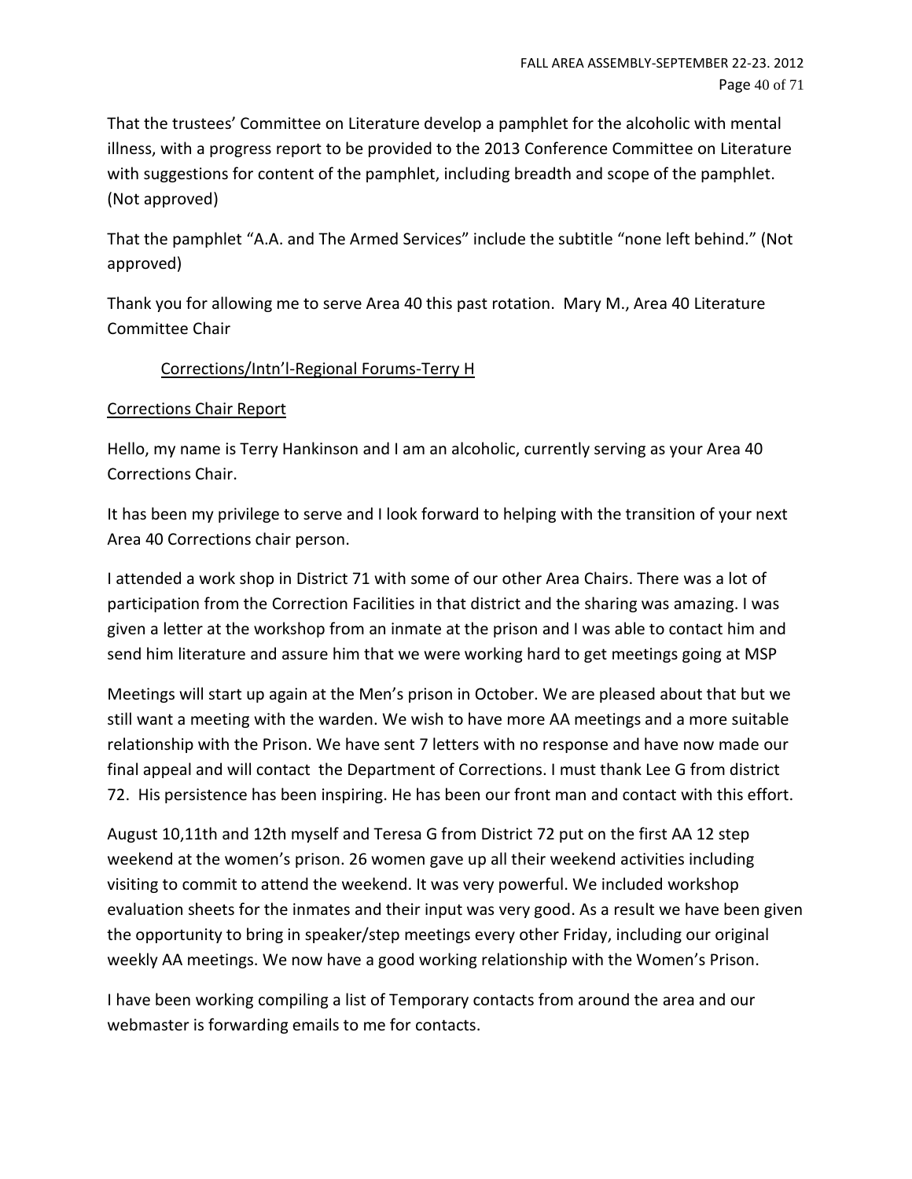That the trustees' Committee on Literature develop a pamphlet for the alcoholic with mental illness, with a progress report to be provided to the 2013 Conference Committee on Literature with suggestions for content of the pamphlet, including breadth and scope of the pamphlet. (Not approved)

That the pamphlet "A.A. and The Armed Services" include the subtitle "none left behind." (Not approved)

Thank you for allowing me to serve Area 40 this past rotation. Mary M., Area 40 Literature Committee Chair

<u>Corrections/Intn'l-Regional Forums-Terry H</u>

<u>Corrections Chair Report</u>

Hello, my name is Terry Hankinson and I am an alcoholic, currently serving as your Area 40 Corrections Chair.

It has been my privilege to serve and I look forward to helping with the transition of your next Area 40 Corrections chair person.

I attended a work shop in District 71 with some of our other Area Chairs. There was a lot of participation from the Correction Facilities in that district and the sharing was amazing. I was given a letter at the workshop from an inmate at the prison and I was able to contact him and send him literature and assure him that we were working hard to get meetings going at MSP

Meetings will start up again at the Men's prison in October. We are pleased about that but we still want a meeting with the warden. We wish to have more AA meetings and a more suitable relationship with the Prison. We have sent 7 letters with no response and have now made our final appeal and will contact the Department of Corrections. I must thank Lee G from district 72. His persistence has been inspiring. He has been our front man and contact with this effort.

August 10,11th and 12th myself and Teresa G from District 72 put on the first AA 12 step weekend at the women's prison. 26 women gave up all their weekend activities including visiting to commit to attend the weekend. It was very powerful. We included workshop evaluation sheets for the inmates and their input was very good. As a result we have been given the opportunity to bring in speaker/step meetings every other Friday, including our original weekly AA meetings. We now have a good working relationship with the Women's Prison.

I have been working compiling a list of Temporary contacts from around the area and our webmaster is forwarding emails to me for contacts.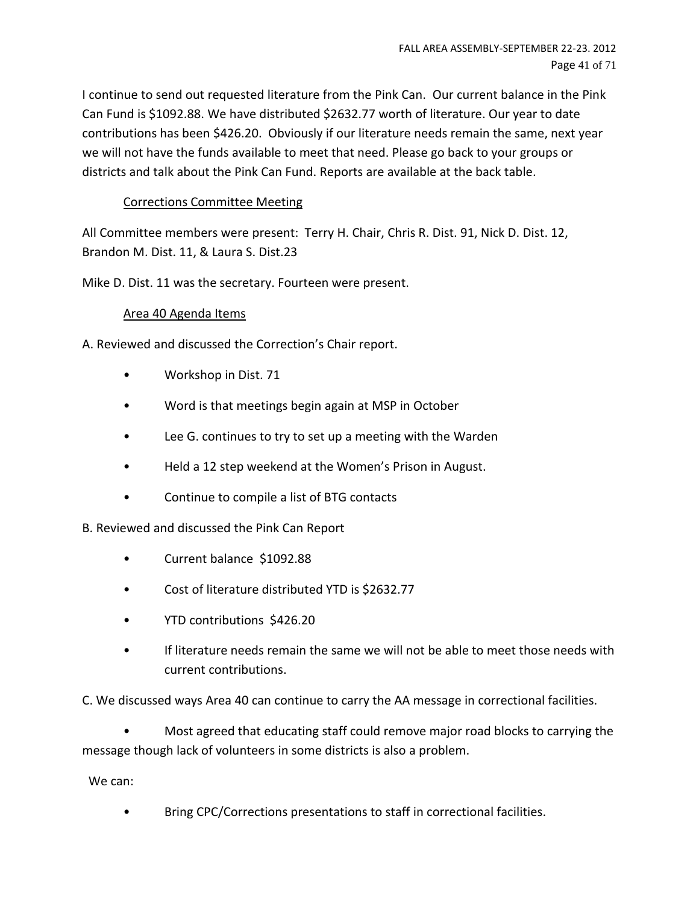I continue to send out requested literature from the Pink Can. Our current balance in the Pink Can Fund is $1092.88. We have distributed $2632.77 worth of literature. Our year to date contributions has been $426.20. Obviously if our literature needs remain the same, next year we will not have the funds available to meet that need. Please go back to your groups or districts and talk about the Pink Can Fund. Reports are available at the back table.

Corrections Committee Meeting

All Committee members were present: Terry H. Chair, Chris R. Dist. 91, Nick D. Dist. 12, Brandon M. Dist. 11, & Laura S. Dist.23

Mike D. Dist. 11 was the secretary. Fourteen were present.

Area 40 Agenda Items

A. Reviewed and discussed the Correction's Chair report.

- Workshop in Dist. 71
- Word is that meetings begin again at MSP in October
- Lee G. continues to try to set up a meeting with the Warden
- Held a 12 step weekend at the Women's Prison in August.
- Continue to compile a list of BTG contacts

B. Reviewed and discussed the Pink Can Report

- Current balance $1092.88
- Cost of literature distributed YTD is $2632.77
- YTD contributions $426.20
- If literature needs remain the same we will not be able to meet those needs with current contributions.

C. We discussed ways Area 40 can continue to carry the AA message in correctional facilities.

- Most agreed that educating staff could remove major road blocks to carrying the message though lack of volunteers in some districts is also a problem.

We can:

- Bring CPC/Corrections presentations to staff in correctional facilities.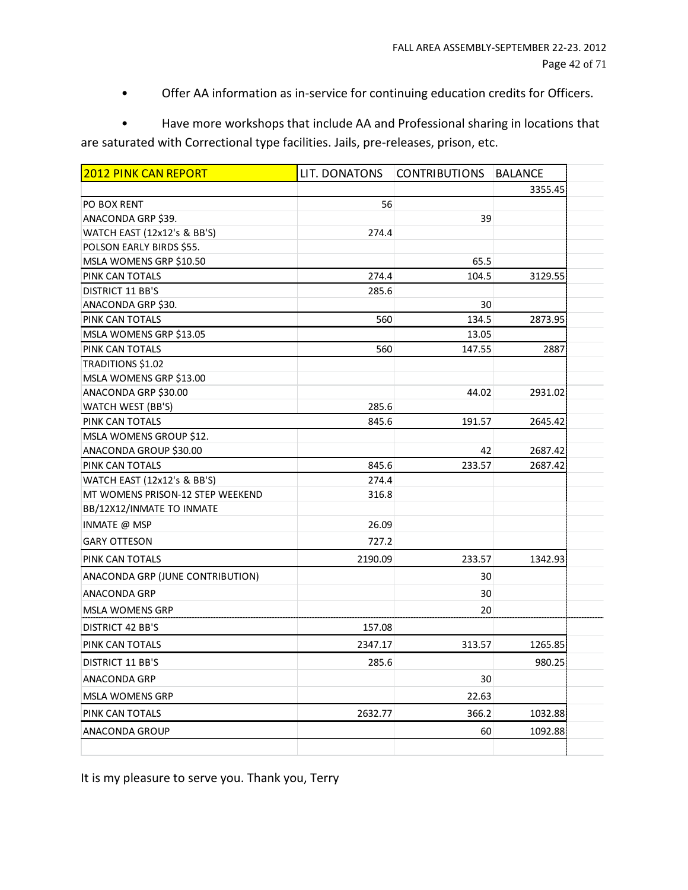- Offer AA information as in-service for continuing education credits for Officers.

- Have more workshops that include AA and Professional sharing in locations that are saturated with Correctional type facilities. Jails, pre-releases, prison, etc.

| 2012 PINK CAN REPORT | LIT. DONATONS | CONTRIBUTIONS | BALANCE |
|---|---|---|---|
| | | | 3355.45 |
| PO BOX RENT | 56 | | |
| ANACONDA GRP $39. | | 39 | |
| WATCH EAST (12x12's & BB'S) | 274.4 | | |
| POLSON EARLY BIRDS $55. | | | |
| MSLA WOMENS GRP $10.50 | | 65.5 | |
| PINK CAN TOTALS | 274.4 | 104.5 | 3129.55 |
| DISTRICT 11 BB'S | 285.6 | | |
| ANACONDA GRP $30. | | 30 | |
| PINK CAN TOTALS | 560 | 134.5 | 2873.95 |
| MSLA WOMENS GRP $13.05 | | 13.05 | |
| PINK CAN TOTALS | 560 | 147.55 | 2887 |
| TRADITIONS $1.02 | | | |
| MSLA WOMENS GRP $13.00 | | | |
| ANACONDA GRP $30.00 | | 44.02 | 2931.02 |
| WATCH WEST (BB'S) | 285.6 | | |
| PINK CAN TOTALS | 845.6 | 191.57 | 2645.42 |
| MSLA WOMENS GROUP $12. | | | |
| ANACONDA GROUP $30.00 | | 42 | 2687.42 |
| PINK CAN TOTALS | 845.6 | 233.57 | 2687.42 |
| WATCH EAST (12x12's & BB'S) | 274.4 | | |
| MT WOMENS PRISON-12 STEP WEEKEND | 316.8 | | |
| BB/12X12/INMATE TO INMATE | | | |
| INMATE @ MSP | 26.09 | | |
| GARY OTTESON | 727.2 | | |
| PINK CAN TOTALS | 2190.09 | 233.57 | 1342.93 |
| ANACONDA GRP (JUNE CONTRIBUTION) | | 30 | |
| ANACONDA GRP | | 30 | |
| MSLA WOMENS GRP | | 20 | |
| DISTRICT 42 BB'S | 157.08 | | |
| PINK CAN TOTALS | 2347.17 | 313.57 | 1265.85 |
| DISTRICT 11 BB'S | 285.6 | | 980.25 |
| ANACONDA GRP | | 30 | |
| MSLA WOMENS GRP | | 22.63 | |
| PINK CAN TOTALS | 2632.77 | 366.2 | 1032.88 |
| ANACONDA GROUP | | 60 | 1092.88 |

It is my pleasure to serve you. Thank you, Terry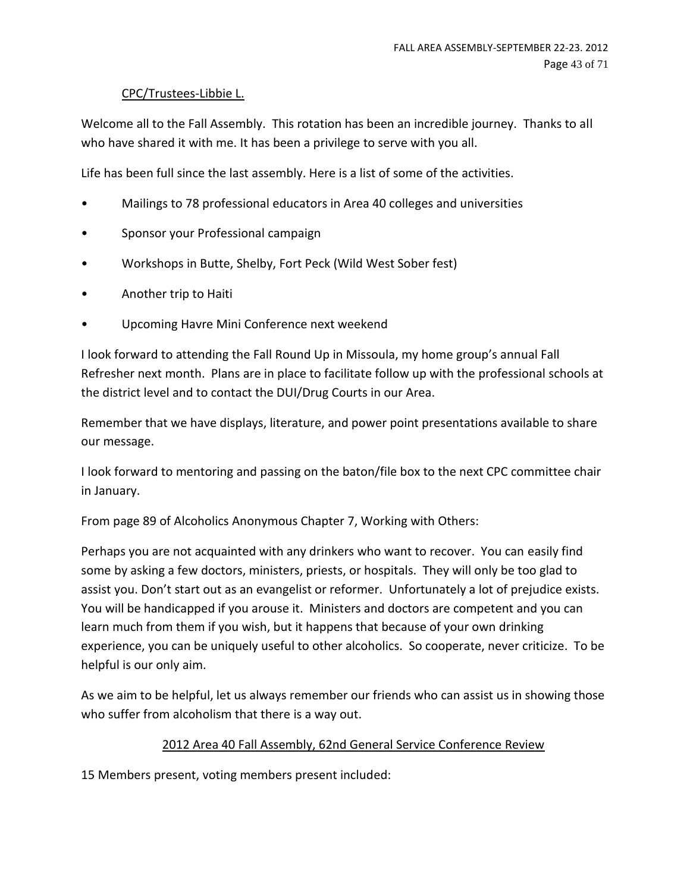CPC/Trustees-Libbie L.

Welcome all to the Fall Assembly. This rotation has been an incredible journey. Thanks to all who have shared it with me. It has been a privilege to serve with you all.

Life has been full since the last assembly. Here is a list of some of the activities.

- Mailings to 78 professional educators in Area 40 colleges and universities
- Sponsor your Professional campaign
- Workshops in Butte, Shelby, Fort Peck (Wild West Sober fest)
- Another trip to Haiti
- Upcoming Havre Mini Conference next weekend

I look forward to attending the Fall Round Up in Missoula, my home group's annual Fall Refresher next month. Plans are in place to facilitate follow up with the professional schools at the district level and to contact the DUI/Drug Courts in our Area.

Remember that we have displays, literature, and power point presentations available to share our message.

I look forward to mentoring and passing on the baton/file box to the next CPC committee chair in January.

From page 89 of Alcoholics Anonymous Chapter 7, Working with Others:

Perhaps you are not acquainted with any drinkers who want to recover. You can easily find some by asking a few doctors, ministers, priests, or hospitals. They will only be too glad to assist you. Don't start out as an evangelist or reformer. Unfortunately a lot of prejudice exists. You will be handicapped if you arouse it. Ministers and doctors are competent and you can learn much from them if you wish, but it happens that because of your own drinking experience, you can be uniquely useful to other alcoholics. So cooperate, never criticize. To be helpful is our only aim.

As we aim to be helpful, let us always remember our friends who can assist us in showing those who suffer from alcoholism that there is a way out.

2012 Area 40 Fall Assembly, 62nd General Service Conference Review

15 Members present, voting members present included: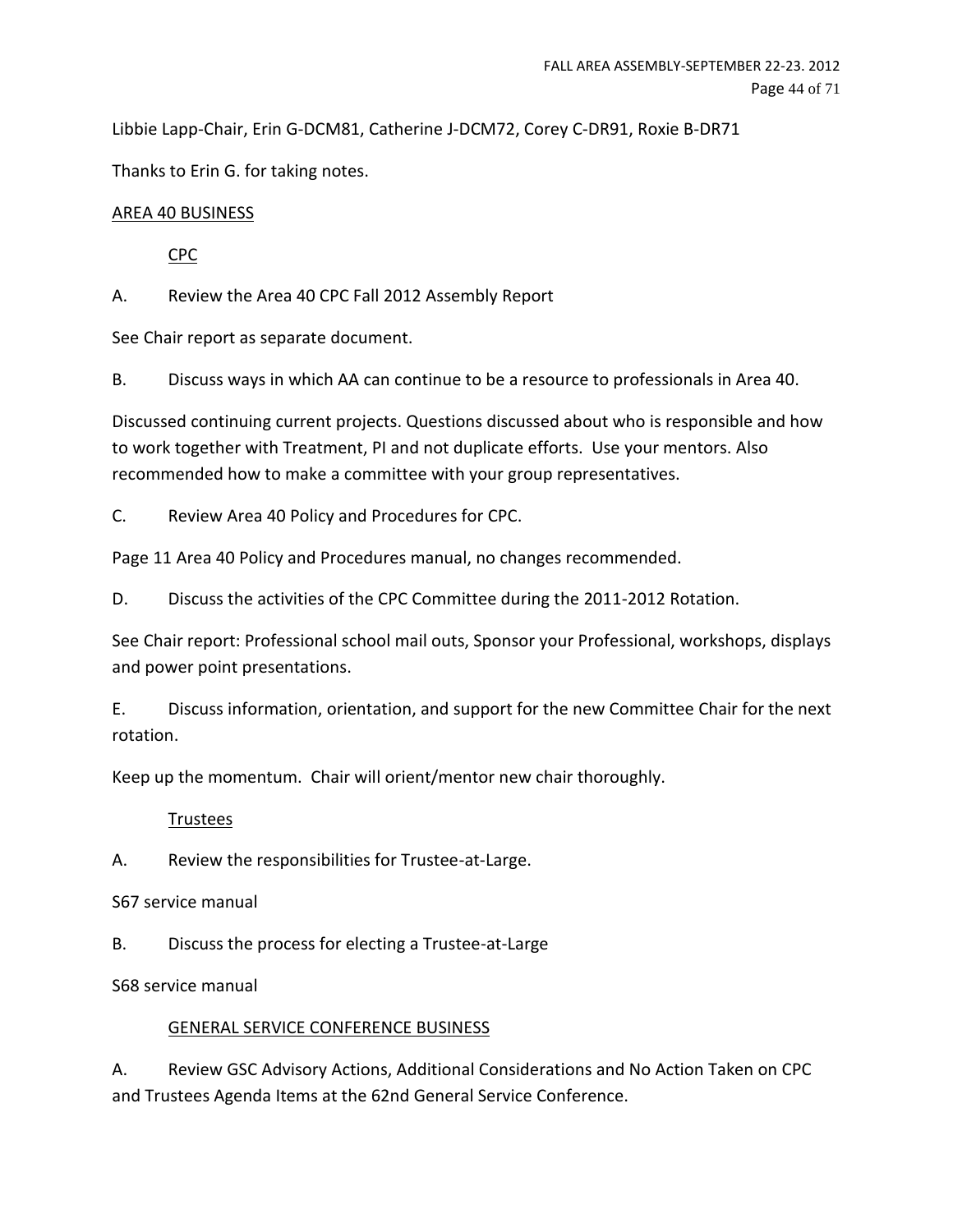Libbie Lapp-Chair, Erin G-DCM81, Catherine J-DCM72, Corey C-DR91, Roxie B-DR71

Thanks to Erin G. for taking notes.

<u>AREA 40 BUSINESS</u>

<u>CPC</u>

A. Review the Area 40 CPC Fall 2012 Assembly Report

See Chair report as separate document.

B. Discuss ways in which AA can continue to be a resource to professionals in Area 40.

Discussed continuing current projects. Questions discussed about who is responsible and how to work together with Treatment, PI and not duplicate efforts. Use your mentors. Also recommended how to make a committee with your group representatives.

C. Review Area 40 Policy and Procedures for CPC.

Page 11 Area 40 Policy and Procedures manual, no changes recommended.

D. Discuss the activities of the CPC Committee during the 2011-2012 Rotation.

See Chair report: Professional school mail outs, Sponsor your Professional, workshops, displays and power point presentations.

E. Discuss information, orientation, and support for the new Committee Chair for the next rotation.

Keep up the momentum. Chair will orient/mentor new chair thoroughly.

<u>Trustees</u>

A. Review the responsibilities for Trustee-at-Large.

S67 service manual

B. Discuss the process for electing a Trustee-at-Large

S68 service manual

<u>GENERAL SERVICE CONFERENCE BUSINESS</u>

A. Review GSC Advisory Actions, Additional Considerations and No Action Taken on CPC and Trustees Agenda Items at the 62nd General Service Conference.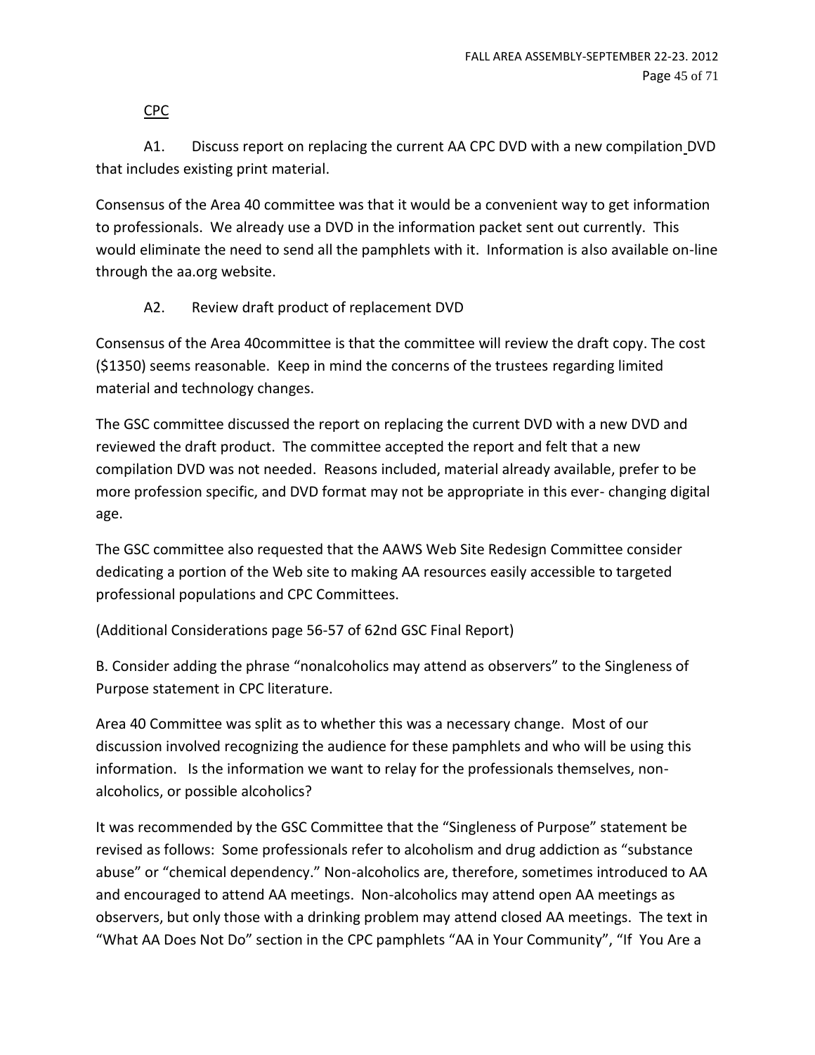<u>CPC</u>

A1. Discuss report on replacing the current AA CPC DVD with a new compilation DVD that includes existing print material.

Consensus of the Area 40 committee was that it would be a convenient way to get information to professionals. We already use a DVD in the information packet sent out currently. This would eliminate the need to send all the pamphlets with it. Information is also available on-line through the aa.org website.

A2. Review draft product of replacement DVD

Consensus of the Area 40committee is that the committee will review the draft copy. The cost ($1350) seems reasonable. Keep in mind the concerns of the trustees regarding limited material and technology changes.

The GSC committee discussed the report on replacing the current DVD with a new DVD and reviewed the draft product. The committee accepted the report and felt that a new compilation DVD was not needed. Reasons included, material already available, prefer to be more profession specific, and DVD format may not be appropriate in this ever- changing digital age.

The GSC committee also requested that the AAWS Web Site Redesign Committee consider dedicating a portion of the Web site to making AA resources easily accessible to targeted professional populations and CPC Committees.

(Additional Considerations page 56-57 of 62nd GSC Final Report)

B. Consider adding the phrase "nonalcoholics may attend as observers" to the Singleness of Purpose statement in CPC literature.

Area 40 Committee was split as to whether this was a necessary change. Most of our discussion involved recognizing the audience for these pamphlets and who will be using this information. Is the information we want to relay for the professionals themselves, non-alcoholics, or possible alcoholics?

It was recommended by the GSC Committee that the "Singleness of Purpose" statement be revised as follows: Some professionals refer to alcoholism and drug addiction as "substance abuse" or "chemical dependency." Non-alcoholics are, therefore, sometimes introduced to AA and encouraged to attend AA meetings. Non-alcoholics may attend open AA meetings as observers, but only those with a drinking problem may attend closed AA meetings. The text in "What AA Does Not Do" section in the CPC pamphlets "AA in Your Community", "If You Are a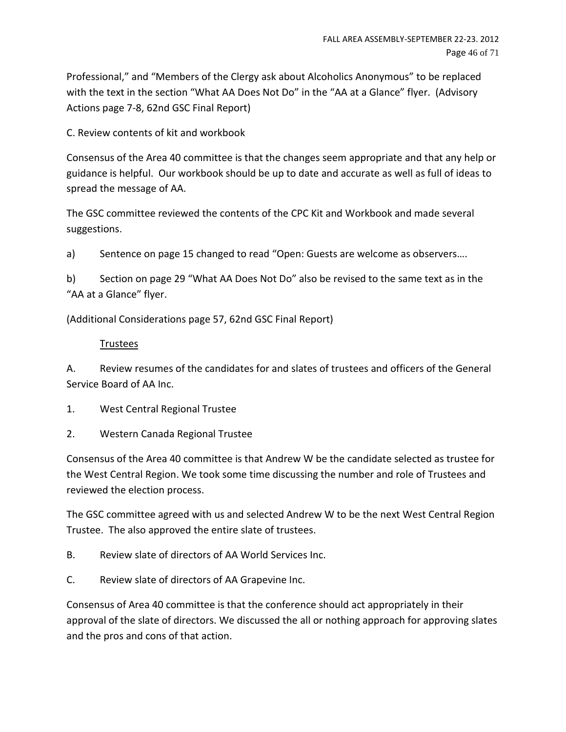Professional," and "Members of the Clergy ask about Alcoholics Anonymous" to be replaced with the text in the section "What AA Does Not Do" in the "AA at a Glance" flyer. (Advisory Actions page 7-8, 62nd GSC Final Report)

C. Review contents of kit and workbook

Consensus of the Area 40 committee is that the changes seem appropriate and that any help or guidance is helpful. Our workbook should be up to date and accurate as well as full of ideas to spread the message of AA.

The GSC committee reviewed the contents of the CPC Kit and Workbook and made several suggestions.

a) Sentence on page 15 changed to read "Open: Guests are welcome as observers….

b) Section on page 29 "What AA Does Not Do" also be revised to the same text as in the "AA at a Glance" flyer.

(Additional Considerations page 57, 62nd GSC Final Report)

<u>Trustees</u>

A. Review resumes of the candidates for and slates of trustees and officers of the General Service Board of AA Inc.

1. West Central Regional Trustee

2. Western Canada Regional Trustee

Consensus of the Area 40 committee is that Andrew W be the candidate selected as trustee for the West Central Region. We took some time discussing the number and role of Trustees and reviewed the election process.

The GSC committee agreed with us and selected Andrew W to be the next West Central Region Trustee. The also approved the entire slate of trustees.

B. Review slate of directors of AA World Services Inc.

C. Review slate of directors of AA Grapevine Inc.

Consensus of Area 40 committee is that the conference should act appropriately in their approval of the slate of directors. We discussed the all or nothing approach for approving slates and the pros and cons of that action.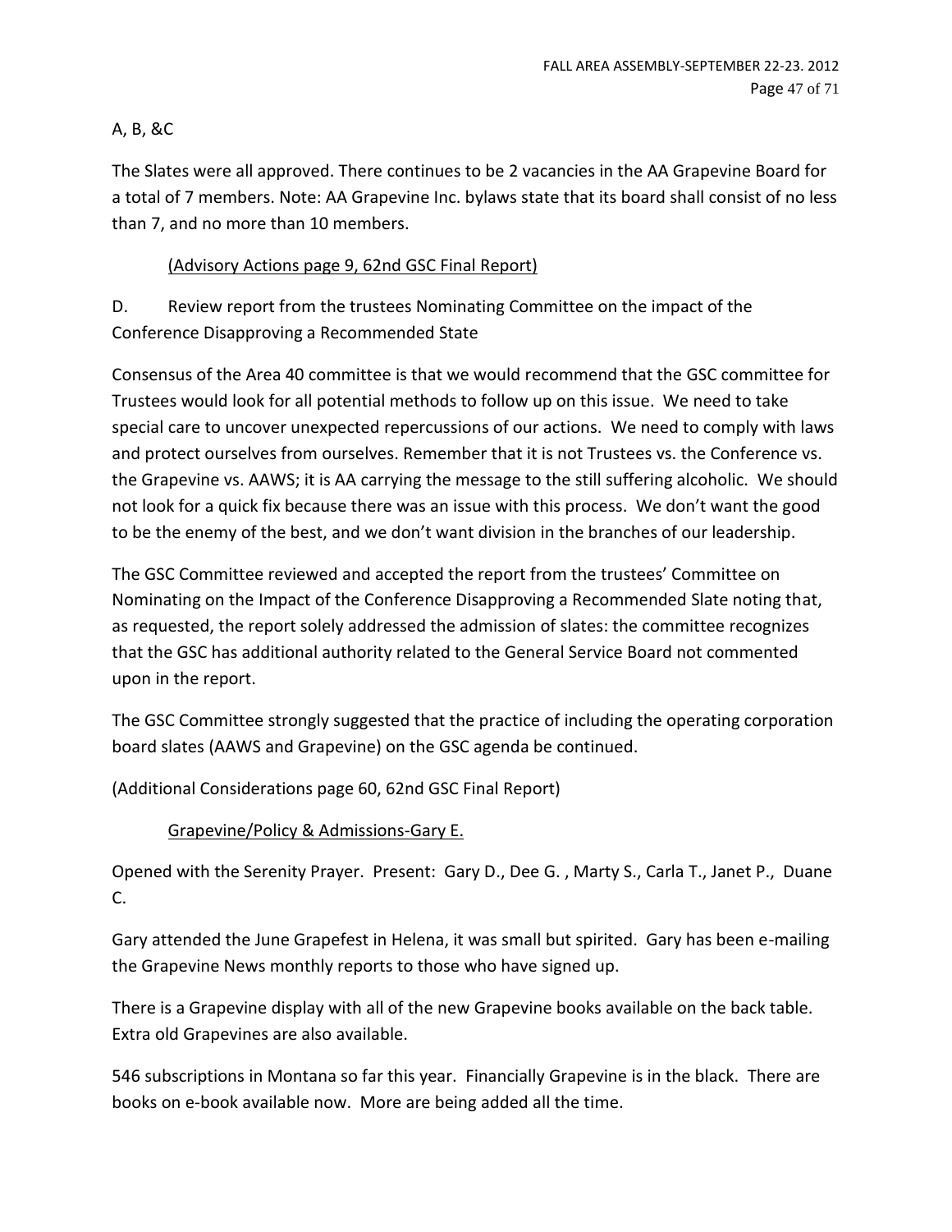A, B, &C

The Slates were all approved. There continues to be 2 vacancies in the AA Grapevine Board for a total of 7 members. Note: AA Grapevine Inc. bylaws state that its board shall consist of no less than 7, and no more than 10 members.

<u>(Advisory Actions page 9, 62nd GSC Final Report)</u>

D. Review report from the trustees Nominating Committee on the impact of the Conference Disapproving a Recommended State

Consensus of the Area 40 committee is that we would recommend that the GSC committee for Trustees would look for all potential methods to follow up on this issue. We need to take special care to uncover unexpected repercussions of our actions. We need to comply with laws and protect ourselves from ourselves. Remember that it is not Trustees vs. the Conference vs. the Grapevine vs. AAWS; it is AA carrying the message to the still suffering alcoholic. We should not look for a quick fix because there was an issue with this process. We don't want the good to be the enemy of the best, and we don't want division in the branches of our leadership.

The GSC Committee reviewed and accepted the report from the trustees' Committee on Nominating on the Impact of the Conference Disapproving a Recommended Slate noting that, as requested, the report solely addressed the admission of slates: the committee recognizes that the GSC has additional authority related to the General Service Board not commented upon in the report.

The GSC Committee strongly suggested that the practice of including the operating corporation board slates (AAWS and Grapevine) on the GSC agenda be continued.

(Additional Considerations page 60, 62nd GSC Final Report)

<u>Grapevine/Policy & Admissions-Gary E.</u>

Opened with the Serenity Prayer. Present: Gary D., Dee G. , Marty S., Carla T., Janet P., Duane C.

Gary attended the June Grapefest in Helena, it was small but spirited. Gary has been e-mailing the Grapevine News monthly reports to those who have signed up.

There is a Grapevine display with all of the new Grapevine books available on the back table. Extra old Grapevines are also available.

546 subscriptions in Montana so far this year. Financially Grapevine is in the black. There are books on e-book available now. More are being added all the time.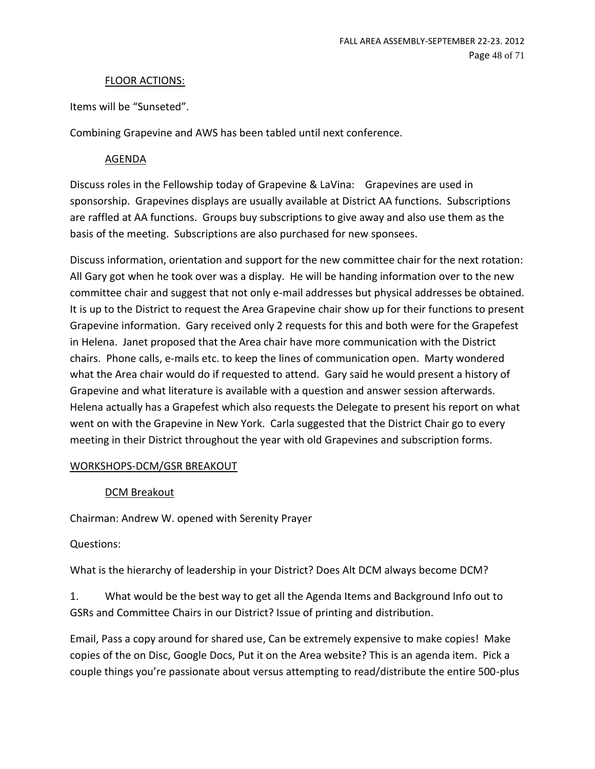FLOOR ACTIONS:

Items will be "Sunseted".

Combining Grapevine and AWS has been tabled until next conference.

AGENDA

Discuss roles in the Fellowship today of Grapevine & LaVina: Grapevines are used in sponsorship. Grapevines displays are usually available at District AA functions. Subscriptions are raffled at AA functions. Groups buy subscriptions to give away and also use them as the basis of the meeting. Subscriptions are also purchased for new sponsees.

Discuss information, orientation and support for the new committee chair for the next rotation: All Gary got when he took over was a display. He will be handing information over to the new committee chair and suggest that not only e-mail addresses but physical addresses be obtained. It is up to the District to request the Area Grapevine chair show up for their functions to present Grapevine information. Gary received only 2 requests for this and both were for the Grapefest in Helena. Janet proposed that the Area chair have more communication with the District chairs. Phone calls, e-mails etc. to keep the lines of communication open. Marty wondered what the Area chair would do if requested to attend. Gary said he would present a history of Grapevine and what literature is available with a question and answer session afterwards. Helena actually has a Grapefest which also requests the Delegate to present his report on what went on with the Grapevine in New York. Carla suggested that the District Chair go to every meeting in their District throughout the year with old Grapevines and subscription forms.

## WORKSHOPS-DCM/GSR BREAKOUT

### DCM Breakout

Chairman: Andrew W. opened with Serenity Prayer

Questions:

What is the hierarchy of leadership in your District? Does Alt DCM always become DCM?

1. What would be the best way to get all the Agenda Items and Background Info out to GSRs and Committee Chairs in our District? Issue of printing and distribution.

Email, Pass a copy around for shared use, Can be extremely expensive to make copies! Make copies of the on Disc, Google Docs, Put it on the Area website? This is an agenda item. Pick a couple things you're passionate about versus attempting to read/distribute the entire 500-plus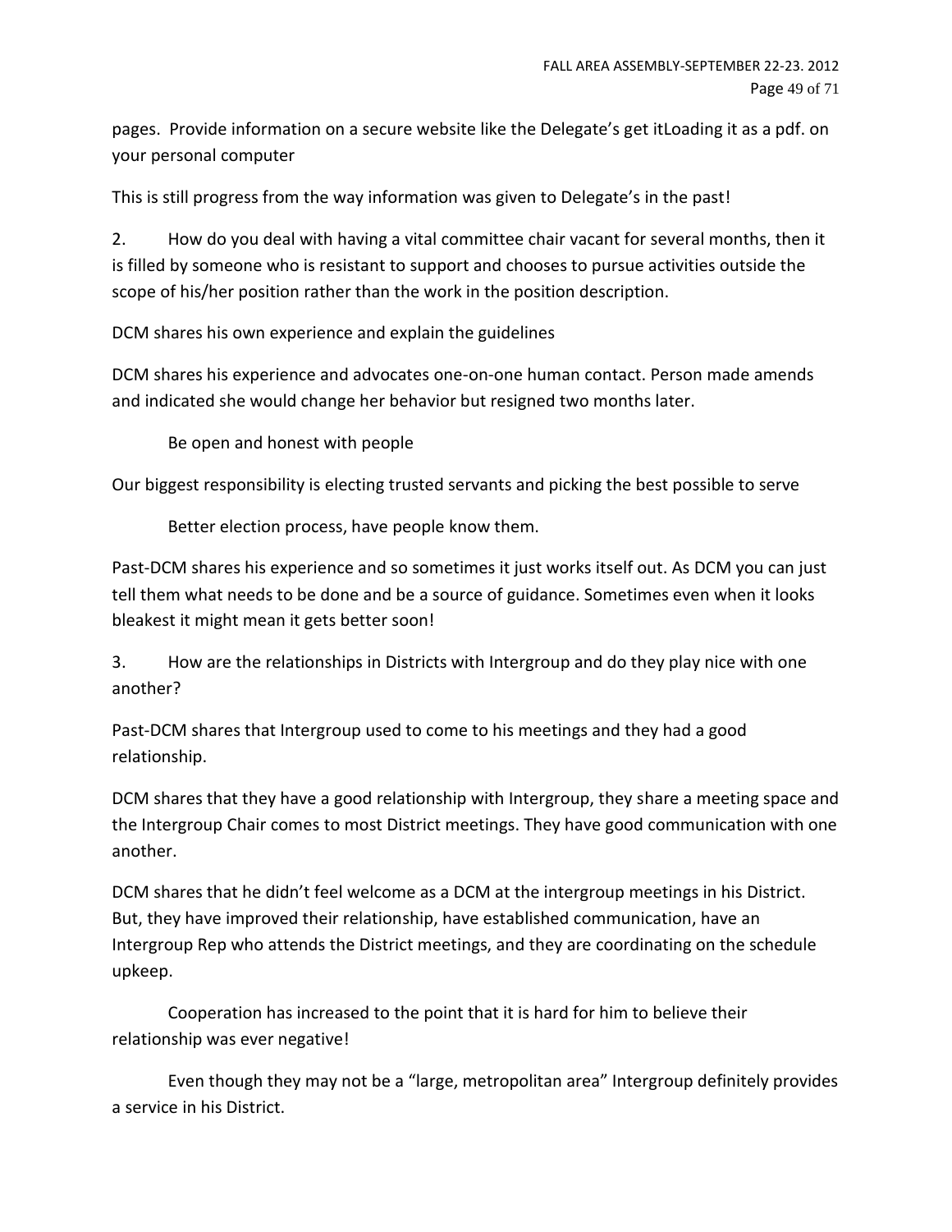pages. Provide information on a secure website like the Delegate's get itLoading it as a pdf. on your personal computer

This is still progress from the way information was given to Delegate's in the past!

2. How do you deal with having a vital committee chair vacant for several months, then it is filled by someone who is resistant to support and chooses to pursue activities outside the scope of his/her position rather than the work in the position description.

DCM shares his own experience and explain the guidelines

DCM shares his experience and advocates one-on-one human contact. Person made amends and indicated she would change her behavior but resigned two months later.

Be open and honest with people

Our biggest responsibility is electing trusted servants and picking the best possible to serve

Better election process, have people know them.

Past-DCM shares his experience and so sometimes it just works itself out. As DCM you can just tell them what needs to be done and be a source of guidance. Sometimes even when it looks bleakest it might mean it gets better soon!

3. How are the relationships in Districts with Intergroup and do they play nice with one another?

Past-DCM shares that Intergroup used to come to his meetings and they had a good relationship.

DCM shares that they have a good relationship with Intergroup, they share a meeting space and the Intergroup Chair comes to most District meetings. They have good communication with one another.

DCM shares that he didn't feel welcome as a DCM at the intergroup meetings in his District. But, they have improved their relationship, have established communication, have an Intergroup Rep who attends the District meetings, and they are coordinating on the schedule upkeep.

Cooperation has increased to the point that it is hard for him to believe their relationship was ever negative!

Even though they may not be a "large, metropolitan area" Intergroup definitely provides a service in his District.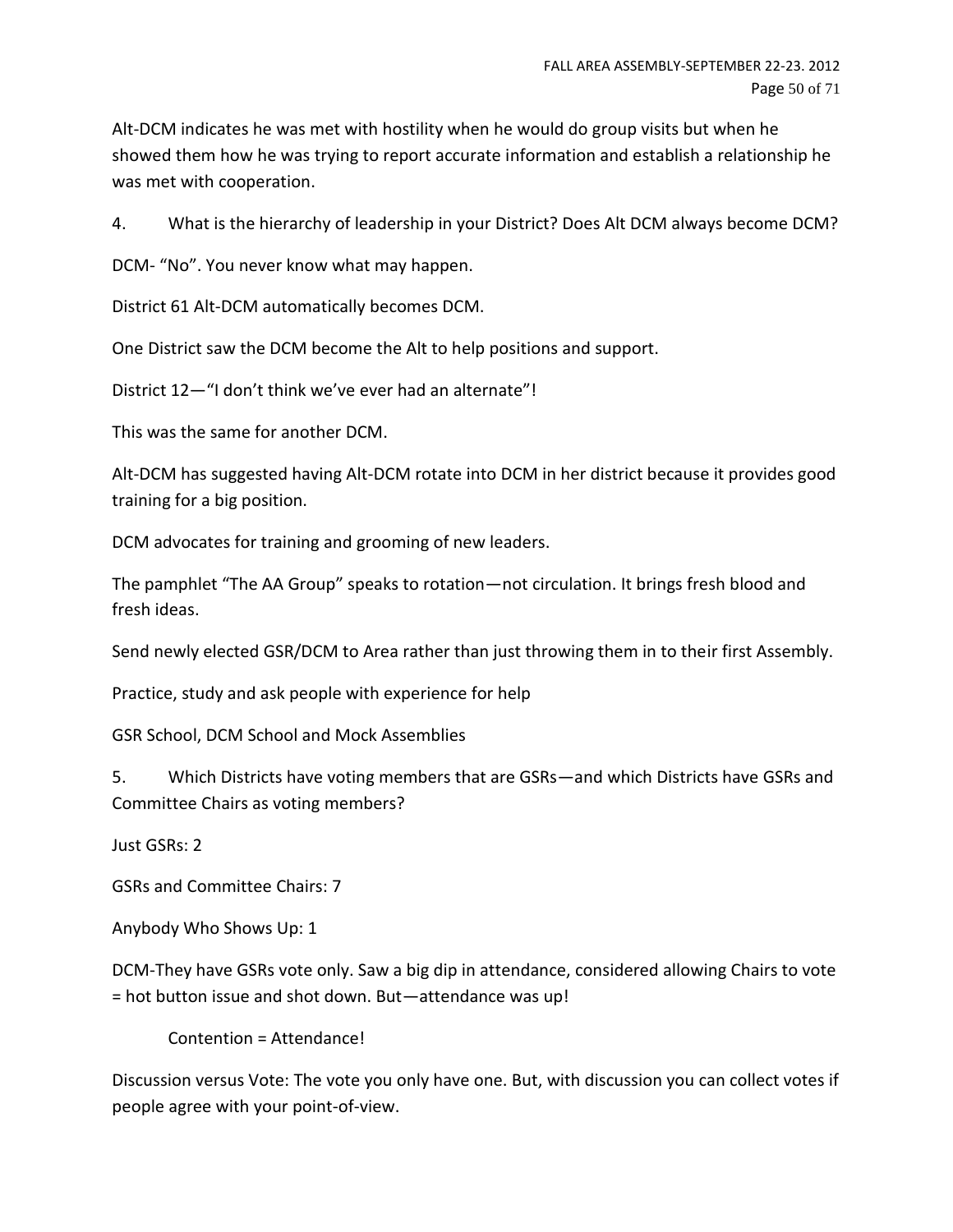Alt-DCM indicates he was met with hostility when he would do group visits but when he showed them how he was trying to report accurate information and establish a relationship he was met with cooperation.

4. What is the hierarchy of leadership in your District? Does Alt DCM always become DCM?

DCM- “No”. You never know what may happen.

District 61 Alt-DCM automatically becomes DCM.

One District saw the DCM become the Alt to help positions and support.

District 12—“I don’t think we’ve ever had an alternate”!

This was the same for another DCM.

Alt-DCM has suggested having Alt-DCM rotate into DCM in her district because it provides good training for a big position.

DCM advocates for training and grooming of new leaders.

The pamphlet “The AA Group” speaks to rotation—not circulation. It brings fresh blood and fresh ideas.

Send newly elected GSR/DCM to Area rather than just throwing them in to their first Assembly.

Practice, study and ask people with experience for help

GSR School, DCM School and Mock Assemblies

5. Which Districts have voting members that are GSRs—and which Districts have GSRs and Committee Chairs as voting members?

Just GSRs: 2

GSRs and Committee Chairs: 7

Anybody Who Shows Up: 1

DCM-They have GSRs vote only. Saw a big dip in attendance, considered allowing Chairs to vote = hot button issue and shot down. But—attendance was up!

Contention = Attendance!

Discussion versus Vote: The vote you only have one. But, with discussion you can collect votes if people agree with your point-of-view.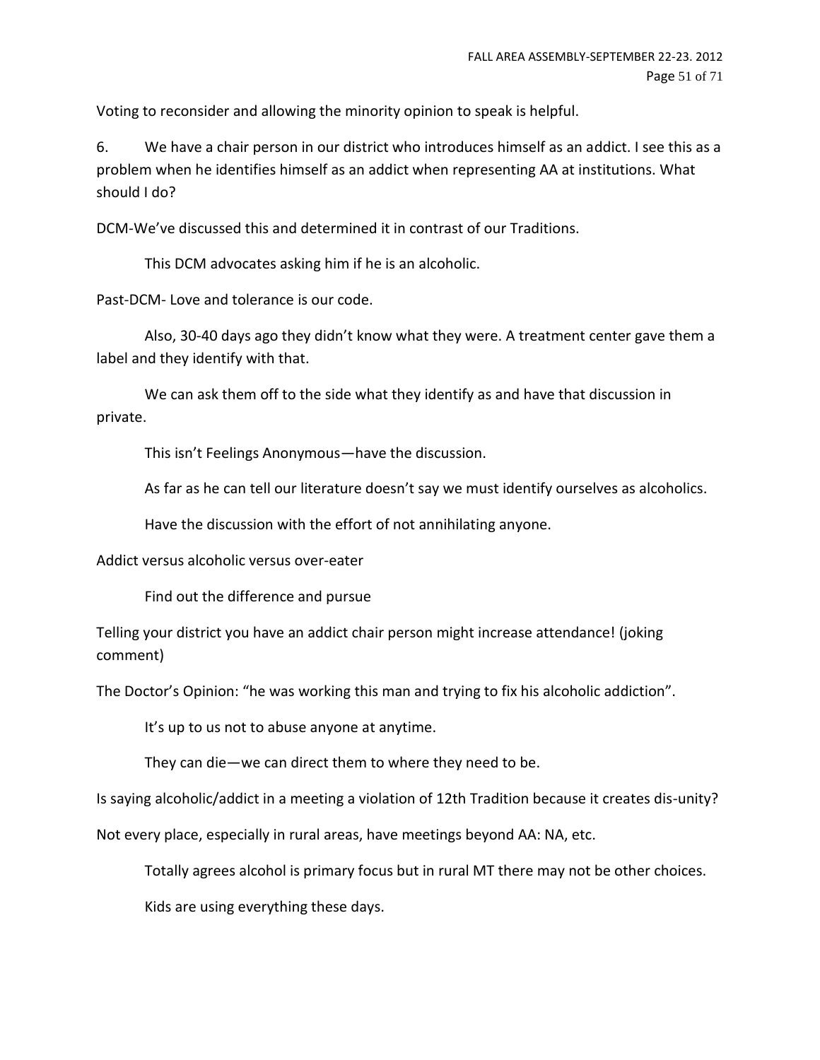Voting to reconsider and allowing the minority opinion to speak is helpful.

6. We have a chair person in our district who introduces himself as an addict. I see this as a problem when he identifies himself as an addict when representing AA at institutions. What should I do?

DCM-We've discussed this and determined it in contrast of our Traditions.

This DCM advocates asking him if he is an alcoholic.

Past-DCM- Love and tolerance is our code.

Also, 30-40 days ago they didn't know what they were. A treatment center gave them a label and they identify with that.

We can ask them off to the side what they identify as and have that discussion in private.

This isn't Feelings Anonymous—have the discussion.

As far as he can tell our literature doesn't say we must identify ourselves as alcoholics.

Have the discussion with the effort of not annihilating anyone.

Addict versus alcoholic versus over-eater

Find out the difference and pursue

Telling your district you have an addict chair person might increase attendance! (joking comment)

The Doctor's Opinion: "he was working this man and trying to fix his alcoholic addiction".

It's up to us not to abuse anyone at anytime.

They can die—we can direct them to where they need to be.

Is saying alcoholic/addict in a meeting a violation of 12th Tradition because it creates dis-unity?

Not every place, especially in rural areas, have meetings beyond AA: NA, etc.

Totally agrees alcohol is primary focus but in rural MT there may not be other choices.

Kids are using everything these days.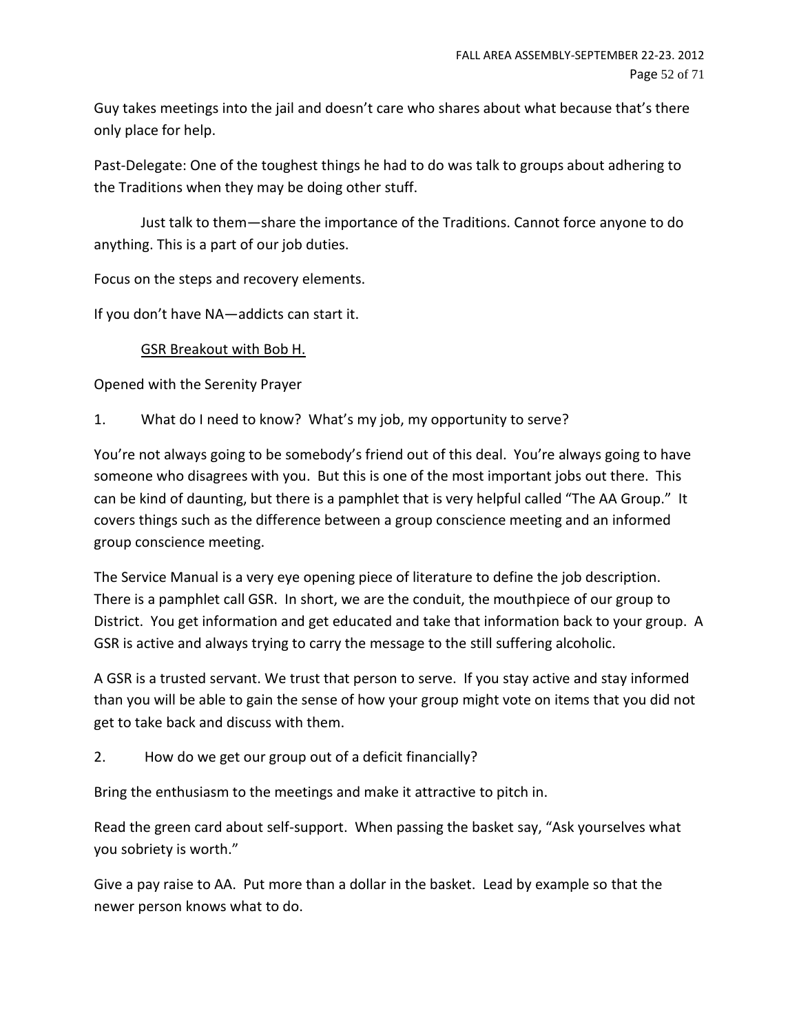Guy takes meetings into the jail and doesn't care who shares about what because that's there only place for help.

Past-Delegate: One of the toughest things he had to do was talk to groups about adhering to the Traditions when they may be doing other stuff.

Just talk to them—share the importance of the Traditions. Cannot force anyone to do anything. This is a part of our job duties.

Focus on the steps and recovery elements.

If you don't have NA—addicts can start it.

<u>GSR Breakout with Bob H.</u>

Opened with the Serenity Prayer

1. What do I need to know? What's my job, my opportunity to serve?

You're not always going to be somebody's friend out of this deal. You're always going to have someone who disagrees with you. But this is one of the most important jobs out there. This can be kind of daunting, but there is a pamphlet that is very helpful called "The AA Group." It covers things such as the difference between a group conscience meeting and an informed group conscience meeting.

The Service Manual is a very eye opening piece of literature to define the job description. There is a pamphlet call GSR. In short, we are the conduit, the mouthpiece of our group to District. You get information and get educated and take that information back to your group. A GSR is active and always trying to carry the message to the still suffering alcoholic.

A GSR is a trusted servant. We trust that person to serve. If you stay active and stay informed than you will be able to gain the sense of how your group might vote on items that you did not get to take back and discuss with them.

2. How do we get our group out of a deficit financially?

Bring the enthusiasm to the meetings and make it attractive to pitch in.

Read the green card about self-support. When passing the basket say, "Ask yourselves what you sobriety is worth."

Give a pay raise to AA. Put more than a dollar in the basket. Lead by example so that the newer person knows what to do.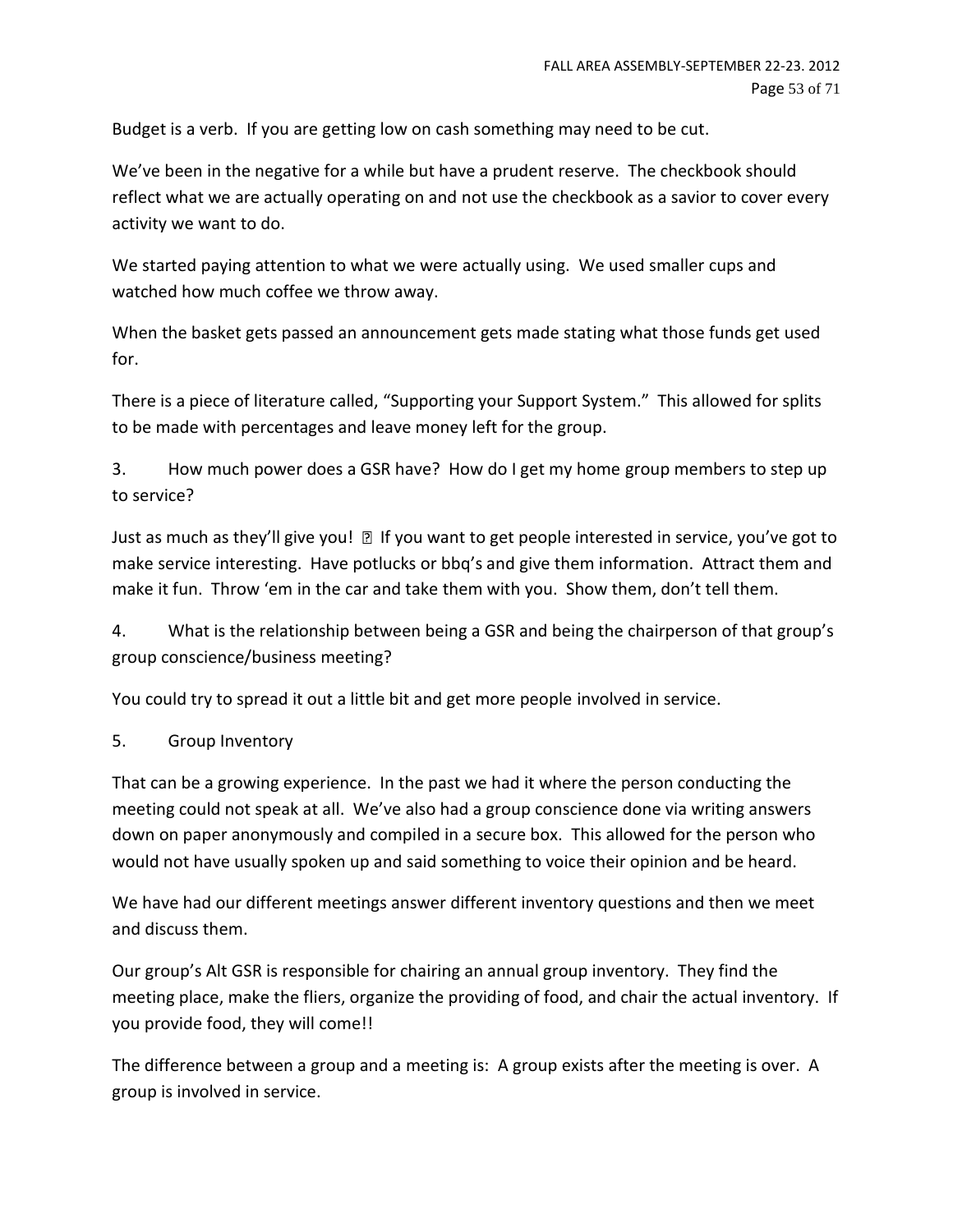Budget is a verb. If you are getting low on cash something may need to be cut.

We've been in the negative for a while but have a prudent reserve. The checkbook should reflect what we are actually operating on and not use the checkbook as a savior to cover every activity we want to do.

We started paying attention to what we were actually using. We used smaller cups and watched how much coffee we throw away.

When the basket gets passed an announcement gets made stating what those funds get used for.

There is a piece of literature called, "Supporting your Support System." This allowed for splits to be made with percentages and leave money left for the group.

3. How much power does a GSR have? How do I get my home group members to step up to service?

Just as much as they'll give you! ☺ If you want to get people interested in service, you've got to make service interesting. Have potlucks or bbq's and give them information. Attract them and make it fun. Throw 'em in the car and take them with you. Show them, don't tell them.

4. What is the relationship between being a GSR and being the chairperson of that group's group conscience/business meeting?

You could try to spread it out a little bit and get more people involved in service.

5. Group Inventory

That can be a growing experience. In the past we had it where the person conducting the meeting could not speak at all. We've also had a group conscience done via writing answers down on paper anonymously and compiled in a secure box. This allowed for the person who would not have usually spoken up and said something to voice their opinion and be heard.

We have had our different meetings answer different inventory questions and then we meet and discuss them.

Our group's Alt GSR is responsible for chairing an annual group inventory. They find the meeting place, make the fliers, organize the providing of food, and chair the actual inventory. If you provide food, they will come!!

The difference between a group and a meeting is: A group exists after the meeting is over. A group is involved in service.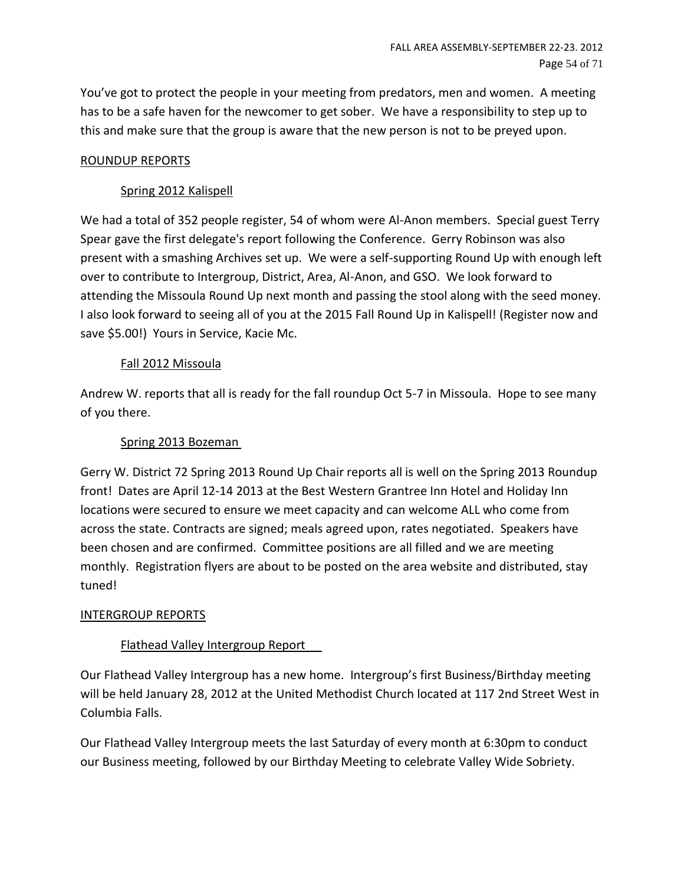You've got to protect the people in your meeting from predators, men and women. A meeting has to be a safe haven for the newcomer to get sober. We have a responsibility to step up to this and make sure that the group is aware that the new person is not to be preyed upon.

## ROUNDUP REPORTS

### Spring 2012 Kalispell

We had a total of 352 people register, 54 of whom were Al-Anon members. Special guest Terry Spear gave the first delegate's report following the Conference. Gerry Robinson was also present with a smashing Archives set up. We were a self-supporting Round Up with enough left over to contribute to Intergroup, District, Area, Al-Anon, and GSO. We look forward to attending the Missoula Round Up next month and passing the stool along with the seed money. I also look forward to seeing all of you at the 2015 Fall Round Up in Kalispell! (Register now and save $5.00!) Yours in Service, Kacie Mc.

### Fall 2012 Missoula

Andrew W. reports that all is ready for the fall roundup Oct 5-7 in Missoula. Hope to see many of you there.

### Spring 2013 Bozeman

Gerry W. District 72 Spring 2013 Round Up Chair reports all is well on the Spring 2013 Roundup front! Dates are April 12-14 2013 at the Best Western Grantree Inn Hotel and Holiday Inn locations were secured to ensure we meet capacity and can welcome ALL who come from across the state. Contracts are signed; meals agreed upon, rates negotiated. Speakers have been chosen and are confirmed. Committee positions are all filled and we are meeting monthly. Registration flyers are about to be posted on the area website and distributed, stay tuned!

## INTERGROUP REPORTS

### Flathead Valley Intergroup Report

Our Flathead Valley Intergroup has a new home. Intergroup's first Business/Birthday meeting will be held January 28, 2012 at the United Methodist Church located at 117 2nd Street West in Columbia Falls.

Our Flathead Valley Intergroup meets the last Saturday of every month at 6:30pm to conduct our Business meeting, followed by our Birthday Meeting to celebrate Valley Wide Sobriety.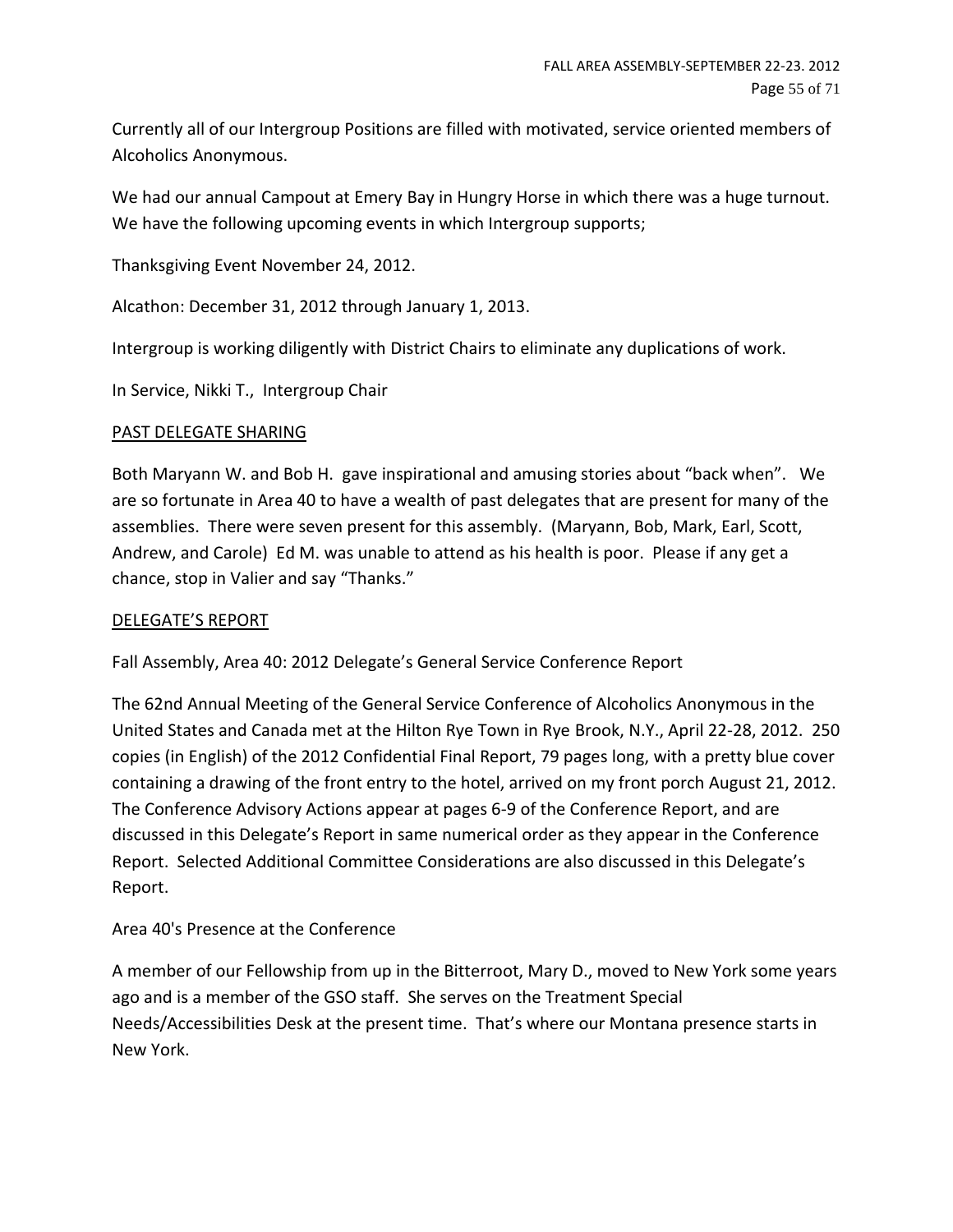Currently all of our Intergroup Positions are filled with motivated, service oriented members of Alcoholics Anonymous.

We had our annual Campout at Emery Bay in Hungry Horse in which there was a huge turnout. We have the following upcoming events in which Intergroup supports;

Thanksgiving Event November 24, 2012.

Alcathon: December 31, 2012 through January 1, 2013.

Intergroup is working diligently with District Chairs to eliminate any duplications of work.

In Service, Nikki T., Intergroup Chair

## PAST DELEGATE SHARING

Both Maryann W. and Bob H. gave inspirational and amusing stories about "back when". We are so fortunate in Area 40 to have a wealth of past delegates that are present for many of the assemblies. There were seven present for this assembly. (Maryann, Bob, Mark, Earl, Scott, Andrew, and Carole) Ed M. was unable to attend as his health is poor. Please if any get a chance, stop in Valier and say "Thanks."

## DELEGATE'S REPORT

Fall Assembly, Area 40: 2012 Delegate's General Service Conference Report

The 62nd Annual Meeting of the General Service Conference of Alcoholics Anonymous in the United States and Canada met at the Hilton Rye Town in Rye Brook, N.Y., April 22-28, 2012. 250 copies (in English) of the 2012 Confidential Final Report, 79 pages long, with a pretty blue cover containing a drawing of the front entry to the hotel, arrived on my front porch August 21, 2012. The Conference Advisory Actions appear at pages 6-9 of the Conference Report, and are discussed in this Delegate's Report in same numerical order as they appear in the Conference Report. Selected Additional Committee Considerations are also discussed in this Delegate's Report.

Area 40's Presence at the Conference

A member of our Fellowship from up in the Bitterroot, Mary D., moved to New York some years ago and is a member of the GSO staff. She serves on the Treatment Special Needs/Accessibilities Desk at the present time. That's where our Montana presence starts in New York.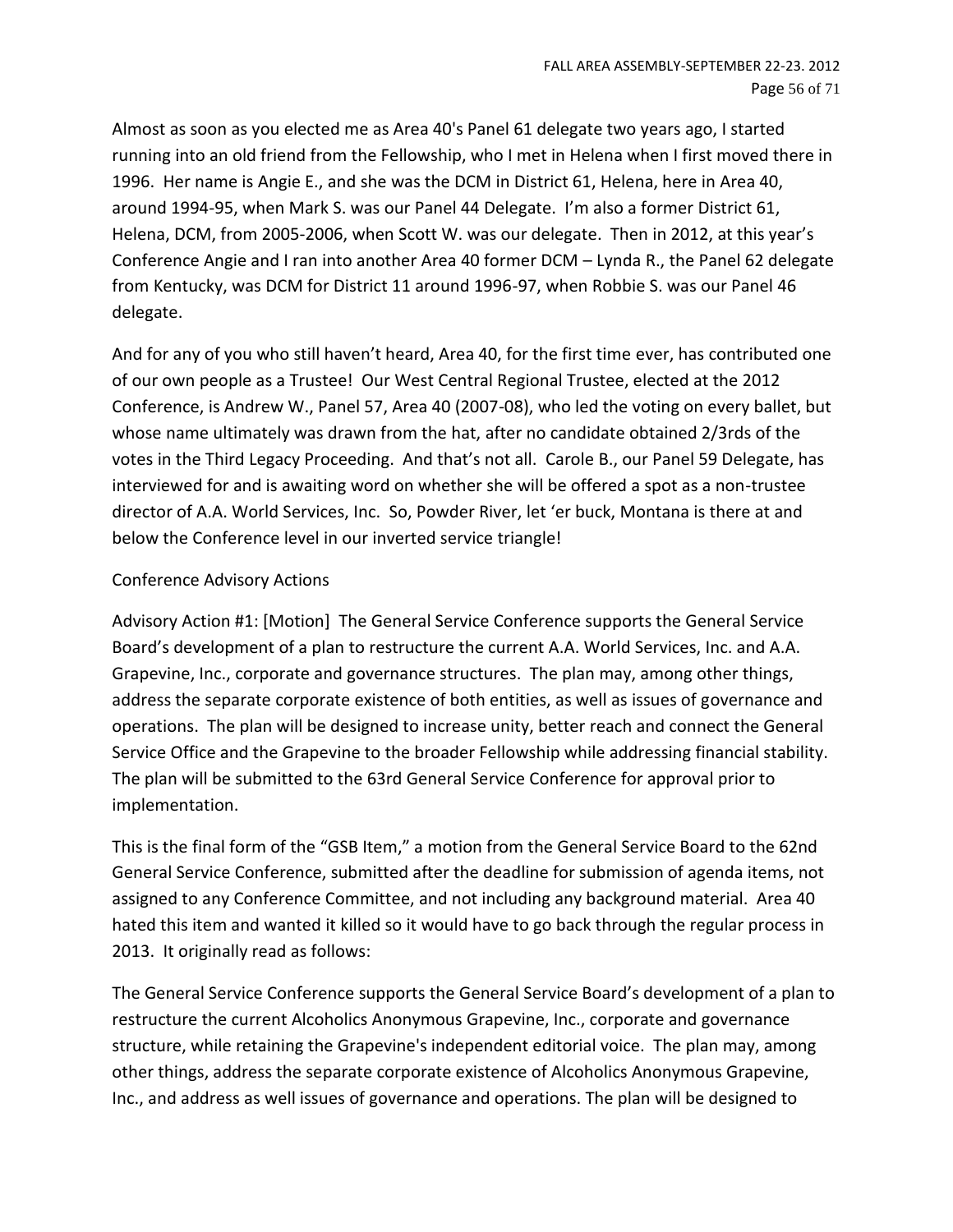Almost as soon as you elected me as Area 40's Panel 61 delegate two years ago, I started running into an old friend from the Fellowship, who I met in Helena when I first moved there in 1996. Her name is Angie E., and she was the DCM in District 61, Helena, here in Area 40, around 1994-95, when Mark S. was our Panel 44 Delegate. I'm also a former District 61, Helena, DCM, from 2005-2006, when Scott W. was our delegate. Then in 2012, at this year's Conference Angie and I ran into another Area 40 former DCM – Lynda R., the Panel 62 delegate from Kentucky, was DCM for District 11 around 1996-97, when Robbie S. was our Panel 46 delegate.

And for any of you who still haven't heard, Area 40, for the first time ever, has contributed one of our own people as a Trustee! Our West Central Regional Trustee, elected at the 2012 Conference, is Andrew W., Panel 57, Area 40 (2007-08), who led the voting on every ballet, but whose name ultimately was drawn from the hat, after no candidate obtained 2/3rds of the votes in the Third Legacy Proceeding. And that's not all. Carole B., our Panel 59 Delegate, has interviewed for and is awaiting word on whether she will be offered a spot as a non-trustee director of A.A. World Services, Inc. So, Powder River, let 'er buck, Montana is there at and below the Conference level in our inverted service triangle!

Conference Advisory Actions

Advisory Action #1: [Motion] The General Service Conference supports the General Service Board's development of a plan to restructure the current A.A. World Services, Inc. and A.A. Grapevine, Inc., corporate and governance structures. The plan may, among other things, address the separate corporate existence of both entities, as well as issues of governance and operations. The plan will be designed to increase unity, better reach and connect the General Service Office and the Grapevine to the broader Fellowship while addressing financial stability. The plan will be submitted to the 63rd General Service Conference for approval prior to implementation.

This is the final form of the "GSB Item," a motion from the General Service Board to the 62nd General Service Conference, submitted after the deadline for submission of agenda items, not assigned to any Conference Committee, and not including any background material. Area 40 hated this item and wanted it killed so it would have to go back through the regular process in 2013. It originally read as follows:

The General Service Conference supports the General Service Board's development of a plan to restructure the current Alcoholics Anonymous Grapevine, Inc., corporate and governance structure, while retaining the Grapevine's independent editorial voice. The plan may, among other things, address the separate corporate existence of Alcoholics Anonymous Grapevine, Inc., and address as well issues of governance and operations. The plan will be designed to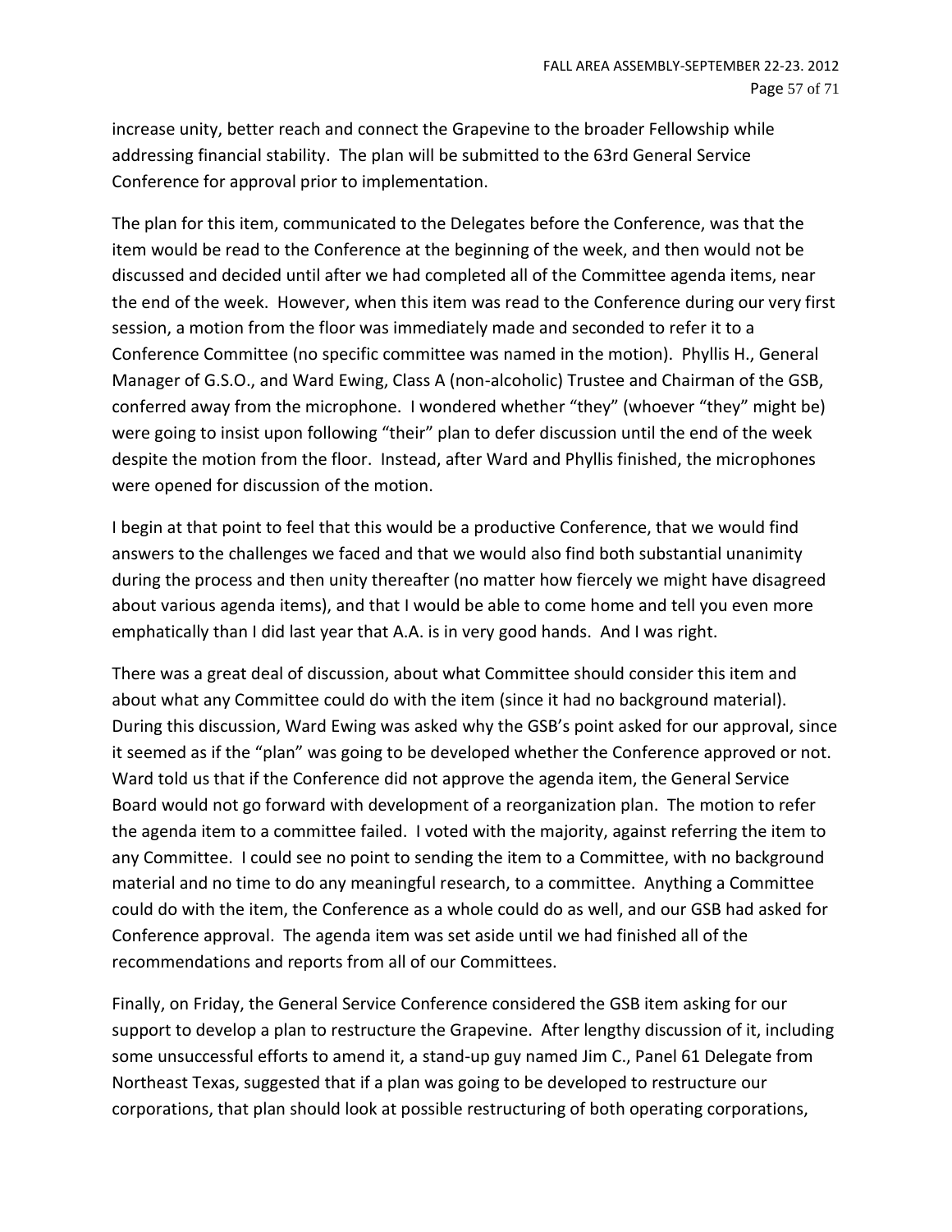increase unity, better reach and connect the Grapevine to the broader Fellowship while addressing financial stability. The plan will be submitted to the 63rd General Service Conference for approval prior to implementation.

The plan for this item, communicated to the Delegates before the Conference, was that the item would be read to the Conference at the beginning of the week, and then would not be discussed and decided until after we had completed all of the Committee agenda items, near the end of the week. However, when this item was read to the Conference during our very first session, a motion from the floor was immediately made and seconded to refer it to a Conference Committee (no specific committee was named in the motion). Phyllis H., General Manager of G.S.O., and Ward Ewing, Class A (non-alcoholic) Trustee and Chairman of the GSB, conferred away from the microphone. I wondered whether "they" (whoever "they" might be) were going to insist upon following "their" plan to defer discussion until the end of the week despite the motion from the floor. Instead, after Ward and Phyllis finished, the microphones were opened for discussion of the motion.

I begin at that point to feel that this would be a productive Conference, that we would find answers to the challenges we faced and that we would also find both substantial unanimity during the process and then unity thereafter (no matter how fiercely we might have disagreed about various agenda items), and that I would be able to come home and tell you even more emphatically than I did last year that A.A. is in very good hands. And I was right.

There was a great deal of discussion, about what Committee should consider this item and about what any Committee could do with the item (since it had no background material). During this discussion, Ward Ewing was asked why the GSB's point asked for our approval, since it seemed as if the "plan" was going to be developed whether the Conference approved or not. Ward told us that if the Conference did not approve the agenda item, the General Service Board would not go forward with development of a reorganization plan. The motion to refer the agenda item to a committee failed. I voted with the majority, against referring the item to any Committee. I could see no point to sending the item to a Committee, with no background material and no time to do any meaningful research, to a committee. Anything a Committee could do with the item, the Conference as a whole could do as well, and our GSB had asked for Conference approval. The agenda item was set aside until we had finished all of the recommendations and reports from all of our Committees.

Finally, on Friday, the General Service Conference considered the GSB item asking for our support to develop a plan to restructure the Grapevine. After lengthy discussion of it, including some unsuccessful efforts to amend it, a stand-up guy named Jim C., Panel 61 Delegate from Northeast Texas, suggested that if a plan was going to be developed to restructure our corporations, that plan should look at possible restructuring of both operating corporations,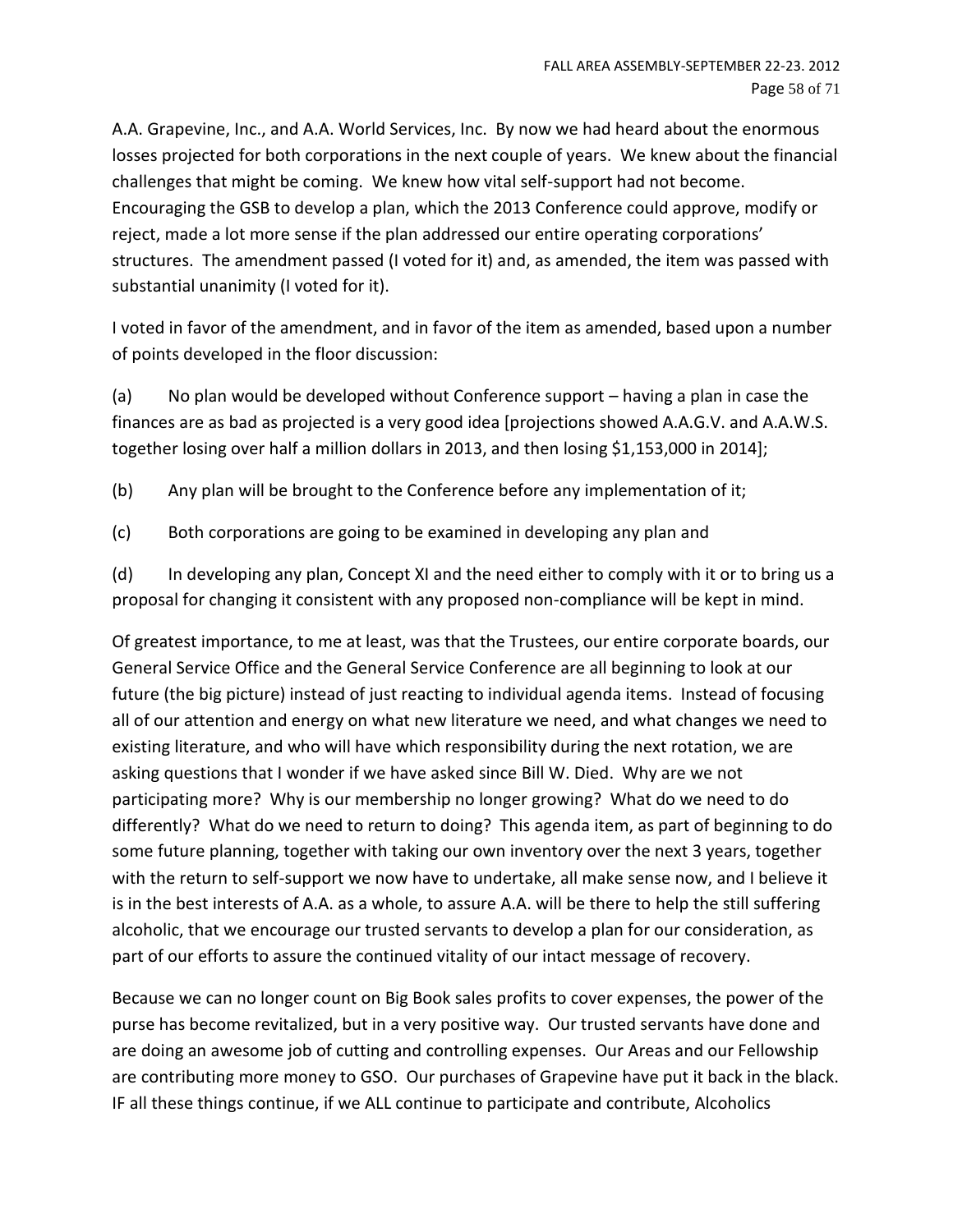A.A. Grapevine, Inc., and A.A. World Services, Inc. By now we had heard about the enormous losses projected for both corporations in the next couple of years. We knew about the financial challenges that might be coming. We knew how vital self-support had not become. Encouraging the GSB to develop a plan, which the 2013 Conference could approve, modify or reject, made a lot more sense if the plan addressed our entire operating corporations' structures. The amendment passed (I voted for it) and, as amended, the item was passed with substantial unanimity (I voted for it).

I voted in favor of the amendment, and in favor of the item as amended, based upon a number of points developed in the floor discussion:

(a) No plan would be developed without Conference support – having a plan in case the finances are as bad as projected is a very good idea [projections showed A.A.G.V. and A.A.W.S. together losing over half a million dollars in 2013, and then losing $1,153,000 in 2014];

(b) Any plan will be brought to the Conference before any implementation of it;

(c) Both corporations are going to be examined in developing any plan and

(d) In developing any plan, Concept XI and the need either to comply with it or to bring us a proposal for changing it consistent with any proposed non-compliance will be kept in mind.

Of greatest importance, to me at least, was that the Trustees, our entire corporate boards, our General Service Office and the General Service Conference are all beginning to look at our future (the big picture) instead of just reacting to individual agenda items. Instead of focusing all of our attention and energy on what new literature we need, and what changes we need to existing literature, and who will have which responsibility during the next rotation, we are asking questions that I wonder if we have asked since Bill W. Died. Why are we not participating more? Why is our membership no longer growing? What do we need to do differently? What do we need to return to doing? This agenda item, as part of beginning to do some future planning, together with taking our own inventory over the next 3 years, together with the return to self-support we now have to undertake, all make sense now, and I believe it is in the best interests of A.A. as a whole, to assure A.A. will be there to help the still suffering alcoholic, that we encourage our trusted servants to develop a plan for our consideration, as part of our efforts to assure the continued vitality of our intact message of recovery.

Because we can no longer count on Big Book sales profits to cover expenses, the power of the purse has become revitalized, but in a very positive way. Our trusted servants have done and are doing an awesome job of cutting and controlling expenses. Our Areas and our Fellowship are contributing more money to GSO. Our purchases of Grapevine have put it back in the black. IF all these things continue, if we ALL continue to participate and contribute, Alcoholics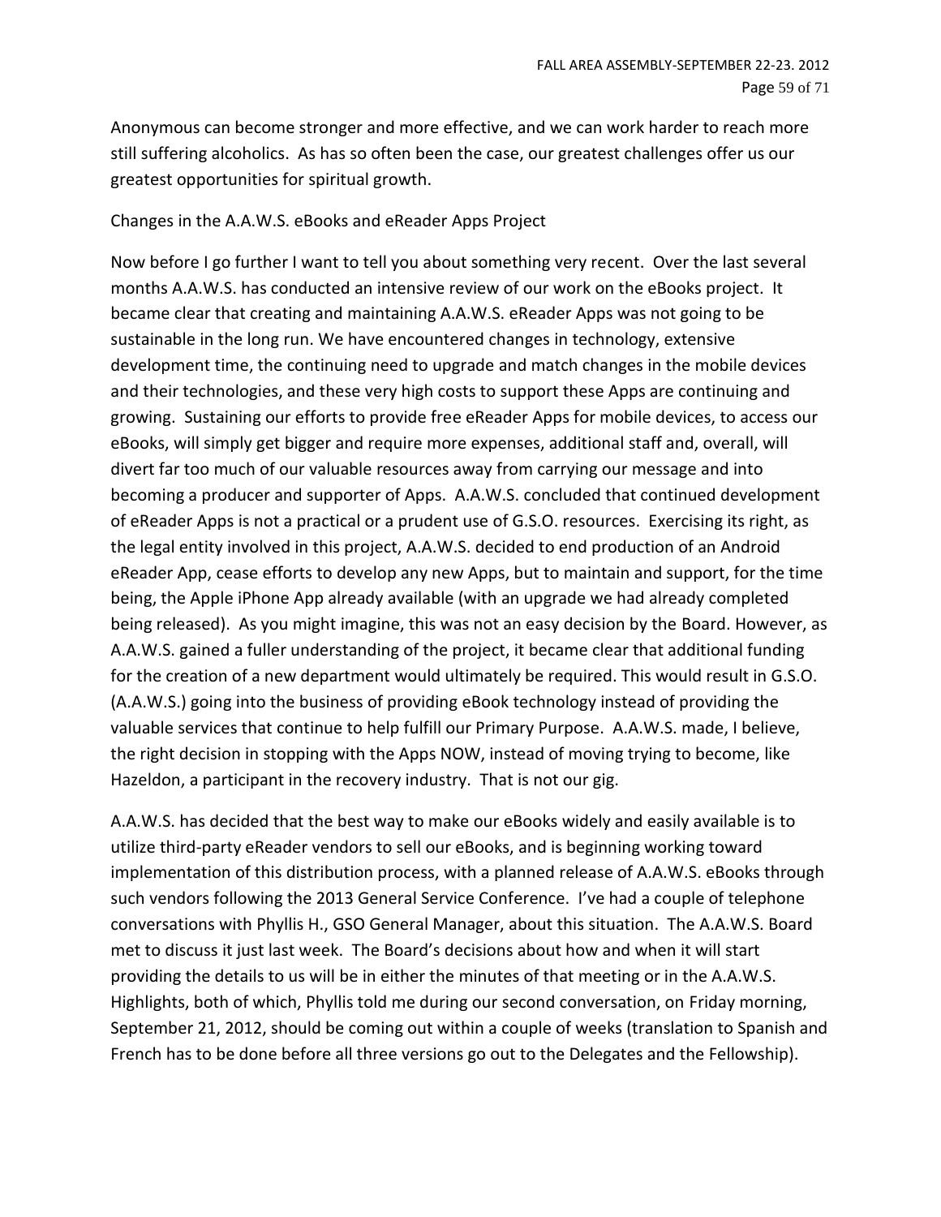Anonymous can become stronger and more effective, and we can work harder to reach more still suffering alcoholics. As has so often been the case, our greatest challenges offer us our greatest opportunities for spiritual growth.

Changes in the A.A.W.S. eBooks and eReader Apps Project

Now before I go further I want to tell you about something very recent. Over the last several months A.A.W.S. has conducted an intensive review of our work on the eBooks project. It became clear that creating and maintaining A.A.W.S. eReader Apps was not going to be sustainable in the long run. We have encountered changes in technology, extensive development time, the continuing need to upgrade and match changes in the mobile devices and their technologies, and these very high costs to support these Apps are continuing and growing. Sustaining our efforts to provide free eReader Apps for mobile devices, to access our eBooks, will simply get bigger and require more expenses, additional staff and, overall, will divert far too much of our valuable resources away from carrying our message and into becoming a producer and supporter of Apps. A.A.W.S. concluded that continued development of eReader Apps is not a practical or a prudent use of G.S.O. resources. Exercising its right, as the legal entity involved in this project, A.A.W.S. decided to end production of an Android eReader App, cease efforts to develop any new Apps, but to maintain and support, for the time being, the Apple iPhone App already available (with an upgrade we had already completed being released). As you might imagine, this was not an easy decision by the Board. However, as A.A.W.S. gained a fuller understanding of the project, it became clear that additional funding for the creation of a new department would ultimately be required. This would result in G.S.O. (A.A.W.S.) going into the business of providing eBook technology instead of providing the valuable services that continue to help fulfill our Primary Purpose. A.A.W.S. made, I believe, the right decision in stopping with the Apps NOW, instead of moving trying to become, like Hazeldon, a participant in the recovery industry. That is not our gig.

A.A.W.S. has decided that the best way to make our eBooks widely and easily available is to utilize third-party eReader vendors to sell our eBooks, and is beginning working toward implementation of this distribution process, with a planned release of A.A.W.S. eBooks through such vendors following the 2013 General Service Conference. I've had a couple of telephone conversations with Phyllis H., GSO General Manager, about this situation. The A.A.W.S. Board met to discuss it just last week. The Board's decisions about how and when it will start providing the details to us will be in either the minutes of that meeting or in the A.A.W.S. Highlights, both of which, Phyllis told me during our second conversation, on Friday morning, September 21, 2012, should be coming out within a couple of weeks (translation to Spanish and French has to be done before all three versions go out to the Delegates and the Fellowship).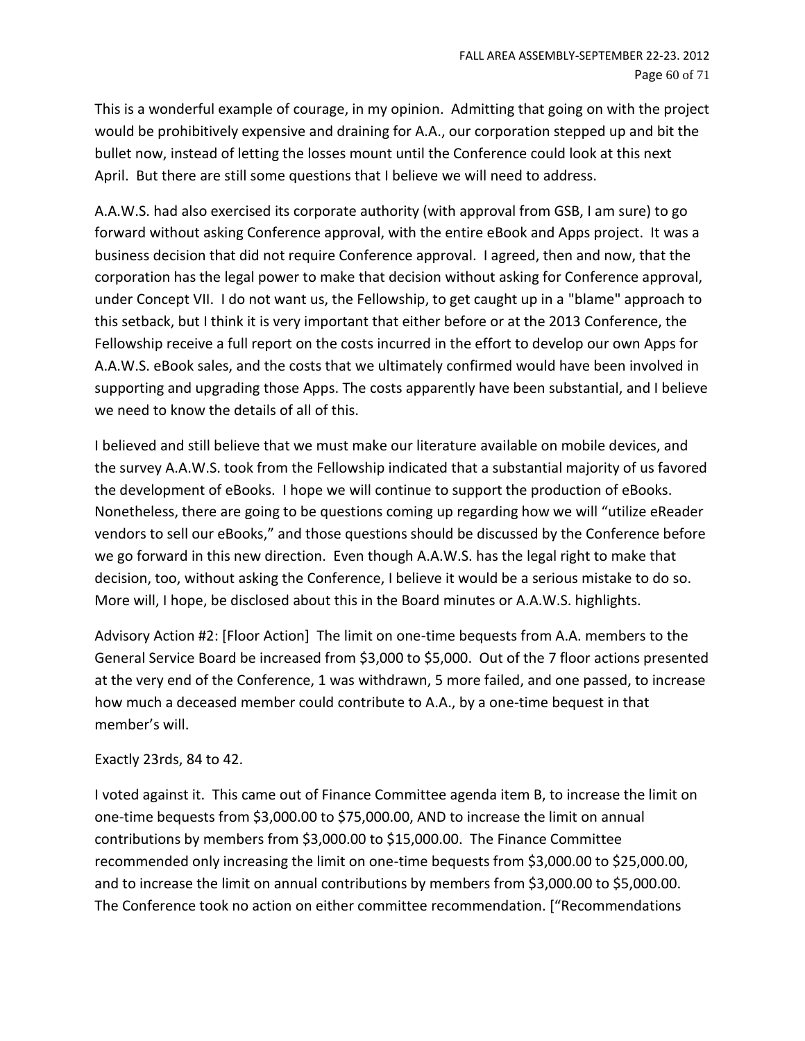This is a wonderful example of courage, in my opinion. Admitting that going on with the project would be prohibitively expensive and draining for A.A., our corporation stepped up and bit the bullet now, instead of letting the losses mount until the Conference could look at this next April. But there are still some questions that I believe we will need to address.

A.A.W.S. had also exercised its corporate authority (with approval from GSB, I am sure) to go forward without asking Conference approval, with the entire eBook and Apps project. It was a business decision that did not require Conference approval. I agreed, then and now, that the corporation has the legal power to make that decision without asking for Conference approval, under Concept VII. I do not want us, the Fellowship, to get caught up in a "blame" approach to this setback, but I think it is very important that either before or at the 2013 Conference, the Fellowship receive a full report on the costs incurred in the effort to develop our own Apps for A.A.W.S. eBook sales, and the costs that we ultimately confirmed would have been involved in supporting and upgrading those Apps. The costs apparently have been substantial, and I believe we need to know the details of all of this.

I believed and still believe that we must make our literature available on mobile devices, and the survey A.A.W.S. took from the Fellowship indicated that a substantial majority of us favored the development of eBooks. I hope we will continue to support the production of eBooks. Nonetheless, there are going to be questions coming up regarding how we will "utilize eReader vendors to sell our eBooks," and those questions should be discussed by the Conference before we go forward in this new direction. Even though A.A.W.S. has the legal right to make that decision, too, without asking the Conference, I believe it would be a serious mistake to do so. More will, I hope, be disclosed about this in the Board minutes or A.A.W.S. highlights.

Advisory Action #2: [Floor Action] The limit on one-time bequests from A.A. members to the General Service Board be increased from $3,000 to $5,000. Out of the 7 floor actions presented at the very end of the Conference, 1 was withdrawn, 5 more failed, and one passed, to increase how much a deceased member could contribute to A.A., by a one-time bequest in that member's will.

Exactly 23rds, 84 to 42.

I voted against it. This came out of Finance Committee agenda item B, to increase the limit on one-time bequests from $3,000.00 to $75,000.00, AND to increase the limit on annual contributions by members from $3,000.00 to $15,000.00. The Finance Committee recommended only increasing the limit on one-time bequests from $3,000.00 to $25,000.00, and to increase the limit on annual contributions by members from $3,000.00 to $5,000.00. The Conference took no action on either committee recommendation. ["Recommendations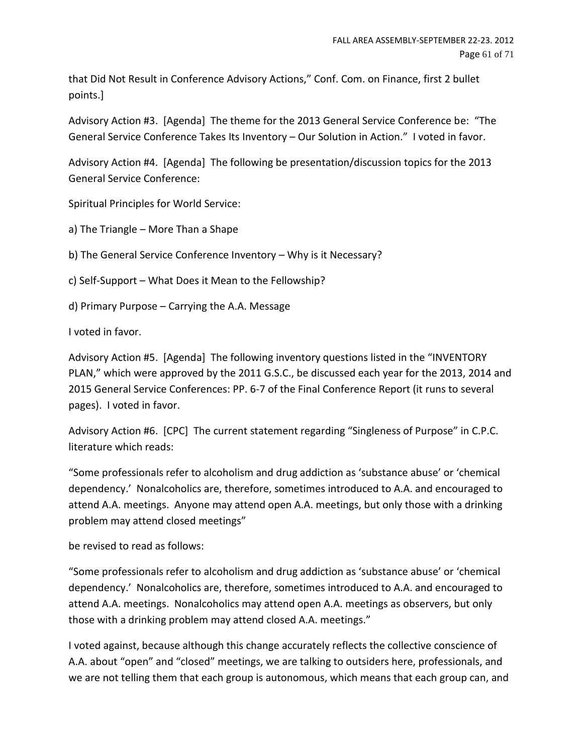that Did Not Result in Conference Advisory Actions," Conf. Com. on Finance, first 2 bullet points.]

Advisory Action #3. [Agenda] The theme for the 2013 General Service Conference be: "The General Service Conference Takes Its Inventory – Our Solution in Action." I voted in favor.

Advisory Action #4. [Agenda] The following be presentation/discussion topics for the 2013 General Service Conference:

Spiritual Principles for World Service:

a) The Triangle – More Than a Shape

b) The General Service Conference Inventory – Why is it Necessary?

c) Self-Support – What Does it Mean to the Fellowship?

d) Primary Purpose – Carrying the A.A. Message

I voted in favor.

Advisory Action #5. [Agenda] The following inventory questions listed in the "INVENTORY PLAN," which were approved by the 2011 G.S.C., be discussed each year for the 2013, 2014 and 2015 General Service Conferences: PP. 6-7 of the Final Conference Report (it runs to several pages). I voted in favor.

Advisory Action #6. [CPC] The current statement regarding "Singleness of Purpose" in C.P.C. literature which reads:

"Some professionals refer to alcoholism and drug addiction as 'substance abuse' or 'chemical dependency.' Nonalcoholics are, therefore, sometimes introduced to A.A. and encouraged to attend A.A. meetings. Anyone may attend open A.A. meetings, but only those with a drinking problem may attend closed meetings"

be revised to read as follows:

"Some professionals refer to alcoholism and drug addiction as 'substance abuse' or 'chemical dependency.' Nonalcoholics are, therefore, sometimes introduced to A.A. and encouraged to attend A.A. meetings. Nonalcoholics may attend open A.A. meetings as observers, but only those with a drinking problem may attend closed A.A. meetings."

I voted against, because although this change accurately reflects the collective conscience of A.A. about "open" and "closed" meetings, we are talking to outsiders here, professionals, and we are not telling them that each group is autonomous, which means that each group can, and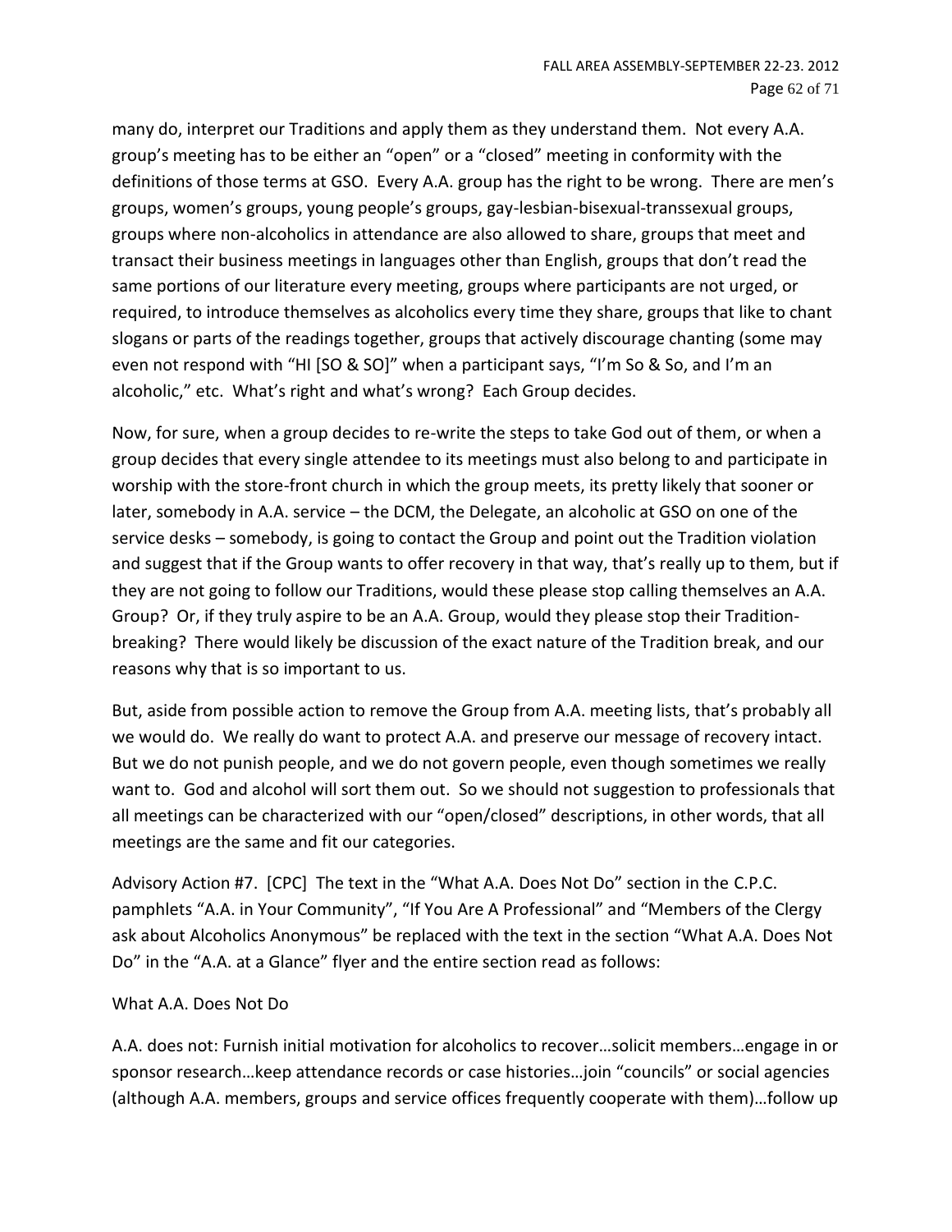many do, interpret our Traditions and apply them as they understand them. Not every A.A. group's meeting has to be either an "open" or a "closed" meeting in conformity with the definitions of those terms at GSO. Every A.A. group has the right to be wrong. There are men's groups, women's groups, young people's groups, gay-lesbian-bisexual-transsexual groups, groups where non-alcoholics in attendance are also allowed to share, groups that meet and transact their business meetings in languages other than English, groups that don't read the same portions of our literature every meeting, groups where participants are not urged, or required, to introduce themselves as alcoholics every time they share, groups that like to chant slogans or parts of the readings together, groups that actively discourage chanting (some may even not respond with "HI [SO & SO]" when a participant says, "I'm So & So, and I'm an alcoholic," etc. What's right and what's wrong? Each Group decides.

Now, for sure, when a group decides to re-write the steps to take God out of them, or when a group decides that every single attendee to its meetings must also belong to and participate in worship with the store-front church in which the group meets, its pretty likely that sooner or later, somebody in A.A. service – the DCM, the Delegate, an alcoholic at GSO on one of the service desks – somebody, is going to contact the Group and point out the Tradition violation and suggest that if the Group wants to offer recovery in that way, that's really up to them, but if they are not going to follow our Traditions, would these please stop calling themselves an A.A. Group? Or, if they truly aspire to be an A.A. Group, would they please stop their Tradition-breaking? There would likely be discussion of the exact nature of the Tradition break, and our reasons why that is so important to us.

But, aside from possible action to remove the Group from A.A. meeting lists, that's probably all we would do. We really do want to protect A.A. and preserve our message of recovery intact. But we do not punish people, and we do not govern people, even though sometimes we really want to. God and alcohol will sort them out. So we should not suggestion to professionals that all meetings can be characterized with our "open/closed" descriptions, in other words, that all meetings are the same and fit our categories.

Advisory Action #7. [CPC] The text in the "What A.A. Does Not Do" section in the C.P.C. pamphlets "A.A. in Your Community", "If You Are A Professional" and "Members of the Clergy ask about Alcoholics Anonymous" be replaced with the text in the section "What A.A. Does Not Do" in the "A.A. at a Glance" flyer and the entire section read as follows:

What A.A. Does Not Do

A.A. does not: Furnish initial motivation for alcoholics to recover…solicit members…engage in or sponsor research…keep attendance records or case histories…join "councils" or social agencies (although A.A. members, groups and service offices frequently cooperate with them)…follow up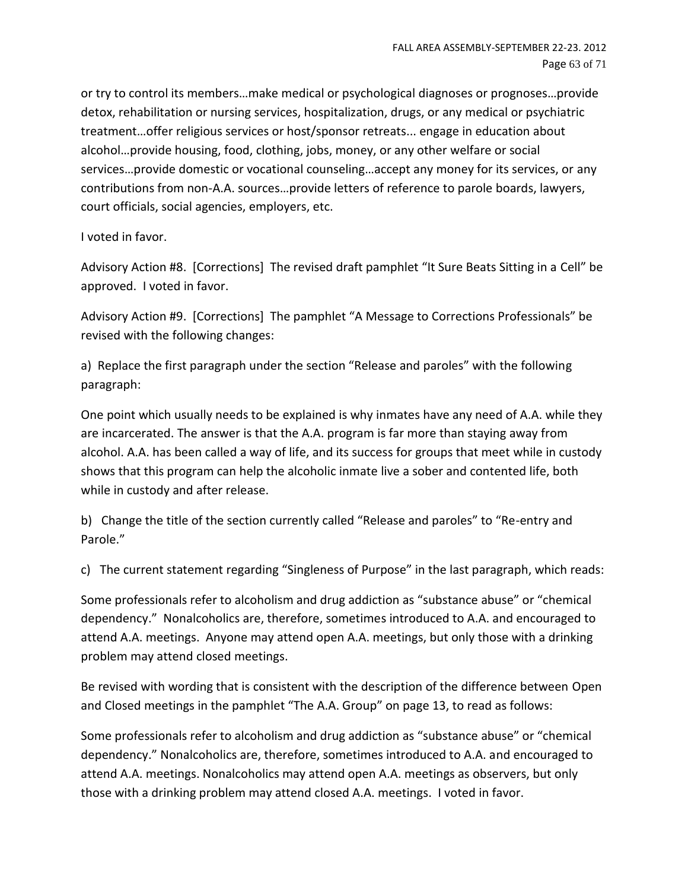or try to control its members…make medical or psychological diagnoses or prognoses…provide detox, rehabilitation or nursing services, hospitalization, drugs, or any medical or psychiatric treatment…offer religious services or host/sponsor retreats... engage in education about alcohol…provide housing, food, clothing, jobs, money, or any other welfare or social services…provide domestic or vocational counseling…accept any money for its services, or any contributions from non-A.A. sources…provide letters of reference to parole boards, lawyers, court officials, social agencies, employers, etc.

I voted in favor.

Advisory Action #8. [Corrections] The revised draft pamphlet "It Sure Beats Sitting in a Cell" be approved. I voted in favor.

Advisory Action #9. [Corrections] The pamphlet "A Message to Corrections Professionals" be revised with the following changes:

a) Replace the first paragraph under the section "Release and paroles" with the following paragraph:

One point which usually needs to be explained is why inmates have any need of A.A. while they are incarcerated. The answer is that the A.A. program is far more than staying away from alcohol. A.A. has been called a way of life, and its success for groups that meet while in custody shows that this program can help the alcoholic inmate live a sober and contented life, both while in custody and after release.

b) Change the title of the section currently called "Release and paroles" to "Re-entry and Parole."

c) The current statement regarding "Singleness of Purpose" in the last paragraph, which reads:

Some professionals refer to alcoholism and drug addiction as "substance abuse" or "chemical dependency." Nonalcoholics are, therefore, sometimes introduced to A.A. and encouraged to attend A.A. meetings. Anyone may attend open A.A. meetings, but only those with a drinking problem may attend closed meetings.

Be revised with wording that is consistent with the description of the difference between Open and Closed meetings in the pamphlet "The A.A. Group" on page 13, to read as follows:

Some professionals refer to alcoholism and drug addiction as "substance abuse" or "chemical dependency." Nonalcoholics are, therefore, sometimes introduced to A.A. and encouraged to attend A.A. meetings. Nonalcoholics may attend open A.A. meetings as observers, but only those with a drinking problem may attend closed A.A. meetings. I voted in favor.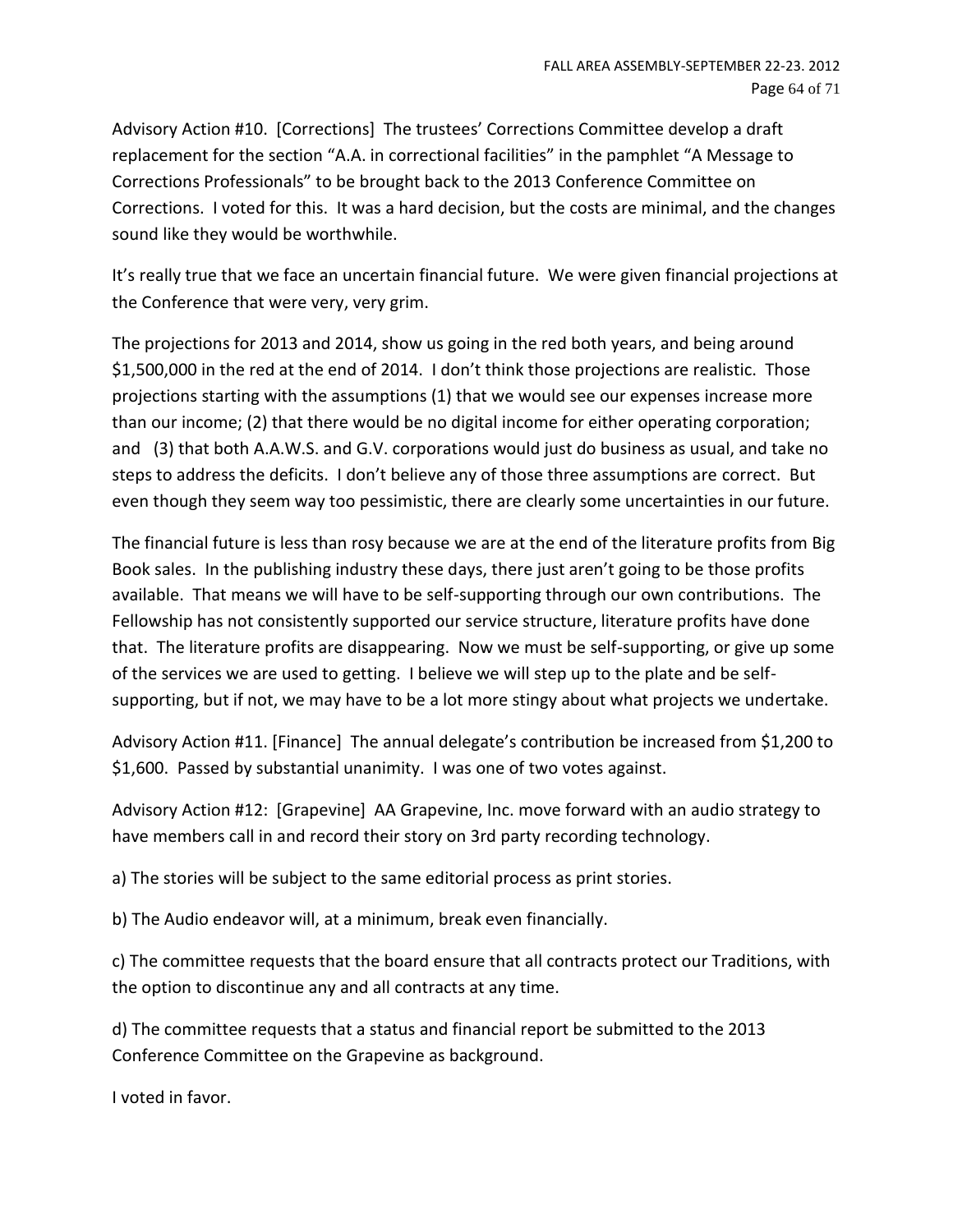Advisory Action #10. [Corrections] The trustees' Corrections Committee develop a draft replacement for the section "A.A. in correctional facilities" in the pamphlet "A Message to Corrections Professionals" to be brought back to the 2013 Conference Committee on Corrections. I voted for this. It was a hard decision, but the costs are minimal, and the changes sound like they would be worthwhile.

It's really true that we face an uncertain financial future. We were given financial projections at the Conference that were very, very grim.

The projections for 2013 and 2014, show us going in the red both years, and being around $1,500,000 in the red at the end of 2014. I don't think those projections are realistic. Those projections starting with the assumptions (1) that we would see our expenses increase more than our income; (2) that there would be no digital income for either operating corporation; and (3) that both A.A.W.S. and G.V. corporations would just do business as usual, and take no steps to address the deficits. I don't believe any of those three assumptions are correct. But even though they seem way too pessimistic, there are clearly some uncertainties in our future.

The financial future is less than rosy because we are at the end of the literature profits from Big Book sales. In the publishing industry these days, there just aren't going to be those profits available. That means we will have to be self-supporting through our own contributions. The Fellowship has not consistently supported our service structure, literature profits have done that. The literature profits are disappearing. Now we must be self-supporting, or give up some of the services we are used to getting. I believe we will step up to the plate and be self-supporting, but if not, we may have to be a lot more stingy about what projects we undertake.

Advisory Action #11. [Finance] The annual delegate's contribution be increased from $1,200 to $1,600. Passed by substantial unanimity. I was one of two votes against.

Advisory Action #12: [Grapevine] AA Grapevine, Inc. move forward with an audio strategy to have members call in and record their story on 3rd party recording technology.

a) The stories will be subject to the same editorial process as print stories.

b) The Audio endeavor will, at a minimum, break even financially.

c) The committee requests that the board ensure that all contracts protect our Traditions, with the option to discontinue any and all contracts at any time.

d) The committee requests that a status and financial report be submitted to the 2013 Conference Committee on the Grapevine as background.

I voted in favor.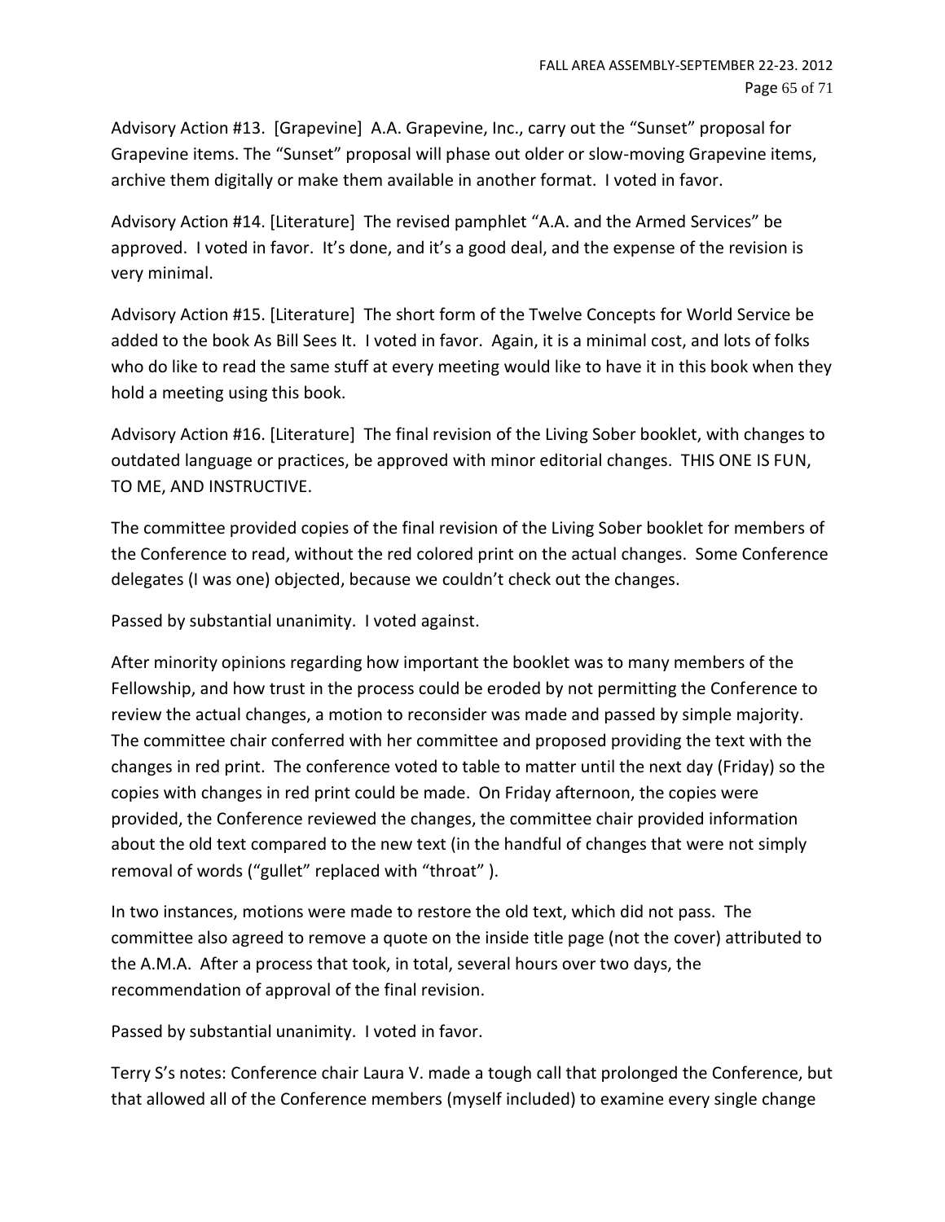Advisory Action #13. [Grapevine] A.A. Grapevine, Inc., carry out the "Sunset" proposal for Grapevine items. The "Sunset" proposal will phase out older or slow-moving Grapevine items, archive them digitally or make them available in another format. I voted in favor.

Advisory Action #14. [Literature] The revised pamphlet "A.A. and the Armed Services" be approved. I voted in favor. It's done, and it's a good deal, and the expense of the revision is very minimal.

Advisory Action #15. [Literature] The short form of the Twelve Concepts for World Service be added to the book As Bill Sees It. I voted in favor. Again, it is a minimal cost, and lots of folks who do like to read the same stuff at every meeting would like to have it in this book when they hold a meeting using this book.

Advisory Action #16. [Literature] The final revision of the Living Sober booklet, with changes to outdated language or practices, be approved with minor editorial changes. THIS ONE IS FUN, TO ME, AND INSTRUCTIVE.

The committee provided copies of the final revision of the Living Sober booklet for members of the Conference to read, without the red colored print on the actual changes. Some Conference delegates (I was one) objected, because we couldn't check out the changes.

Passed by substantial unanimity. I voted against.

After minority opinions regarding how important the booklet was to many members of the Fellowship, and how trust in the process could be eroded by not permitting the Conference to review the actual changes, a motion to reconsider was made and passed by simple majority. The committee chair conferred with her committee and proposed providing the text with the changes in red print. The conference voted to table to matter until the next day (Friday) so the copies with changes in red print could be made. On Friday afternoon, the copies were provided, the Conference reviewed the changes, the committee chair provided information about the old text compared to the new text (in the handful of changes that were not simply removal of words ("gullet" replaced with "throat" ).

In two instances, motions were made to restore the old text, which did not pass. The committee also agreed to remove a quote on the inside title page (not the cover) attributed to the A.M.A. After a process that took, in total, several hours over two days, the recommendation of approval of the final revision.

Passed by substantial unanimity. I voted in favor.

Terry S's notes: Conference chair Laura V. made a tough call that prolonged the Conference, but that allowed all of the Conference members (myself included) to examine every single change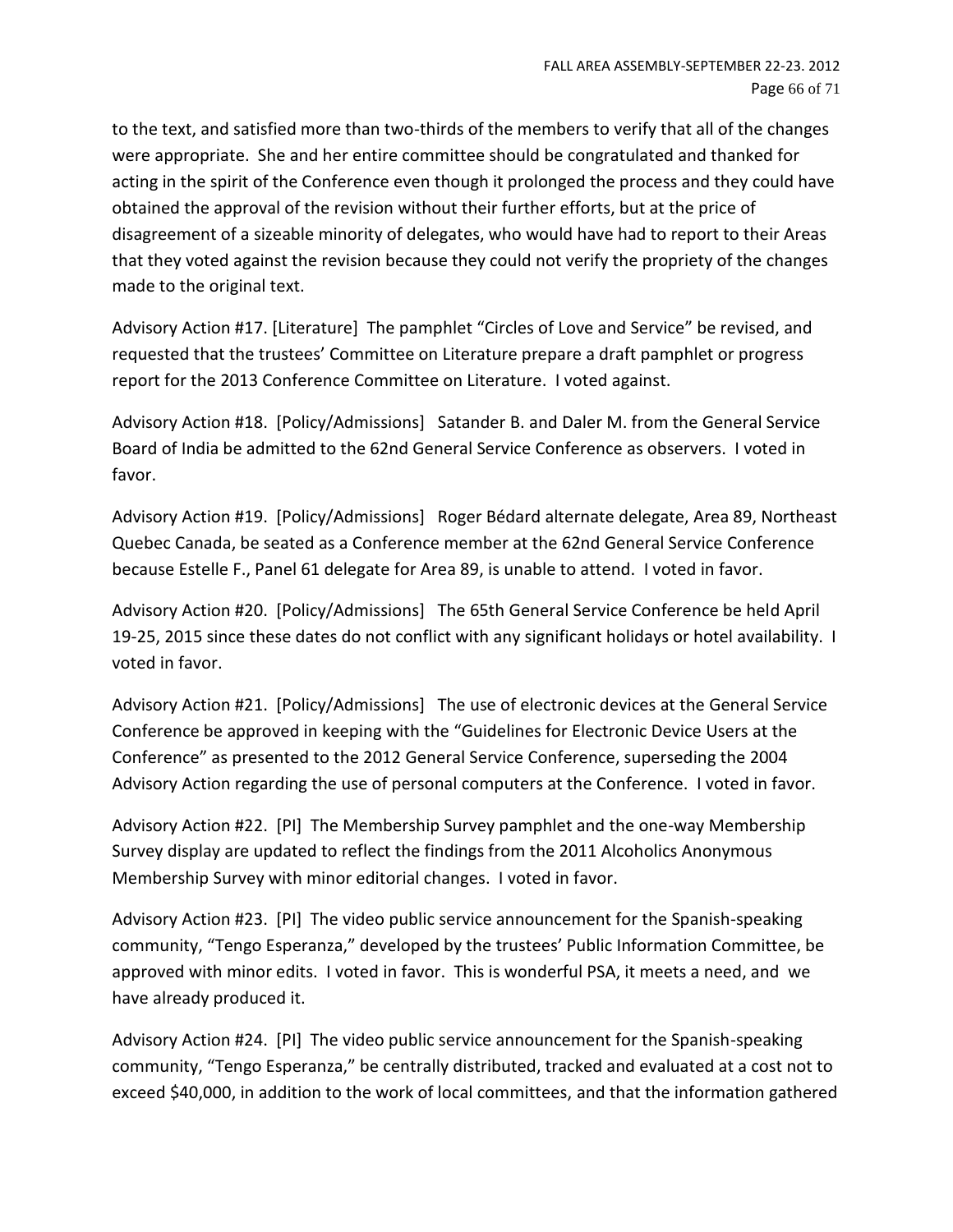to the text, and satisfied more than two-thirds of the members to verify that all of the changes were appropriate. She and her entire committee should be congratulated and thanked for acting in the spirit of the Conference even though it prolonged the process and they could have obtained the approval of the revision without their further efforts, but at the price of disagreement of a sizeable minority of delegates, who would have had to report to their Areas that they voted against the revision because they could not verify the propriety of the changes made to the original text.

Advisory Action #17. [Literature] The pamphlet "Circles of Love and Service" be revised, and requested that the trustees' Committee on Literature prepare a draft pamphlet or progress report for the 2013 Conference Committee on Literature. I voted against.

Advisory Action #18. [Policy/Admissions] Satander B. and Daler M. from the General Service Board of India be admitted to the 62nd General Service Conference as observers. I voted in favor.

Advisory Action #19. [Policy/Admissions] Roger Bédard alternate delegate, Area 89, Northeast Quebec Canada, be seated as a Conference member at the 62nd General Service Conference because Estelle F., Panel 61 delegate for Area 89, is unable to attend. I voted in favor.

Advisory Action #20. [Policy/Admissions] The 65th General Service Conference be held April 19-25, 2015 since these dates do not conflict with any significant holidays or hotel availability. I voted in favor.

Advisory Action #21. [Policy/Admissions] The use of electronic devices at the General Service Conference be approved in keeping with the "Guidelines for Electronic Device Users at the Conference" as presented to the 2012 General Service Conference, superseding the 2004 Advisory Action regarding the use of personal computers at the Conference. I voted in favor.

Advisory Action #22. [PI] The Membership Survey pamphlet and the one-way Membership Survey display are updated to reflect the findings from the 2011 Alcoholics Anonymous Membership Survey with minor editorial changes. I voted in favor.

Advisory Action #23. [PI] The video public service announcement for the Spanish-speaking community, "Tengo Esperanza," developed by the trustees' Public Information Committee, be approved with minor edits. I voted in favor. This is wonderful PSA, it meets a need, and we have already produced it.

Advisory Action #24. [PI] The video public service announcement for the Spanish-speaking community, "Tengo Esperanza," be centrally distributed, tracked and evaluated at a cost not to exceed $40,000, in addition to the work of local committees, and that the information gathered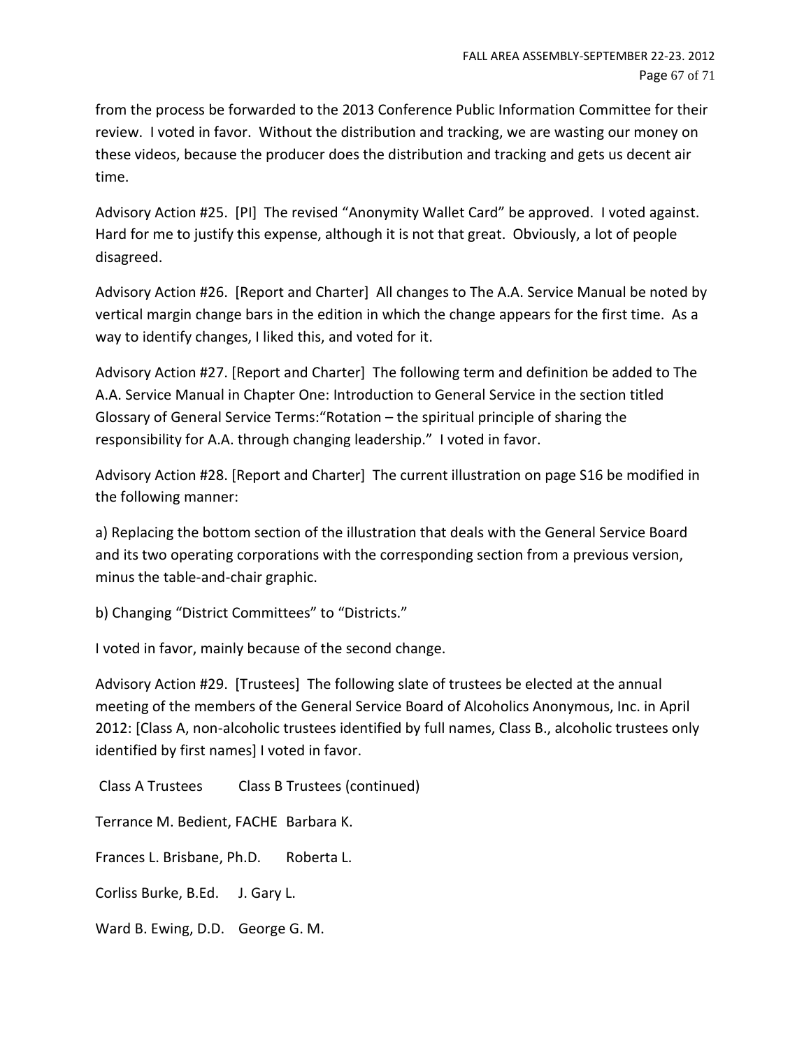from the process be forwarded to the 2013 Conference Public Information Committee for their review. I voted in favor. Without the distribution and tracking, we are wasting our money on these videos, because the producer does the distribution and tracking and gets us decent air time.

Advisory Action #25. [PI] The revised "Anonymity Wallet Card" be approved. I voted against. Hard for me to justify this expense, although it is not that great. Obviously, a lot of people disagreed.

Advisory Action #26. [Report and Charter] All changes to The A.A. Service Manual be noted by vertical margin change bars in the edition in which the change appears for the first time. As a way to identify changes, I liked this, and voted for it.

Advisory Action #27. [Report and Charter] The following term and definition be added to The A.A. Service Manual in Chapter One: Introduction to General Service in the section titled Glossary of General Service Terms:"Rotation – the spiritual principle of sharing the responsibility for A.A. through changing leadership." I voted in favor.

Advisory Action #28. [Report and Charter] The current illustration on page S16 be modified in the following manner:

a) Replacing the bottom section of the illustration that deals with the General Service Board and its two operating corporations with the corresponding section from a previous version, minus the table-and-chair graphic.

b) Changing "District Committees" to "Districts."

I voted in favor, mainly because of the second change.

Advisory Action #29. [Trustees] The following slate of trustees be elected at the annual meeting of the members of the General Service Board of Alcoholics Anonymous, Inc. in April 2012: [Class A, non-alcoholic trustees identified by full names, Class B., alcoholic trustees only identified by first names] I voted in favor.

| Class A Trustees | Class B Trustees (continued) |
|---|---|
| Terrance M. Bedient, FACHE | Barbara K. |
| Frances L. Brisbane, Ph.D. | Roberta L. |
| Corliss Burke, B.Ed. | J. Gary L. |
| Ward B. Ewing, D.D. | George G. M. |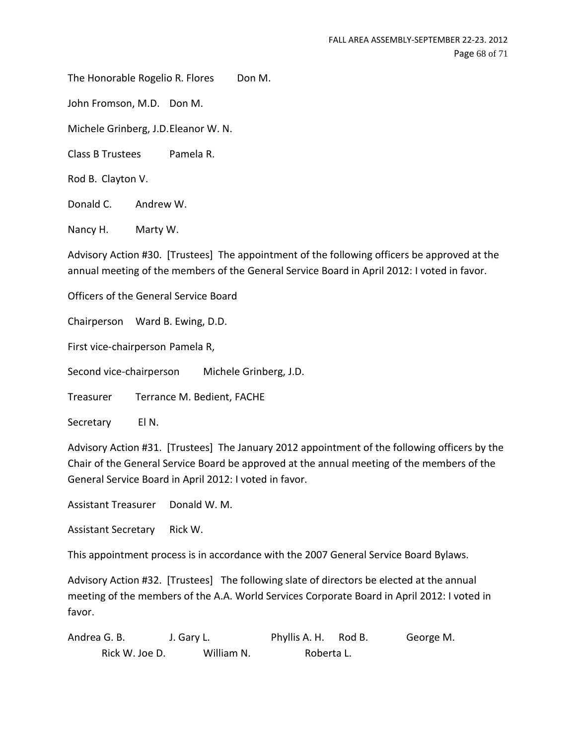The Honorable Rogelio R. Flores Don M.

John Fromson, M.D. Don M.

Michele Grinberg, J.D. Eleanor W. N.

Class B Trustees Pamela R.

Rod B. Clayton V.

Donald C. Andrew W.

Nancy H. Marty W.

Advisory Action #30. [Trustees] The appointment of the following officers be approved at the annual meeting of the members of the General Service Board in April 2012: I voted in favor.

Officers of the General Service Board

Chairperson Ward B. Ewing, D.D.

First vice-chairperson Pamela R,

Second vice-chairperson Michele Grinberg, J.D.

Treasurer Terrance M. Bedient, FACHE

Secretary El N.

Advisory Action #31. [Trustees] The January 2012 appointment of the following officers by the Chair of the General Service Board be approved at the annual meeting of the members of the General Service Board in April 2012: I voted in favor.

Assistant Treasurer Donald W. M.

Assistant Secretary Rick W.

This appointment process is in accordance with the 2007 General Service Board Bylaws.

Advisory Action #32. [Trustees] The following slate of directors be elected at the annual meeting of the members of the A.A. World Services Corporate Board in April 2012: I voted in favor.

Andrea G. B. J. Gary L. Phyllis A. H. Rod B. George M. Rick W. Joe D. William N. Roberta L.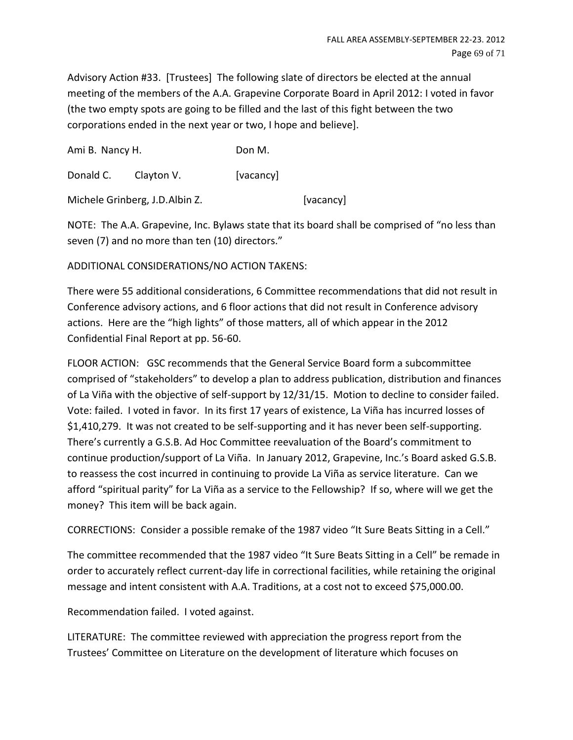Advisory Action #33. [Trustees] The following slate of directors be elected at the annual meeting of the members of the A.A. Grapevine Corporate Board in April 2012: I voted in favor (the two empty spots are going to be filled and the last of this fight between the two corporations ended in the next year or two, I hope and believe].

| | | |
|---|---|---|
| Ami B. | Nancy H. | Don M. |
| Donald C. | Clayton V. | [vacancy] |
| Michele Grinberg, J.D. | Albin Z. | [vacancy] |

NOTE: The A.A. Grapevine, Inc. Bylaws state that its board shall be comprised of "no less than seven (7) and no more than ten (10) directors."

ADDITIONAL CONSIDERATIONS/NO ACTION TAKENS:

There were 55 additional considerations, 6 Committee recommendations that did not result in Conference advisory actions, and 6 floor actions that did not result in Conference advisory actions. Here are the "high lights" of those matters, all of which appear in the 2012 Confidential Final Report at pp. 56-60.

FLOOR ACTION: GSC recommends that the General Service Board form a subcommittee comprised of "stakeholders" to develop a plan to address publication, distribution and finances of La Viña with the objective of self-support by 12/31/15. Motion to decline to consider failed. Vote: failed. I voted in favor. In its first 17 years of existence, La Viña has incurred losses of $1,410,279. It was not created to be self-supporting and it has never been self-supporting. There's currently a G.S.B. Ad Hoc Committee reevaluation of the Board's commitment to continue production/support of La Viña. In January 2012, Grapevine, Inc.'s Board asked G.S.B. to reassess the cost incurred in continuing to provide La Viña as service literature. Can we afford "spiritual parity" for La Viña as a service to the Fellowship? If so, where will we get the money? This item will be back again.

CORRECTIONS: Consider a possible remake of the 1987 video "It Sure Beats Sitting in a Cell."

The committee recommended that the 1987 video "It Sure Beats Sitting in a Cell" be remade in order to accurately reflect current-day life in correctional facilities, while retaining the original message and intent consistent with A.A. Traditions, at a cost not to exceed $75,000.00.

Recommendation failed. I voted against.

LITERATURE: The committee reviewed with appreciation the progress report from the Trustees' Committee on Literature on the development of literature which focuses on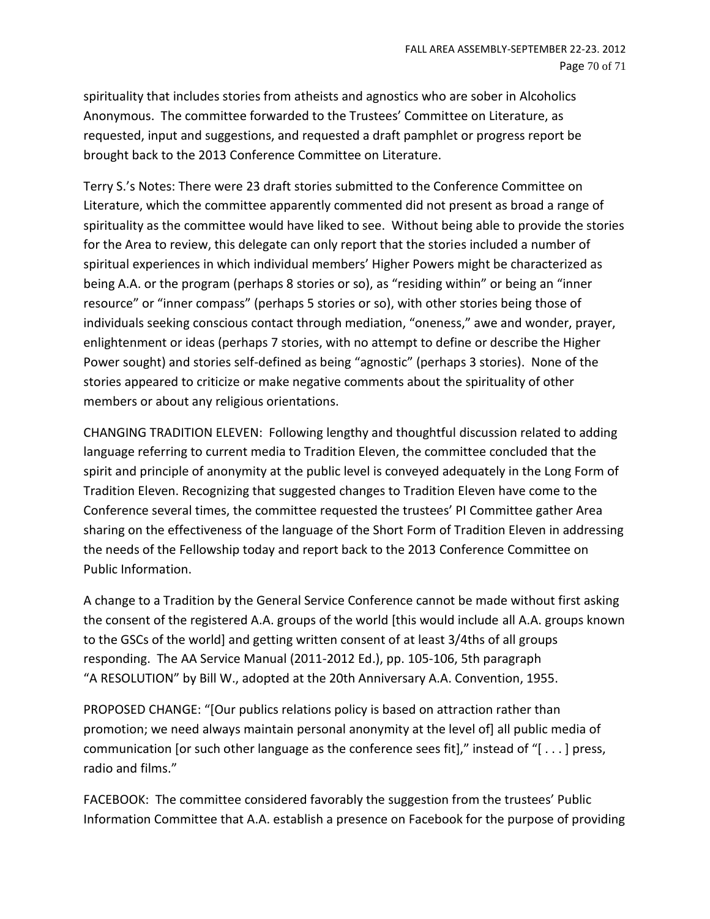spirituality that includes stories from atheists and agnostics who are sober in Alcoholics Anonymous. The committee forwarded to the Trustees' Committee on Literature, as requested, input and suggestions, and requested a draft pamphlet or progress report be brought back to the 2013 Conference Committee on Literature.

Terry S.'s Notes: There were 23 draft stories submitted to the Conference Committee on Literature, which the committee apparently commented did not present as broad a range of spirituality as the committee would have liked to see. Without being able to provide the stories for the Area to review, this delegate can only report that the stories included a number of spiritual experiences in which individual members' Higher Powers might be characterized as being A.A. or the program (perhaps 8 stories or so), as "residing within" or being an "inner resource" or "inner compass" (perhaps 5 stories or so), with other stories being those of individuals seeking conscious contact through mediation, "oneness," awe and wonder, prayer, enlightenment or ideas (perhaps 7 stories, with no attempt to define or describe the Higher Power sought) and stories self-defined as being "agnostic" (perhaps 3 stories). None of the stories appeared to criticize or make negative comments about the spirituality of other members or about any religious orientations.

CHANGING TRADITION ELEVEN: Following lengthy and thoughtful discussion related to adding language referring to current media to Tradition Eleven, the committee concluded that the spirit and principle of anonymity at the public level is conveyed adequately in the Long Form of Tradition Eleven. Recognizing that suggested changes to Tradition Eleven have come to the Conference several times, the committee requested the trustees' PI Committee gather Area sharing on the effectiveness of the language of the Short Form of Tradition Eleven in addressing the needs of the Fellowship today and report back to the 2013 Conference Committee on Public Information.

A change to a Tradition by the General Service Conference cannot be made without first asking the consent of the registered A.A. groups of the world [this would include all A.A. groups known to the GSCs of the world] and getting written consent of at least 3/4ths of all groups responding. The AA Service Manual (2011-2012 Ed.), pp. 105-106, 5th paragraph "A RESOLUTION" by Bill W., adopted at the 20th Anniversary A.A. Convention, 1955.

PROPOSED CHANGE: "[Our publics relations policy is based on attraction rather than promotion; we need always maintain personal anonymity at the level of] all public media of communication [or such other language as the conference sees fit]," instead of "[ . . . ] press, radio and films."

FACEBOOK: The committee considered favorably the suggestion from the trustees' Public Information Committee that A.A. establish a presence on Facebook for the purpose of providing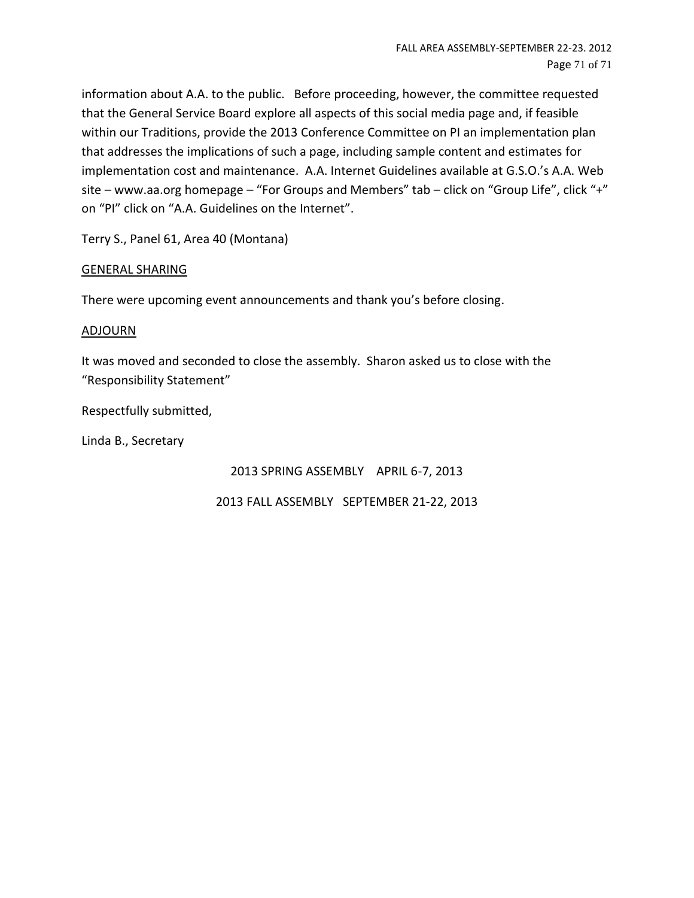information about A.A. to the public.   Before proceeding, however, the committee requested that the General Service Board explore all aspects of this social media page and, if feasible within our Traditions, provide the 2013 Conference Committee on PI an implementation plan that addresses the implications of such a page, including sample content and estimates for implementation cost and maintenance.  A.A. Internet Guidelines available at G.S.O.'s A.A. Web site – www.aa.org homepage – "For Groups and Members" tab – click on "Group Life", click "+" on "PI" click on "A.A. Guidelines on the Internet".

Terry S., Panel 61, Area 40 (Montana)

GENERAL SHARING

There were upcoming event announcements and thank you's before closing.

ADJOURN

It was moved and seconded to close the assembly.  Sharon asked us to close with the "Responsibility Statement"

Respectfully submitted,

Linda B., Secretary

2013 SPRING ASSEMBLY    APRIL 6-7, 2013

2013 FALL ASSEMBLY   SEPTEMBER 21-22, 2013